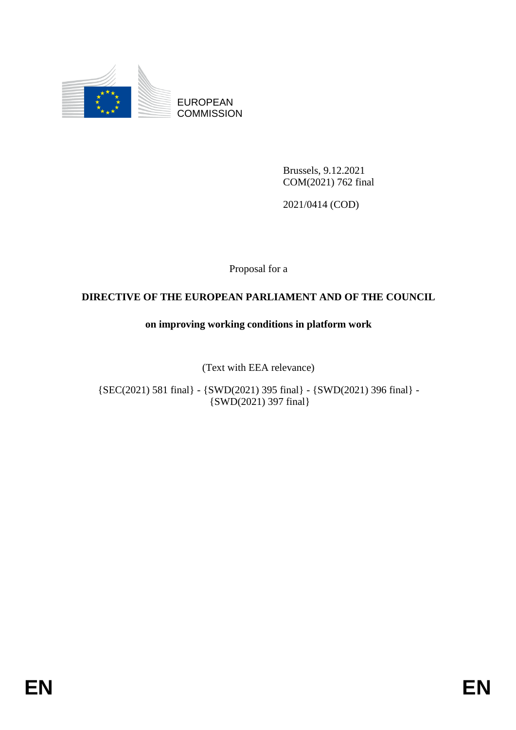EUROPEAN COMMISSION

Brussels, 9.12.2021
COM(2021) 762 final

2021/0414 (COD)

Proposal for a

# DIRECTIVE OF THE EUROPEAN PARLIAMENT AND OF THE COUNCIL

## on improving working conditions in platform work

(Text with EEA relevance)

{SEC(2021) 581 final} - {SWD(2021) 395 final} - {SWD(2021) 396 final} - {SWD(2021) 397 final}

EN EN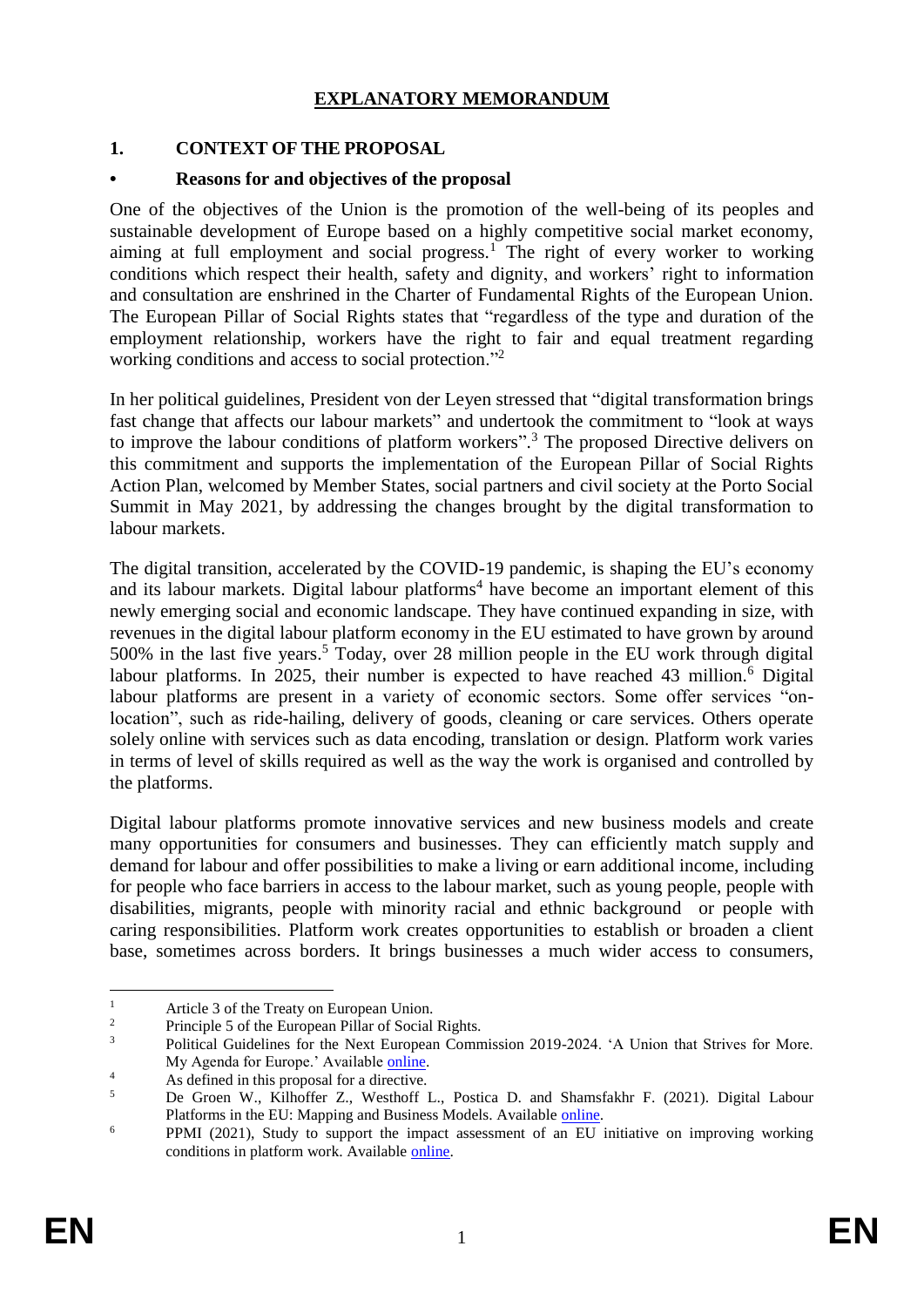# EXPLANATORY MEMORANDUM

## 1. CONTEXT OF THE PROPOSAL

### • Reasons for and objectives of the proposal

One of the objectives of the Union is the promotion of the well-being of its peoples and sustainable development of Europe based on a highly competitive social market economy, aiming at full employment and social progress.[1] The right of every worker to working conditions which respect their health, safety and dignity, and workers' right to information and consultation are enshrined in the Charter of Fundamental Rights of the European Union. The European Pillar of Social Rights states that "regardless of the type and duration of the employment relationship, workers have the right to fair and equal treatment regarding working conditions and access to social protection."[2]

In her political guidelines, President von der Leyen stressed that "digital transformation brings fast change that affects our labour markets" and undertook the commitment to "look at ways to improve the labour conditions of platform workers".[3] The proposed Directive delivers on this commitment and supports the implementation of the European Pillar of Social Rights Action Plan, welcomed by Member States, social partners and civil society at the Porto Social Summit in May 2021, by addressing the changes brought by the digital transformation to labour markets.

The digital transition, accelerated by the COVID-19 pandemic, is shaping the EU's economy and its labour markets. Digital labour platforms[4] have become an important element of this newly emerging social and economic landscape. They have continued expanding in size, with revenues in the digital labour platform economy in the EU estimated to have grown by around 500% in the last five years.[5] Today, over 28 million people in the EU work through digital labour platforms. In 2025, their number is expected to have reached 43 million.[6] Digital labour platforms are present in a variety of economic sectors. Some offer services "on-location", such as ride-hailing, delivery of goods, cleaning or care services. Others operate solely online with services such as data encoding, translation or design. Platform work varies in terms of level of skills required as well as the way the work is organised and controlled by the platforms.

Digital labour platforms promote innovative services and new business models and create many opportunities for consumers and businesses. They can efficiently match supply and demand for labour and offer possibilities to make a living or earn additional income, including for people who face barriers in access to the labour market, such as young people, people with disabilities, migrants, people with minority racial and ethnic background or people with caring responsibilities. Platform work creates opportunities to establish or broaden a client base, sometimes across borders. It brings businesses a much wider access to consumers,

---

[1] Article 3 of the Treaty on European Union.

[2] Principle 5 of the European Pillar of Social Rights.

[3] Political Guidelines for the Next European Commission 2019-2024. 'A Union that Strives for More. My Agenda for Europe.' Available online.

[4] As defined in this proposal for a directive.

[5] De Groen W., Kilhoffer Z., Westhoff L., Postica D. and Shamsfakhr F. (2021). Digital Labour Platforms in the EU: Mapping and Business Models. Available online.

[6] PPMI (2021), Study to support the impact assessment of an EU initiative on improving working conditions in platform work. Available online.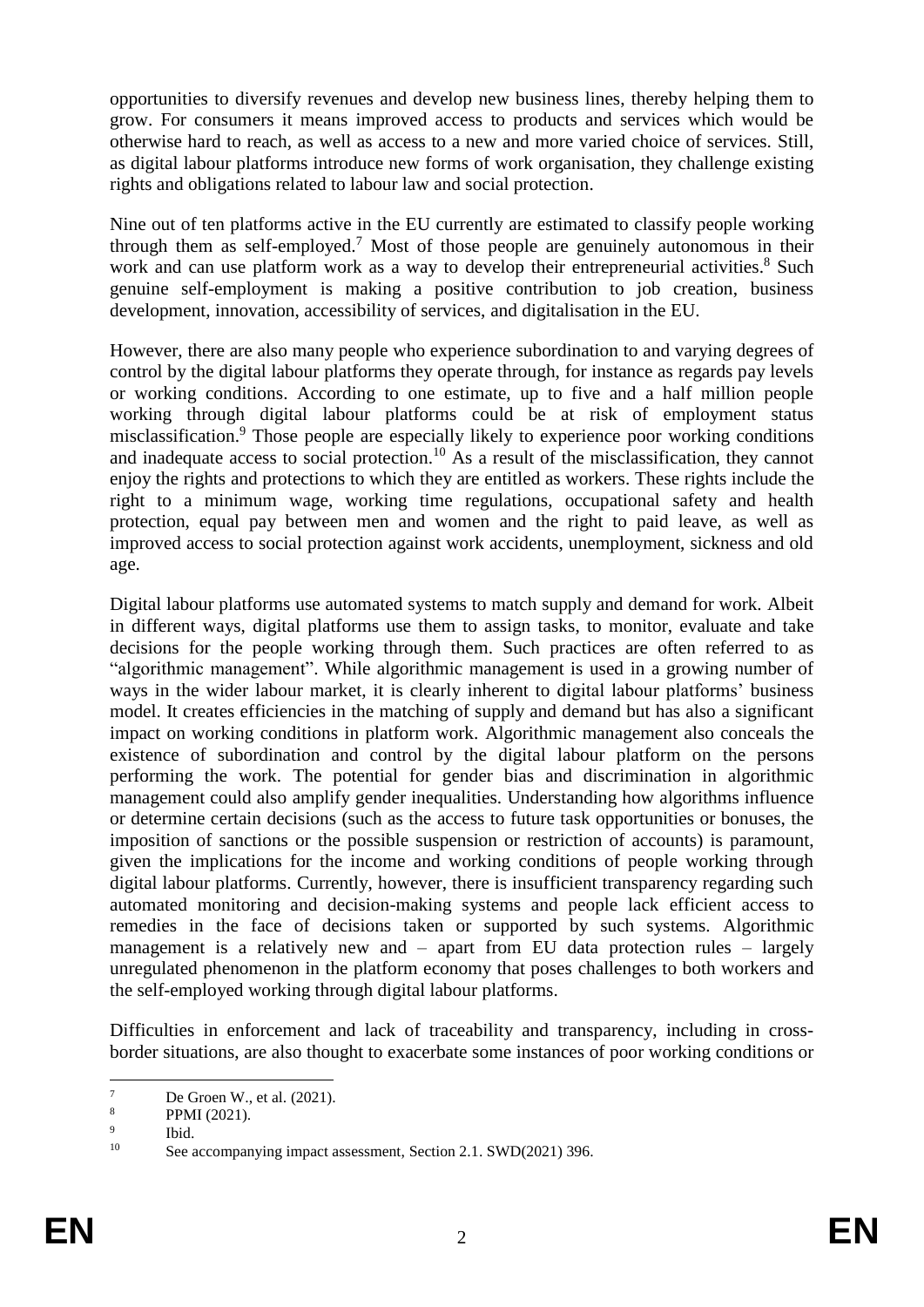opportunities to diversify revenues and develop new business lines, thereby helping them to grow. For consumers it means improved access to products and services which would be otherwise hard to reach, as well as access to a new and more varied choice of services. Still, as digital labour platforms introduce new forms of work organisation, they challenge existing rights and obligations related to labour law and social protection.

Nine out of ten platforms active in the EU currently are estimated to classify people working through them as self-employed.[7] Most of those people are genuinely autonomous in their work and can use platform work as a way to develop their entrepreneurial activities.[8] Such genuine self-employment is making a positive contribution to job creation, business development, innovation, accessibility of services, and digitalisation in the EU.

However, there are also many people who experience subordination to and varying degrees of control by the digital labour platforms they operate through, for instance as regards pay levels or working conditions. According to one estimate, up to five and a half million people working through digital labour platforms could be at risk of employment status misclassification.[9] Those people are especially likely to experience poor working conditions and inadequate access to social protection.[10] As a result of the misclassification, they cannot enjoy the rights and protections to which they are entitled as workers. These rights include the right to a minimum wage, working time regulations, occupational safety and health protection, equal pay between men and women and the right to paid leave, as well as improved access to social protection against work accidents, unemployment, sickness and old age.

Digital labour platforms use automated systems to match supply and demand for work. Albeit in different ways, digital platforms use them to assign tasks, to monitor, evaluate and take decisions for the people working through them. Such practices are often referred to as "algorithmic management". While algorithmic management is used in a growing number of ways in the wider labour market, it is clearly inherent to digital labour platforms' business model. It creates efficiencies in the matching of supply and demand but has also a significant impact on working conditions in platform work. Algorithmic management also conceals the existence of subordination and control by the digital labour platform on the persons performing the work. The potential for gender bias and discrimination in algorithmic management could also amplify gender inequalities. Understanding how algorithms influence or determine certain decisions (such as the access to future task opportunities or bonuses, the imposition of sanctions or the possible suspension or restriction of accounts) is paramount, given the implications for the income and working conditions of people working through digital labour platforms. Currently, however, there is insufficient transparency regarding such automated monitoring and decision-making systems and people lack efficient access to remedies in the face of decisions taken or supported by such systems. Algorithmic management is a relatively new and – apart from EU data protection rules – largely unregulated phenomenon in the platform economy that poses challenges to both workers and the self-employed working through digital labour platforms.

Difficulties in enforcement and lack of traceability and transparency, including in cross-border situations, are also thought to exacerbate some instances of poor working conditions or

---

[7] De Groen W., et al. (2021).

[8] PPMI (2021).

[9] Ibid.

[10] See accompanying impact assessment, Section 2.1. SWD(2021) 396.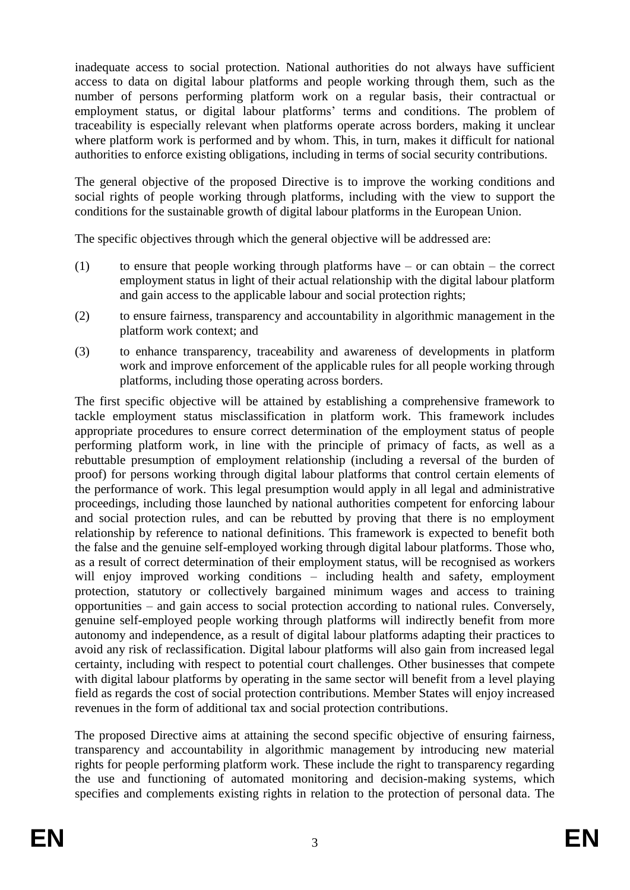inadequate access to social protection. National authorities do not always have sufficient access to data on digital labour platforms and people working through them, such as the number of persons performing platform work on a regular basis, their contractual or employment status, or digital labour platforms' terms and conditions. The problem of traceability is especially relevant when platforms operate across borders, making it unclear where platform work is performed and by whom. This, in turn, makes it difficult for national authorities to enforce existing obligations, including in terms of social security contributions.

The general objective of the proposed Directive is to improve the working conditions and social rights of people working through platforms, including with the view to support the conditions for the sustainable growth of digital labour platforms in the European Union.

The specific objectives through which the general objective will be addressed are:

(1) to ensure that people working through platforms have – or can obtain – the correct employment status in light of their actual relationship with the digital labour platform and gain access to the applicable labour and social protection rights;

(2) to ensure fairness, transparency and accountability in algorithmic management in the platform work context; and

(3) to enhance transparency, traceability and awareness of developments in platform work and improve enforcement of the applicable rules for all people working through platforms, including those operating across borders.

The first specific objective will be attained by establishing a comprehensive framework to tackle employment status misclassification in platform work. This framework includes appropriate procedures to ensure correct determination of the employment status of people performing platform work, in line with the principle of primacy of facts, as well as a rebuttable presumption of employment relationship (including a reversal of the burden of proof) for persons working through digital labour platforms that control certain elements of the performance of work. This legal presumption would apply in all legal and administrative proceedings, including those launched by national authorities competent for enforcing labour and social protection rules, and can be rebutted by proving that there is no employment relationship by reference to national definitions. This framework is expected to benefit both the false and the genuine self-employed working through digital labour platforms. Those who, as a result of correct determination of their employment status, will be recognised as workers will enjoy improved working conditions – including health and safety, employment protection, statutory or collectively bargained minimum wages and access to training opportunities – and gain access to social protection according to national rules. Conversely, genuine self-employed people working through platforms will indirectly benefit from more autonomy and independence, as a result of digital labour platforms adapting their practices to avoid any risk of reclassification. Digital labour platforms will also gain from increased legal certainty, including with respect to potential court challenges. Other businesses that compete with digital labour platforms by operating in the same sector will benefit from a level playing field as regards the cost of social protection contributions. Member States will enjoy increased revenues in the form of additional tax and social protection contributions.

The proposed Directive aims at attaining the second specific objective of ensuring fairness, transparency and accountability in algorithmic management by introducing new material rights for people performing platform work. These include the right to transparency regarding the use and functioning of automated monitoring and decision-making systems, which specifies and complements existing rights in relation to the protection of personal data. The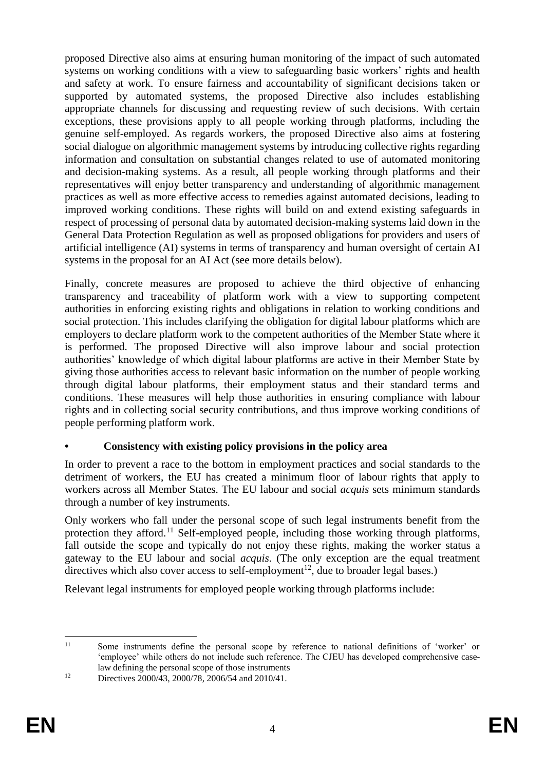proposed Directive also aims at ensuring human monitoring of the impact of such automated systems on working conditions with a view to safeguarding basic workers' rights and health and safety at work. To ensure fairness and accountability of significant decisions taken or supported by automated systems, the proposed Directive also includes establishing appropriate channels for discussing and requesting review of such decisions. With certain exceptions, these provisions apply to all people working through platforms, including the genuine self-employed. As regards workers, the proposed Directive also aims at fostering social dialogue on algorithmic management systems by introducing collective rights regarding information and consultation on substantial changes related to use of automated monitoring and decision-making systems. As a result, all people working through platforms and their representatives will enjoy better transparency and understanding of algorithmic management practices as well as more effective access to remedies against automated decisions, leading to improved working conditions. These rights will build on and extend existing safeguards in respect of processing of personal data by automated decision-making systems laid down in the General Data Protection Regulation as well as proposed obligations for providers and users of artificial intelligence (AI) systems in terms of transparency and human oversight of certain AI systems in the proposal for an AI Act (see more details below).

Finally, concrete measures are proposed to achieve the third objective of enhancing transparency and traceability of platform work with a view to supporting competent authorities in enforcing existing rights and obligations in relation to working conditions and social protection. This includes clarifying the obligation for digital labour platforms which are employers to declare platform work to the competent authorities of the Member State where it is performed. The proposed Directive will also improve labour and social protection authorities' knowledge of which digital labour platforms are active in their Member State by giving those authorities access to relevant basic information on the number of people working through digital labour platforms, their employment status and their standard terms and conditions. These measures will help those authorities in ensuring compliance with labour rights and in collecting social security contributions, and thus improve working conditions of people performing platform work.

- **Consistency with existing policy provisions in the policy area**

In order to prevent a race to the bottom in employment practices and social standards to the detriment of workers, the EU has created a minimum floor of labour rights that apply to workers across all Member States. The EU labour and social *acquis* sets minimum standards through a number of key instruments.

Only workers who fall under the personal scope of such legal instruments benefit from the protection they afford.[11] Self-employed people, including those working through platforms, fall outside the scope and typically do not enjoy these rights, making the worker status a gateway to the EU labour and social *acquis*. (The only exception are the equal treatment directives which also cover access to self-employment[12], due to broader legal bases.)

Relevant legal instruments for employed people working through platforms include:

---

[11] Some instruments define the personal scope by reference to national definitions of 'worker' or 'employee' while others do not include such reference. The CJEU has developed comprehensive case-law defining the personal scope of those instruments

[12] Directives 2000/43, 2000/78, 2006/54 and 2010/41.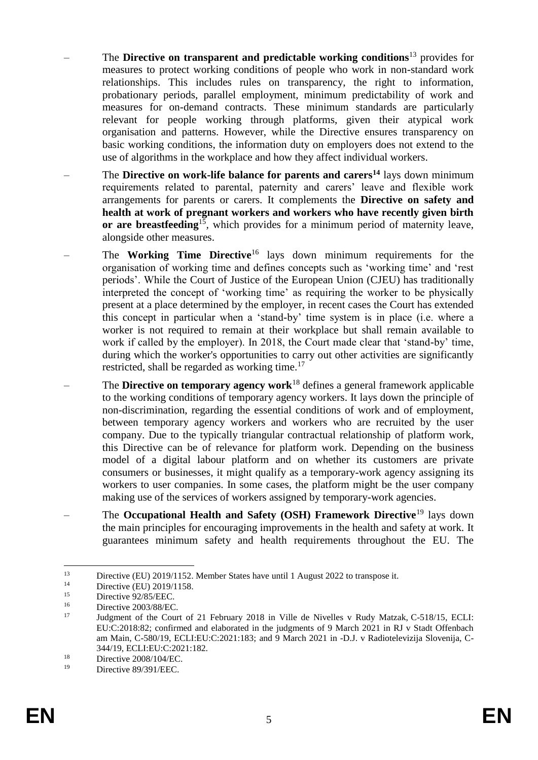- The **Directive on transparent and predictable working conditions**[13] provides for measures to protect working conditions of people who work in non-standard work relationships. This includes rules on transparency, the right to information, probationary periods, parallel employment, minimum predictability of work and measures for on-demand contracts. These minimum standards are particularly relevant for people working through platforms, given their atypical work organisation and patterns. However, while the Directive ensures transparency on basic working conditions, the information duty on employers does not extend to the use of algorithms in the workplace and how they affect individual workers.
- The **Directive on work-life balance for parents and carers**[14] lays down minimum requirements related to parental, paternity and carers' leave and flexible work arrangements for parents or carers. It complements the **Directive on safety and health at work of pregnant workers and workers who have recently given birth or are breastfeeding**[15], which provides for a minimum period of maternity leave, alongside other measures.
- The **Working Time Directive**[16] lays down minimum requirements for the organisation of working time and defines concepts such as 'working time' and 'rest periods'. While the Court of Justice of the European Union (CJEU) has traditionally interpreted the concept of 'working time' as requiring the worker to be physically present at a place determined by the employer, in recent cases the Court has extended this concept in particular when a 'stand-by' time system is in place (i.e. where a worker is not required to remain at their workplace but shall remain available to work if called by the employer). In 2018, the Court made clear that 'stand-by' time, during which the worker's opportunities to carry out other activities are significantly restricted, shall be regarded as working time.[17]
- The **Directive on temporary agency work**[18] defines a general framework applicable to the working conditions of temporary agency workers. It lays down the principle of non-discrimination, regarding the essential conditions of work and of employment, between temporary agency workers and workers who are recruited by the user company. Due to the typically triangular contractual relationship of platform work, this Directive can be of relevance for platform work. Depending on the business model of a digital labour platform and on whether its customers are private consumers or businesses, it might qualify as a temporary-work agency assigning its workers to user companies. In some cases, the platform might be the user company making use of the services of workers assigned by temporary-work agencies.
- The **Occupational Health and Safety (OSH) Framework Directive**[19] lays down the main principles for encouraging improvements in the health and safety at work. It guarantees minimum safety and health requirements throughout the EU. The

---

[13] Directive (EU) 2019/1152. Member States have until 1 August 2022 to transpose it.

[14] Directive (EU) 2019/1158.

[15] Directive 92/85/EEC.

[16] Directive 2003/88/EC.

[17] Judgment of the Court of 21 February 2018 in Ville de Nivelles v Rudy Matzak, C-518/15, ECLI: EU:C:2018:82; confirmed and elaborated in the judgments of 9 March 2021 in RJ v Stadt Offenbach am Main, C-580/19, ECLI:EU:C:2021:183; and 9 March 2021 in -D.J. v Radiotelevizija Slovenija, C-344/19, ECLI:EU:C:2021:182.

[18] Directive 2008/104/EC.

[19] Directive 89/391/EEC.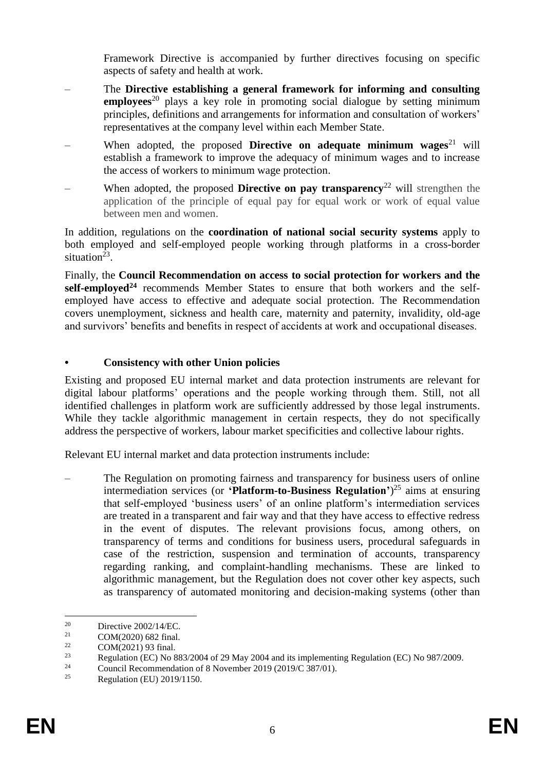Framework Directive is accompanied by further directives focusing on specific aspects of safety and health at work.

- The **Directive establishing a general framework for informing and consulting employees**[20] plays a key role in promoting social dialogue by setting minimum principles, definitions and arrangements for information and consultation of workers' representatives at the company level within each Member State.
- When adopted, the proposed **Directive on adequate minimum wages**[21] will establish a framework to improve the adequacy of minimum wages and to increase the access of workers to minimum wage protection.
- When adopted, the proposed **Directive on pay transparency**[22] will strengthen the application of the principle of equal pay for equal work or work of equal value between men and women.

In addition, regulations on the **coordination of national social security systems** apply to both employed and self-employed people working through platforms in a cross-border situation[23].

Finally, the **Council Recommendation on access to social protection for workers and the self-employed**[24] recommends Member States to ensure that both workers and the self-employed have access to effective and adequate social protection. The Recommendation covers unemployment, sickness and health care, maternity and paternity, invalidity, old-age and survivors' benefits and benefits in respect of accidents at work and occupational diseases.

## • Consistency with other Union policies

Existing and proposed EU internal market and data protection instruments are relevant for digital labour platforms' operations and the people working through them. Still, not all identified challenges in platform work are sufficiently addressed by those legal instruments. While they tackle algorithmic management in certain respects, they do not specifically address the perspective of workers, labour market specificities and collective labour rights.

Relevant EU internal market and data protection instruments include:

- The Regulation on promoting fairness and transparency for business users of online intermediation services (or **'Platform-to-Business Regulation'**)[25] aims at ensuring that self-employed 'business users' of an online platform's intermediation services are treated in a transparent and fair way and that they have access to effective redress in the event of disputes. The relevant provisions focus, among others, on transparency of terms and conditions for business users, procedural safeguards in case of the restriction, suspension and termination of accounts, transparency regarding ranking, and complaint-handling mechanisms. These are linked to algorithmic management, but the Regulation does not cover other key aspects, such as transparency of automated monitoring and decision-making systems (other than

---

[20] Directive 2002/14/EC.

[21] COM(2020) 682 final.

[22] COM(2021) 93 final.

[23] Regulation (EC) No 883/2004 of 29 May 2004 and its implementing Regulation (EC) No 987/2009.

[24] Council Recommendation of 8 November 2019 (2019/C 387/01).

[25] Regulation (EU) 2019/1150.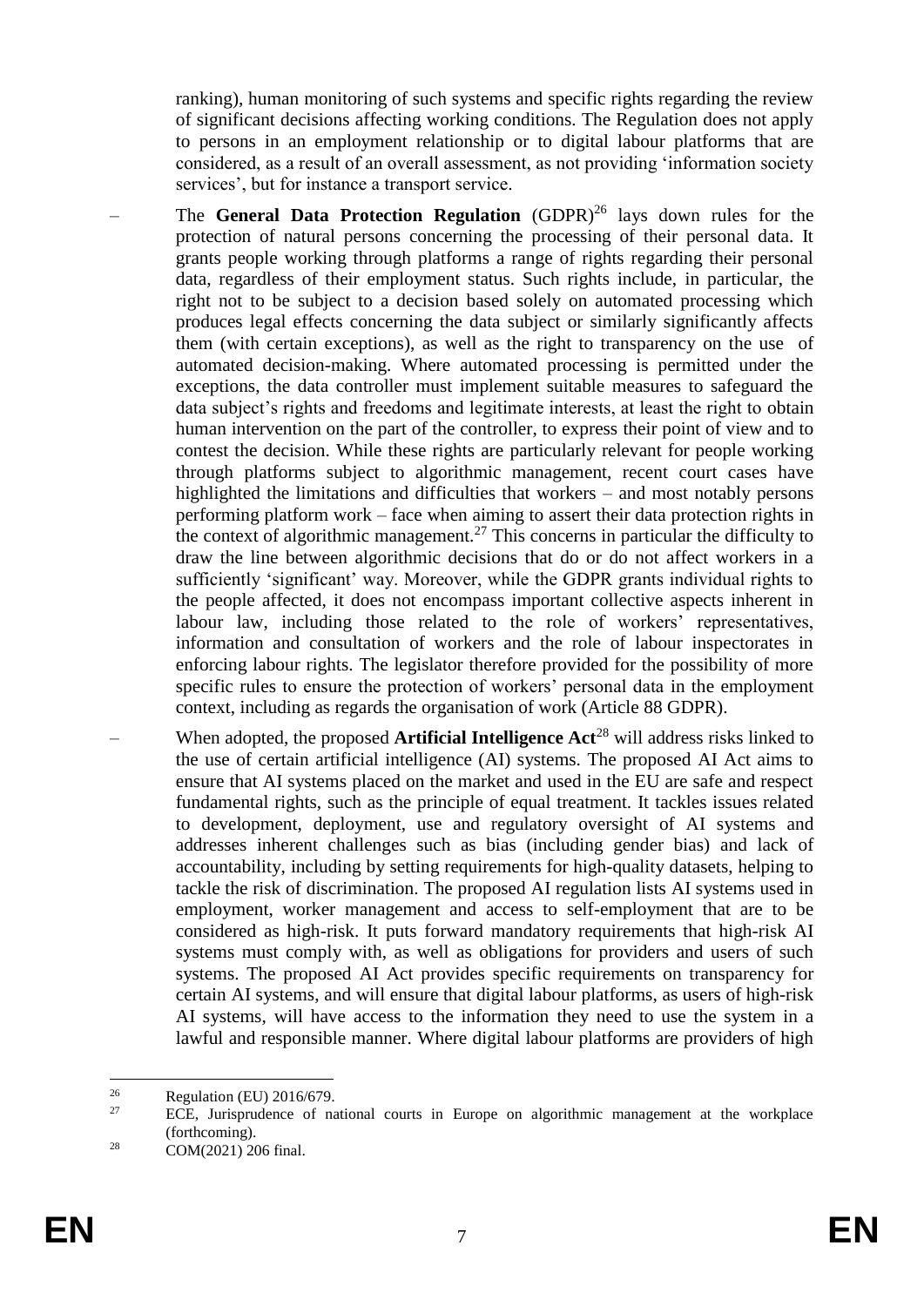ranking), human monitoring of such systems and specific rights regarding the review of significant decisions affecting working conditions. The Regulation does not apply to persons in an employment relationship or to digital labour platforms that are considered, as a result of an overall assessment, as not providing 'information society services', but for instance a transport service.

– The **General Data Protection Regulation** (GDPR)[26] lays down rules for the protection of natural persons concerning the processing of their personal data. It grants people working through platforms a range of rights regarding their personal data, regardless of their employment status. Such rights include, in particular, the right not to be subject to a decision based solely on automated processing which produces legal effects concerning the data subject or similarly significantly affects them (with certain exceptions), as well as the right to transparency on the use of automated decision-making. Where automated processing is permitted under the exceptions, the data controller must implement suitable measures to safeguard the data subject's rights and freedoms and legitimate interests, at least the right to obtain human intervention on the part of the controller, to express their point of view and to contest the decision. While these rights are particularly relevant for people working through platforms subject to algorithmic management, recent court cases have highlighted the limitations and difficulties that workers – and most notably persons performing platform work – face when aiming to assert their data protection rights in the context of algorithmic management.[27] This concerns in particular the difficulty to draw the line between algorithmic decisions that do or do not affect workers in a sufficiently 'significant' way. Moreover, while the GDPR grants individual rights to the people affected, it does not encompass important collective aspects inherent in labour law, including those related to the role of workers' representatives, information and consultation of workers and the role of labour inspectorates in enforcing labour rights. The legislator therefore provided for the possibility of more specific rules to ensure the protection of workers' personal data in the employment context, including as regards the organisation of work (Article 88 GDPR).

– When adopted, the proposed **Artificial Intelligence Act**[28] will address risks linked to the use of certain artificial intelligence (AI) systems. The proposed AI Act aims to ensure that AI systems placed on the market and used in the EU are safe and respect fundamental rights, such as the principle of equal treatment. It tackles issues related to development, deployment, use and regulatory oversight of AI systems and addresses inherent challenges such as bias (including gender bias) and lack of accountability, including by setting requirements for high-quality datasets, helping to tackle the risk of discrimination. The proposed AI regulation lists AI systems used in employment, worker management and access to self-employment that are to be considered as high-risk. It puts forward mandatory requirements that high-risk AI systems must comply with, as well as obligations for providers and users of such systems. The proposed AI Act provides specific requirements on transparency for certain AI systems, and will ensure that digital labour platforms, as users of high-risk AI systems, will have access to the information they need to use the system in a lawful and responsible manner. Where digital labour platforms are providers of high

---

[26] Regulation (EU) 2016/679.

[27] ECE, Jurisprudence of national courts in Europe on algorithmic management at the workplace (forthcoming).

[28] COM(2021) 206 final.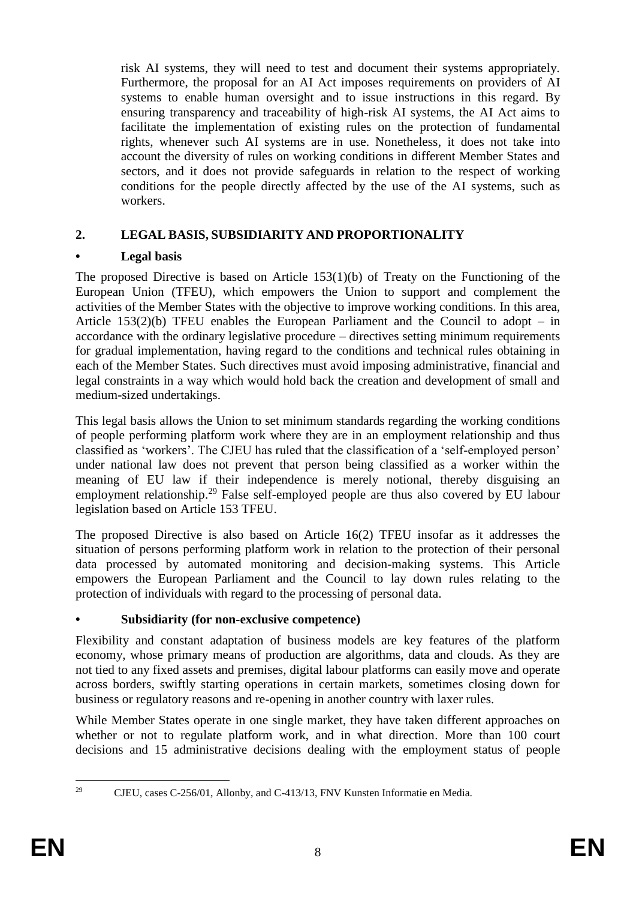risk AI systems, they will need to test and document their systems appropriately. Furthermore, the proposal for an AI Act imposes requirements on providers of AI systems to enable human oversight and to issue instructions in this regard. By ensuring transparency and traceability of high-risk AI systems, the AI Act aims to facilitate the implementation of existing rules on the protection of fundamental rights, whenever such AI systems are in use. Nonetheless, it does not take into account the diversity of rules on working conditions in different Member States and sectors, and it does not provide safeguards in relation to the respect of working conditions for the people directly affected by the use of the AI systems, such as workers.

## 2. LEGAL BASIS, SUBSIDIARITY AND PROPORTIONALITY

### • Legal basis

The proposed Directive is based on Article 153(1)(b) of Treaty on the Functioning of the European Union (TFEU), which empowers the Union to support and complement the activities of the Member States with the objective to improve working conditions. In this area, Article 153(2)(b) TFEU enables the European Parliament and the Council to adopt – in accordance with the ordinary legislative procedure – directives setting minimum requirements for gradual implementation, having regard to the conditions and technical rules obtaining in each of the Member States. Such directives must avoid imposing administrative, financial and legal constraints in a way which would hold back the creation and development of small and medium-sized undertakings.

This legal basis allows the Union to set minimum standards regarding the working conditions of people performing platform work where they are in an employment relationship and thus classified as 'workers'. The CJEU has ruled that the classification of a 'self-employed person' under national law does not prevent that person being classified as a worker within the meaning of EU law if their independence is merely notional, thereby disguising an employment relationship.[29] False self-employed people are thus also covered by EU labour legislation based on Article 153 TFEU.

The proposed Directive is also based on Article 16(2) TFEU insofar as it addresses the situation of persons performing platform work in relation to the protection of their personal data processed by automated monitoring and decision-making systems. This Article empowers the European Parliament and the Council to lay down rules relating to the protection of individuals with regard to the processing of personal data.

### • Subsidiarity (for non-exclusive competence)

Flexibility and constant adaptation of business models are key features of the platform economy, whose primary means of production are algorithms, data and clouds. As they are not tied to any fixed assets and premises, digital labour platforms can easily move and operate across borders, swiftly starting operations in certain markets, sometimes closing down for business or regulatory reasons and re-opening in another country with laxer rules.

While Member States operate in one single market, they have taken different approaches on whether or not to regulate platform work, and in what direction. More than 100 court decisions and 15 administrative decisions dealing with the employment status of people

---

[29] CJEU, cases C-256/01, Allonby, and C-413/13, FNV Kunsten Informatie en Media.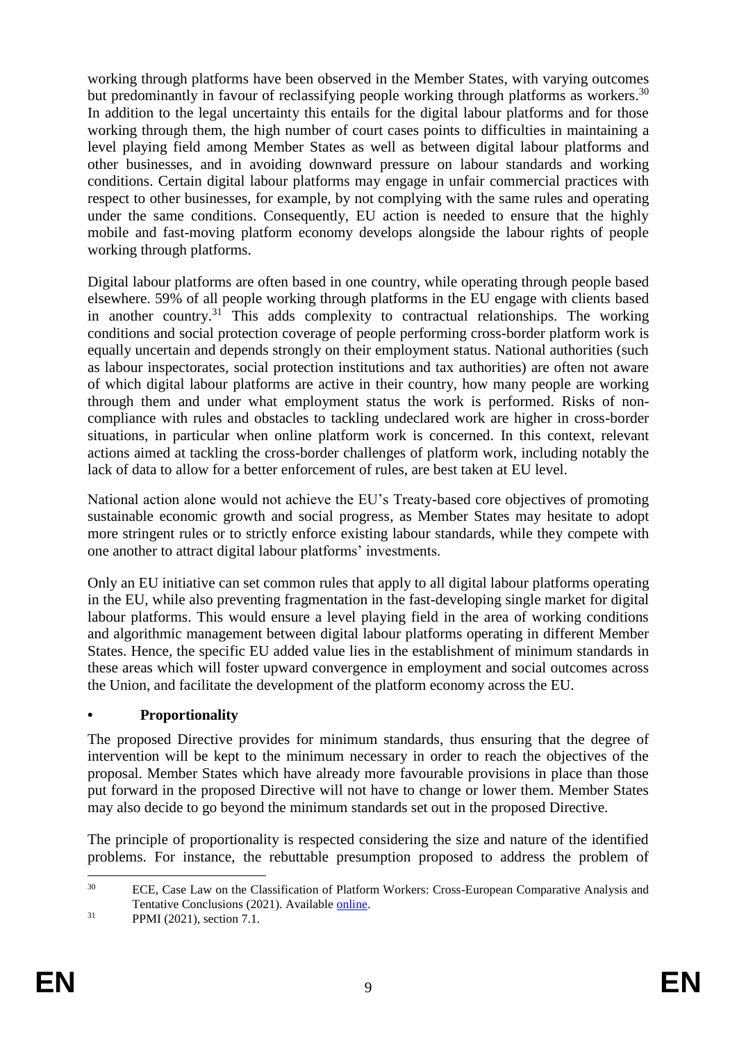working through platforms have been observed in the Member States, with varying outcomes but predominantly in favour of reclassifying people working through platforms as workers.[30] In addition to the legal uncertainty this entails for the digital labour platforms and for those working through them, the high number of court cases points to difficulties in maintaining a level playing field among Member States as well as between digital labour platforms and other businesses, and in avoiding downward pressure on labour standards and working conditions. Certain digital labour platforms may engage in unfair commercial practices with respect to other businesses, for example, by not complying with the same rules and operating under the same conditions. Consequently, EU action is needed to ensure that the highly mobile and fast-moving platform economy develops alongside the labour rights of people working through platforms.

Digital labour platforms are often based in one country, while operating through people based elsewhere. 59% of all people working through platforms in the EU engage with clients based in another country.[31] This adds complexity to contractual relationships. The working conditions and social protection coverage of people performing cross-border platform work is equally uncertain and depends strongly on their employment status. National authorities (such as labour inspectorates, social protection institutions and tax authorities) are often not aware of which digital labour platforms are active in their country, how many people are working through them and under what employment status the work is performed. Risks of non-compliance with rules and obstacles to tackling undeclared work are higher in cross-border situations, in particular when online platform work is concerned. In this context, relevant actions aimed at tackling the cross-border challenges of platform work, including notably the lack of data to allow for a better enforcement of rules, are best taken at EU level.

National action alone would not achieve the EU's Treaty-based core objectives of promoting sustainable economic growth and social progress, as Member States may hesitate to adopt more stringent rules or to strictly enforce existing labour standards, while they compete with one another to attract digital labour platforms' investments.

Only an EU initiative can set common rules that apply to all digital labour platforms operating in the EU, while also preventing fragmentation in the fast-developing single market for digital labour platforms. This would ensure a level playing field in the area of working conditions and algorithmic management between digital labour platforms operating in different Member States. Hence, the specific EU added value lies in the establishment of minimum standards in these areas which will foster upward convergence in employment and social outcomes across the Union, and facilitate the development of the platform economy across the EU.

- **Proportionality**

The proposed Directive provides for minimum standards, thus ensuring that the degree of intervention will be kept to the minimum necessary in order to reach the objectives of the proposal. Member States which have already more favourable provisions in place than those put forward in the proposed Directive will not have to change or lower them. Member States may also decide to go beyond the minimum standards set out in the proposed Directive.

The principle of proportionality is respected considering the size and nature of the identified problems. For instance, the rebuttable presumption proposed to address the problem of

---

[30] ECE, Case Law on the Classification of Platform Workers: Cross-European Comparative Analysis and Tentative Conclusions (2021). Available online.

[31] PPMI (2021), section 7.1.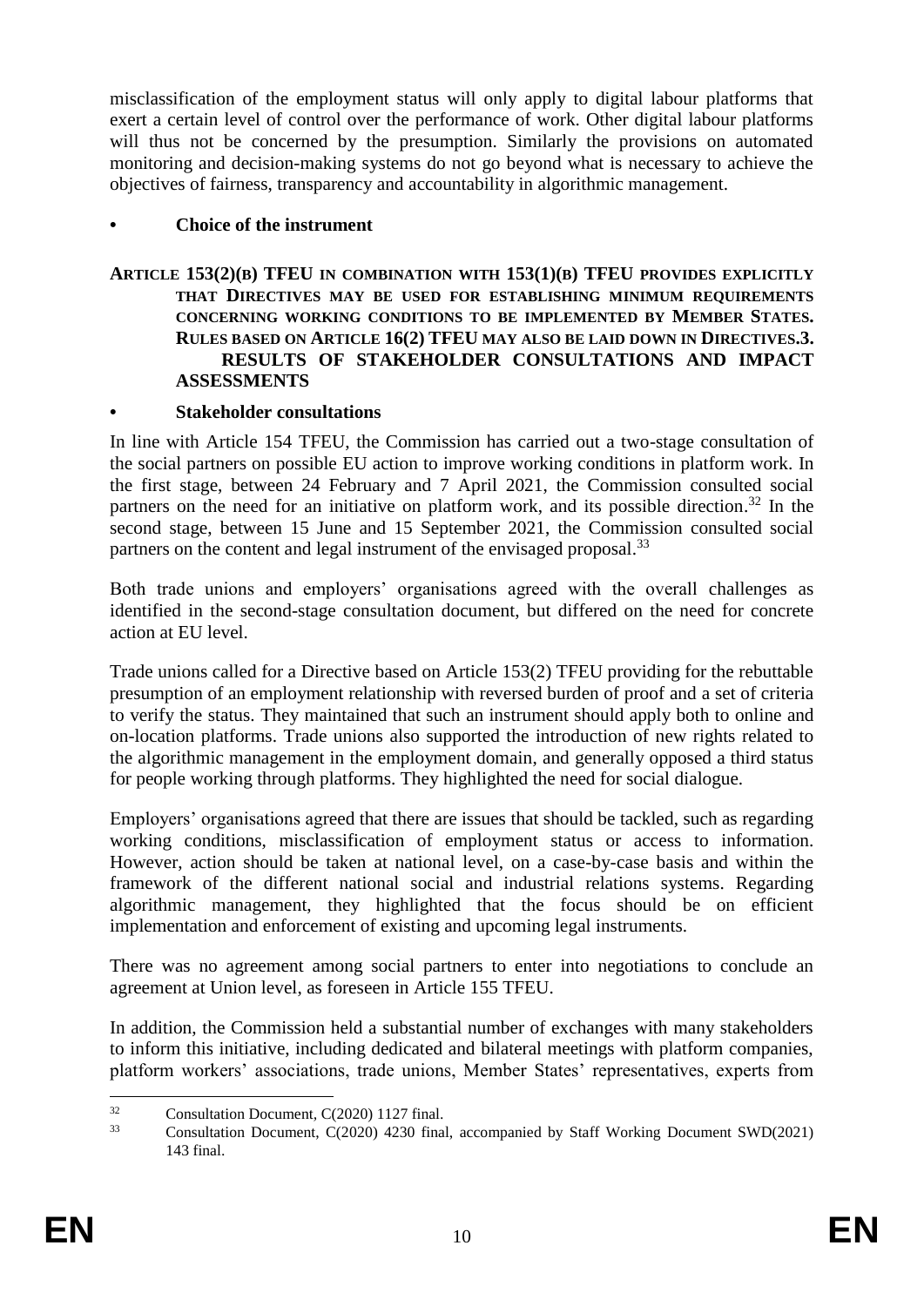misclassification of the employment status will only apply to digital labour platforms that exert a certain level of control over the performance of work. Other digital labour platforms will thus not be concerned by the presumption. Similarly the provisions on automated monitoring and decision-making systems do not go beyond what is necessary to achieve the objectives of fairness, transparency and accountability in algorithmic management.

- **Choice of the instrument**

**ARTICLE 153(2)(B) TFEU IN COMBINATION WITH 153(1)(B) TFEU PROVIDES EXPLICITLY THAT DIRECTIVES MAY BE USED FOR ESTABLISHING MINIMUM REQUIREMENTS CONCERNING WORKING CONDITIONS TO BE IMPLEMENTED BY MEMBER STATES. RULES BASED ON ARTICLE 16(2) TFEU MAY ALSO BE LAID DOWN IN DIRECTIVES.3. RESULTS OF STAKEHOLDER CONSULTATIONS AND IMPACT ASSESSMENTS**

- **Stakeholder consultations**

In line with Article 154 TFEU, the Commission has carried out a two-stage consultation of the social partners on possible EU action to improve working conditions in platform work. In the first stage, between 24 February and 7 April 2021, the Commission consulted social partners on the need for an initiative on platform work, and its possible direction.[32] In the second stage, between 15 June and 15 September 2021, the Commission consulted social partners on the content and legal instrument of the envisaged proposal.[33]

Both trade unions and employers' organisations agreed with the overall challenges as identified in the second-stage consultation document, but differed on the need for concrete action at EU level.

Trade unions called for a Directive based on Article 153(2) TFEU providing for the rebuttable presumption of an employment relationship with reversed burden of proof and a set of criteria to verify the status. They maintained that such an instrument should apply both to online and on-location platforms. Trade unions also supported the introduction of new rights related to the algorithmic management in the employment domain, and generally opposed a third status for people working through platforms. They highlighted the need for social dialogue.

Employers' organisations agreed that there are issues that should be tackled, such as regarding working conditions, misclassification of employment status or access to information. However, action should be taken at national level, on a case-by-case basis and within the framework of the different national social and industrial relations systems. Regarding algorithmic management, they highlighted that the focus should be on efficient implementation and enforcement of existing and upcoming legal instruments.

There was no agreement among social partners to enter into negotiations to conclude an agreement at Union level, as foreseen in Article 155 TFEU.

In addition, the Commission held a substantial number of exchanges with many stakeholders to inform this initiative, including dedicated and bilateral meetings with platform companies, platform workers' associations, trade unions, Member States' representatives, experts from

---

[32] Consultation Document, C(2020) 1127 final.

[33] Consultation Document, C(2020) 4230 final, accompanied by Staff Working Document SWD(2021) 143 final.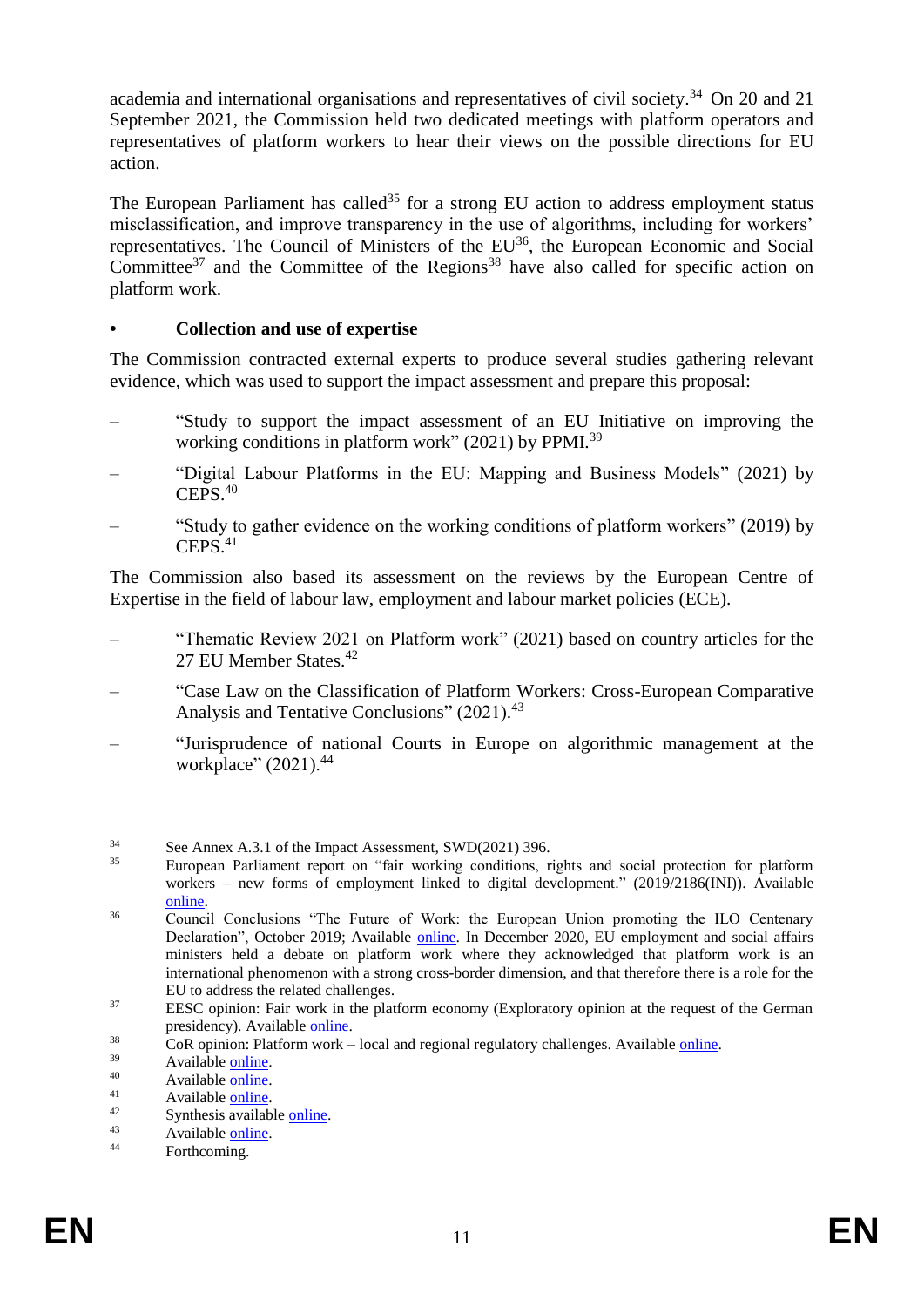academia and international organisations and representatives of civil society.[34] On 20 and 21 September 2021, the Commission held two dedicated meetings with platform operators and representatives of platform workers to hear their views on the possible directions for EU action.

The European Parliament has called[35] for a strong EU action to address employment status misclassification, and improve transparency in the use of algorithms, including for workers' representatives. The Council of Ministers of the EU[36], the European Economic and Social Committee[37] and the Committee of the Regions[38] have also called for specific action on platform work.

- **Collection and use of expertise**

The Commission contracted external experts to produce several studies gathering relevant evidence, which was used to support the impact assessment and prepare this proposal:

– "Study to support the impact assessment of an EU Initiative on improving the working conditions in platform work" (2021) by PPMI.[39]

– "Digital Labour Platforms in the EU: Mapping and Business Models" (2021) by CEPS.[40]

– "Study to gather evidence on the working conditions of platform workers" (2019) by CEPS.[41]

The Commission also based its assessment on the reviews by the European Centre of Expertise in the field of labour law, employment and labour market policies (ECE).

– "Thematic Review 2021 on Platform work" (2021) based on country articles for the 27 EU Member States.[42]

– "Case Law on the Classification of Platform Workers: Cross-European Comparative Analysis and Tentative Conclusions" (2021).[43]

– "Jurisprudence of national Courts in Europe on algorithmic management at the workplace" (2021).[44]

---

[34] See Annex A.3.1 of the Impact Assessment, SWD(2021) 396.

[35] European Parliament report on "fair working conditions, rights and social protection for platform workers – new forms of employment linked to digital development." (2019/2186(INI)). Available online.

[36] Council Conclusions "The Future of Work: the European Union promoting the ILO Centenary Declaration", October 2019; Available online. In December 2020, EU employment and social affairs ministers held a debate on platform work where they acknowledged that platform work is an international phenomenon with a strong cross-border dimension, and that therefore there is a role for the EU to address the related challenges.

[37] EESC opinion: Fair work in the platform economy (Exploratory opinion at the request of the German presidency). Available online.

[38] CoR opinion: Platform work – local and regional regulatory challenges. Available online.

[39] Available online.

[40] Available online.

[41] Available online.

[42] Synthesis available online.

[43] Available online.

[44] Forthcoming.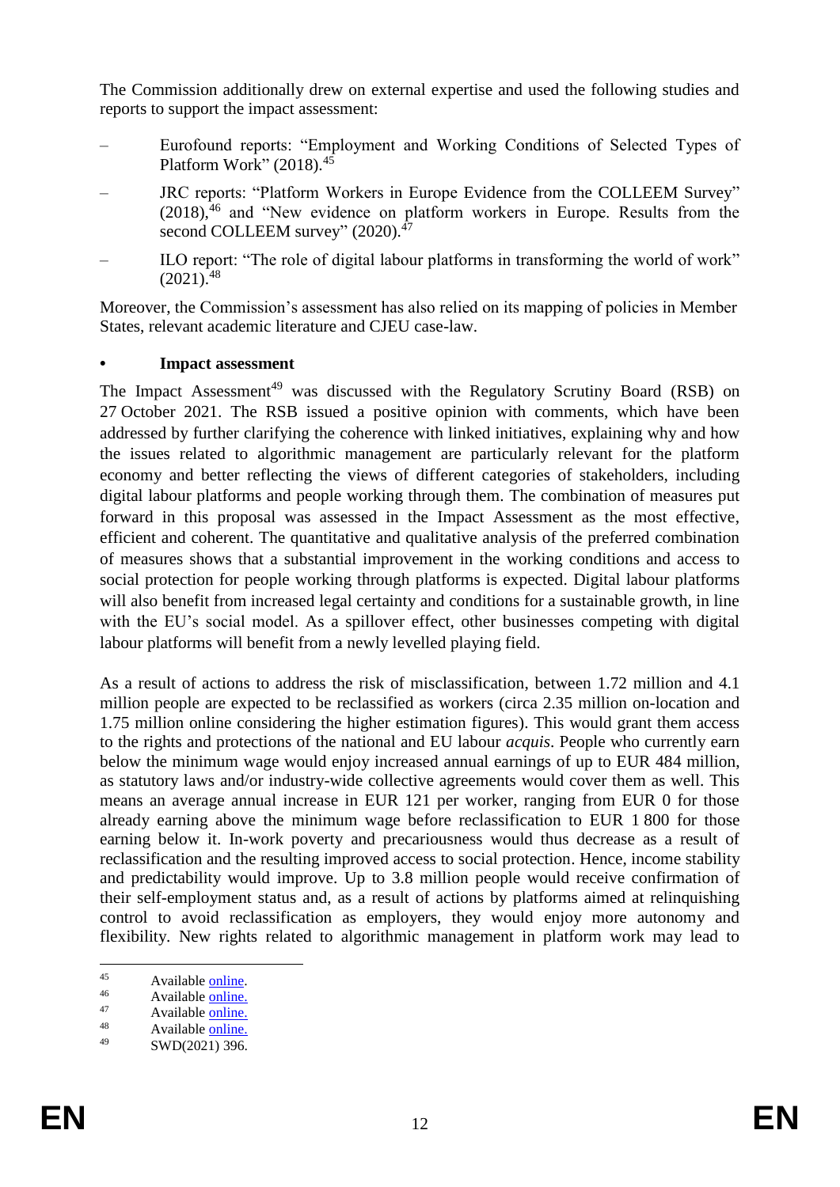The Commission additionally drew on external expertise and used the following studies and reports to support the impact assessment:

- Eurofound reports: "Employment and Working Conditions of Selected Types of Platform Work" (2018).[45]
- JRC reports: "Platform Workers in Europe Evidence from the COLLEEM Survey" (2018),[46] and "New evidence on platform workers in Europe. Results from the second COLLEEM survey" (2020).[47]
- ILO report: "The role of digital labour platforms in transforming the world of work" (2021).[48]

Moreover, the Commission's assessment has also relied on its mapping of policies in Member States, relevant academic literature and CJEU case-law.

- **Impact assessment**

The Impact Assessment[49] was discussed with the Regulatory Scrutiny Board (RSB) on 27 October 2021. The RSB issued a positive opinion with comments, which have been addressed by further clarifying the coherence with linked initiatives, explaining why and how the issues related to algorithmic management are particularly relevant for the platform economy and better reflecting the views of different categories of stakeholders, including digital labour platforms and people working through them. The combination of measures put forward in this proposal was assessed in the Impact Assessment as the most effective, efficient and coherent. The quantitative and qualitative analysis of the preferred combination of measures shows that a substantial improvement in the working conditions and access to social protection for people working through platforms is expected. Digital labour platforms will also benefit from increased legal certainty and conditions for a sustainable growth, in line with the EU's social model. As a spillover effect, other businesses competing with digital labour platforms will benefit from a newly levelled playing field.

As a result of actions to address the risk of misclassification, between 1.72 million and 4.1 million people are expected to be reclassified as workers (circa 2.35 million on-location and 1.75 million online considering the higher estimation figures). This would grant them access to the rights and protections of the national and EU labour *acquis*. People who currently earn below the minimum wage would enjoy increased annual earnings of up to EUR 484 million, as statutory laws and/or industry-wide collective agreements would cover them as well. This means an average annual increase in EUR 121 per worker, ranging from EUR 0 for those already earning above the minimum wage before reclassification to EUR 1 800 for those earning below it. In-work poverty and precariousness would thus decrease as a result of reclassification and the resulting improved access to social protection. Hence, income stability and predictability would improve. Up to 3.8 million people would receive confirmation of their self-employment status and, as a result of actions by platforms aimed at relinquishing control to avoid reclassification as employers, they would enjoy more autonomy and flexibility. New rights related to algorithmic management in platform work may lead to

[45] Available online.
[46] Available online.
[47] Available online.
[48] Available online.
[49] SWD(2021) 396.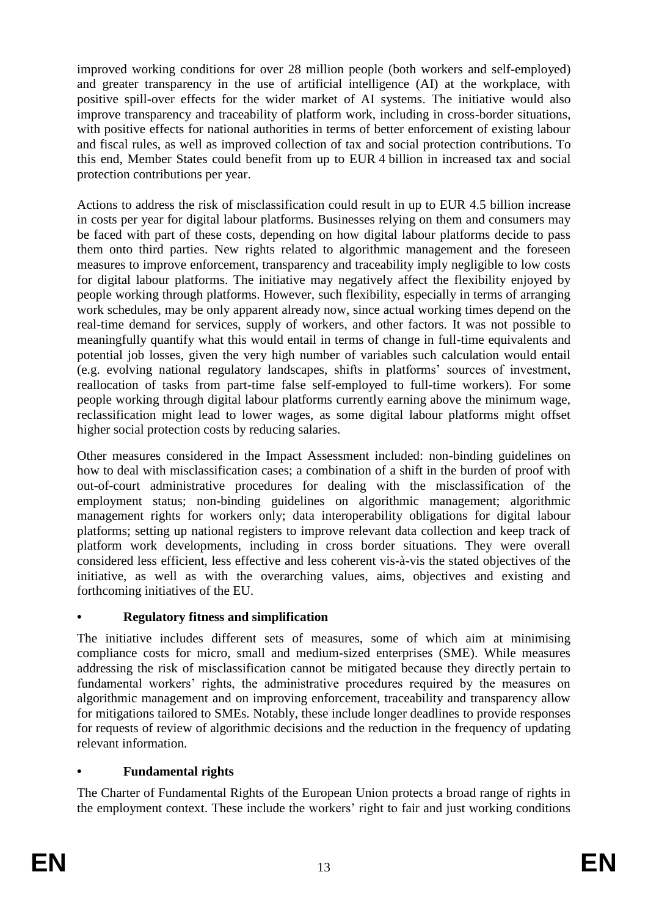improved working conditions for over 28 million people (both workers and self-employed) and greater transparency in the use of artificial intelligence (AI) at the workplace, with positive spill-over effects for the wider market of AI systems. The initiative would also improve transparency and traceability of platform work, including in cross-border situations, with positive effects for national authorities in terms of better enforcement of existing labour and fiscal rules, as well as improved collection of tax and social protection contributions. To this end, Member States could benefit from up to EUR 4 billion in increased tax and social protection contributions per year.

Actions to address the risk of misclassification could result in up to EUR 4.5 billion increase in costs per year for digital labour platforms. Businesses relying on them and consumers may be faced with part of these costs, depending on how digital labour platforms decide to pass them onto third parties. New rights related to algorithmic management and the foreseen measures to improve enforcement, transparency and traceability imply negligible to low costs for digital labour platforms. The initiative may negatively affect the flexibility enjoyed by people working through platforms. However, such flexibility, especially in terms of arranging work schedules, may be only apparent already now, since actual working times depend on the real-time demand for services, supply of workers, and other factors. It was not possible to meaningfully quantify what this would entail in terms of change in full-time equivalents and potential job losses, given the very high number of variables such calculation would entail (e.g. evolving national regulatory landscapes, shifts in platforms' sources of investment, reallocation of tasks from part-time false self-employed to full-time workers). For some people working through digital labour platforms currently earning above the minimum wage, reclassification might lead to lower wages, as some digital labour platforms might offset higher social protection costs by reducing salaries.

Other measures considered in the Impact Assessment included: non-binding guidelines on how to deal with misclassification cases; a combination of a shift in the burden of proof with out-of-court administrative procedures for dealing with the misclassification of the employment status; non-binding guidelines on algorithmic management; algorithmic management rights for workers only; data interoperability obligations for digital labour platforms; setting up national registers to improve relevant data collection and keep track of platform work developments, including in cross border situations. They were overall considered less efficient, less effective and less coherent vis-à-vis the stated objectives of the initiative, as well as with the overarching values, aims, objectives and existing and forthcoming initiatives of the EU.

- **Regulatory fitness and simplification**

The initiative includes different sets of measures, some of which aim at minimising compliance costs for micro, small and medium-sized enterprises (SME). While measures addressing the risk of misclassification cannot be mitigated because they directly pertain to fundamental workers' rights, the administrative procedures required by the measures on algorithmic management and on improving enforcement, traceability and transparency allow for mitigations tailored to SMEs. Notably, these include longer deadlines to provide responses for requests of review of algorithmic decisions and the reduction in the frequency of updating relevant information.

- **Fundamental rights**

The Charter of Fundamental Rights of the European Union protects a broad range of rights in the employment context. These include the workers' right to fair and just working conditions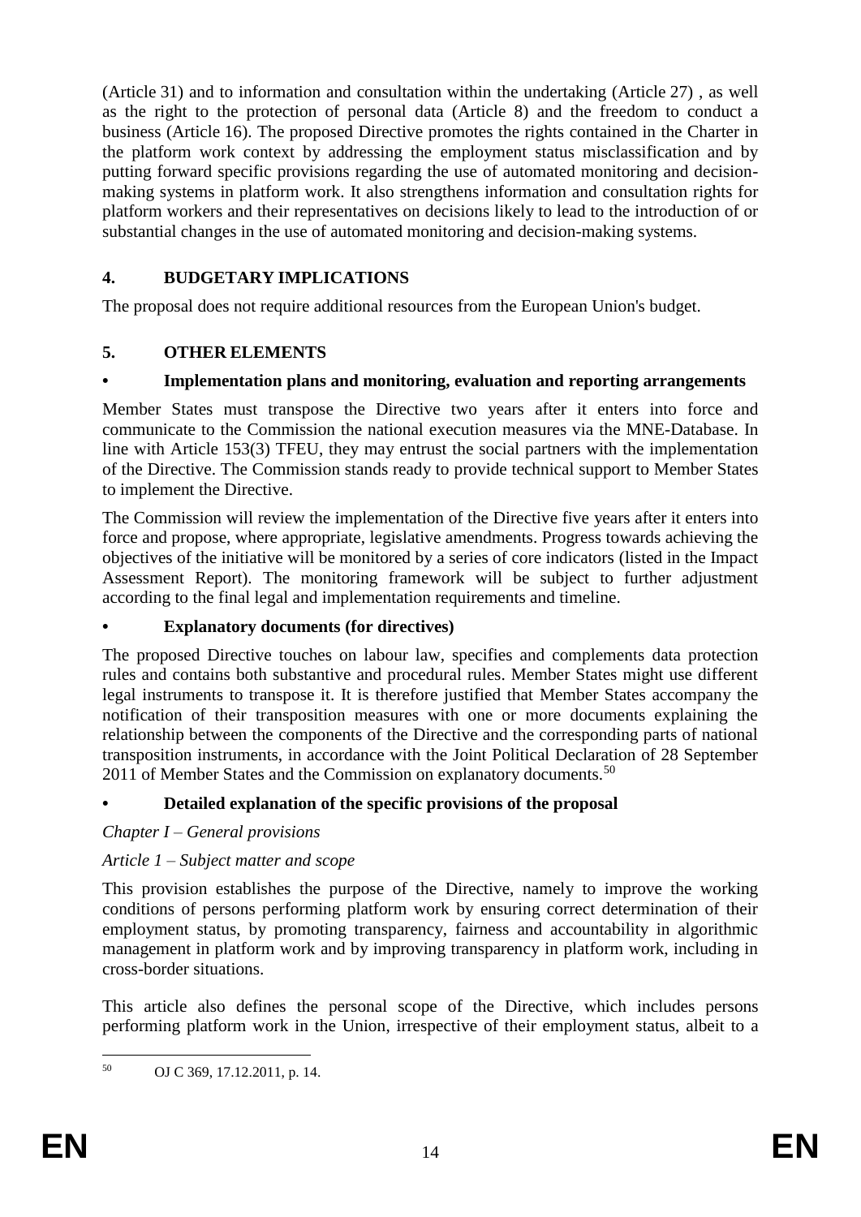(Article 31) and to information and consultation within the undertaking (Article 27) , as well as the right to the protection of personal data (Article 8) and the freedom to conduct a business (Article 16). The proposed Directive promotes the rights contained in the Charter in the platform work context by addressing the employment status misclassification and by putting forward specific provisions regarding the use of automated monitoring and decision-making systems in platform work. It also strengthens information and consultation rights for platform workers and their representatives on decisions likely to lead to the introduction of or substantial changes in the use of automated monitoring and decision-making systems.

## 4. BUDGETARY IMPLICATIONS

The proposal does not require additional resources from the European Union's budget.

## 5. OTHER ELEMENTS

### • Implementation plans and monitoring, evaluation and reporting arrangements

Member States must transpose the Directive two years after it enters into force and communicate to the Commission the national execution measures via the MNE-Database. In line with Article 153(3) TFEU, they may entrust the social partners with the implementation of the Directive. The Commission stands ready to provide technical support to Member States to implement the Directive.

The Commission will review the implementation of the Directive five years after it enters into force and propose, where appropriate, legislative amendments. Progress towards achieving the objectives of the initiative will be monitored by a series of core indicators (listed in the Impact Assessment Report). The monitoring framework will be subject to further adjustment according to the final legal and implementation requirements and timeline.

### • Explanatory documents (for directives)

The proposed Directive touches on labour law, specifies and complements data protection rules and contains both substantive and procedural rules. Member States might use different legal instruments to transpose it. It is therefore justified that Member States accompany the notification of their transposition measures with one or more documents explaining the relationship between the components of the Directive and the corresponding parts of national transposition instruments, in accordance with the Joint Political Declaration of 28 September 2011 of Member States and the Commission on explanatory documents.[50]

### • Detailed explanation of the specific provisions of the proposal

*Chapter I – General provisions*

*Article 1 – Subject matter and scope*

This provision establishes the purpose of the Directive, namely to improve the working conditions of persons performing platform work by ensuring correct determination of their employment status, by promoting transparency, fairness and accountability in algorithmic management in platform work and by improving transparency in platform work, including in cross-border situations.

This article also defines the personal scope of the Directive, which includes persons performing platform work in the Union, irrespective of their employment status, albeit to a

---

[50] OJ C 369, 17.12.2011, p. 14.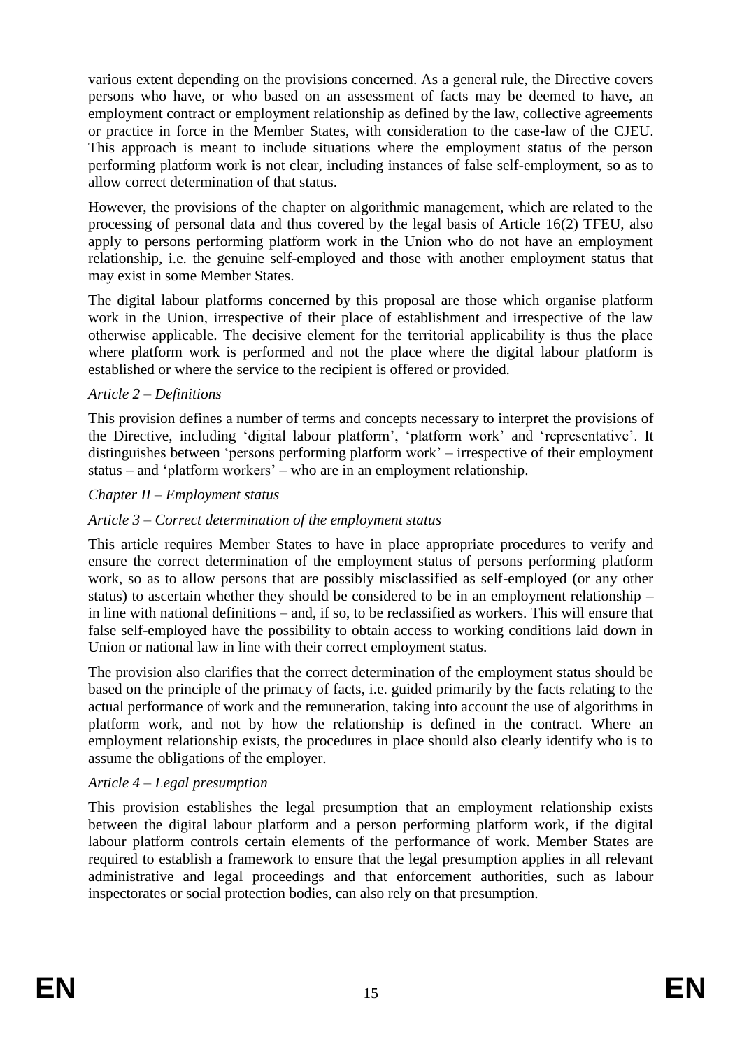various extent depending on the provisions concerned. As a general rule, the Directive covers persons who have, or who based on an assessment of facts may be deemed to have, an employment contract or employment relationship as defined by the law, collective agreements or practice in force in the Member States, with consideration to the case-law of the CJEU. This approach is meant to include situations where the employment status of the person performing platform work is not clear, including instances of false self-employment, so as to allow correct determination of that status.

However, the provisions of the chapter on algorithmic management, which are related to the processing of personal data and thus covered by the legal basis of Article 16(2) TFEU, also apply to persons performing platform work in the Union who do not have an employment relationship, i.e. the genuine self-employed and those with another employment status that may exist in some Member States.

The digital labour platforms concerned by this proposal are those which organise platform work in the Union, irrespective of their place of establishment and irrespective of the law otherwise applicable. The decisive element for the territorial applicability is thus the place where platform work is performed and not the place where the digital labour platform is established or where the service to the recipient is offered or provided.

*Article 2 – Definitions*

This provision defines a number of terms and concepts necessary to interpret the provisions of the Directive, including 'digital labour platform', 'platform work' and 'representative'. It distinguishes between 'persons performing platform work' – irrespective of their employment status – and 'platform workers' – who are in an employment relationship.

*Chapter II – Employment status*

*Article 3 – Correct determination of the employment status*

This article requires Member States to have in place appropriate procedures to verify and ensure the correct determination of the employment status of persons performing platform work, so as to allow persons that are possibly misclassified as self-employed (or any other status) to ascertain whether they should be considered to be in an employment relationship – in line with national definitions – and, if so, to be reclassified as workers. This will ensure that false self-employed have the possibility to obtain access to working conditions laid down in Union or national law in line with their correct employment status.

The provision also clarifies that the correct determination of the employment status should be based on the principle of the primacy of facts, i.e. guided primarily by the facts relating to the actual performance of work and the remuneration, taking into account the use of algorithms in platform work, and not by how the relationship is defined in the contract. Where an employment relationship exists, the procedures in place should also clearly identify who is to assume the obligations of the employer.

*Article 4 – Legal presumption*

This provision establishes the legal presumption that an employment relationship exists between the digital labour platform and a person performing platform work, if the digital labour platform controls certain elements of the performance of work. Member States are required to establish a framework to ensure that the legal presumption applies in all relevant administrative and legal proceedings and that enforcement authorities, such as labour inspectorates or social protection bodies, can also rely on that presumption.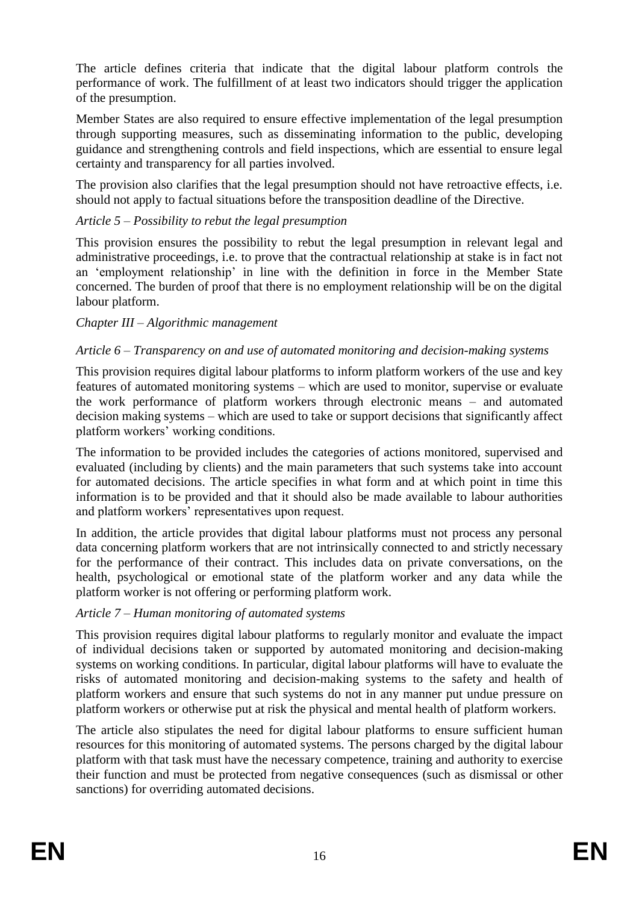The article defines criteria that indicate that the digital labour platform controls the performance of work. The fulfillment of at least two indicators should trigger the application of the presumption.

Member States are also required to ensure effective implementation of the legal presumption through supporting measures, such as disseminating information to the public, developing guidance and strengthening controls and field inspections, which are essential to ensure legal certainty and transparency for all parties involved.

The provision also clarifies that the legal presumption should not have retroactive effects, i.e. should not apply to factual situations before the transposition deadline of the Directive.

*Article 5 – Possibility to rebut the legal presumption*

This provision ensures the possibility to rebut the legal presumption in relevant legal and administrative proceedings, i.e. to prove that the contractual relationship at stake is in fact not an 'employment relationship' in line with the definition in force in the Member State concerned. The burden of proof that there is no employment relationship will be on the digital labour platform.

*Chapter III – Algorithmic management*

*Article 6 – Transparency on and use of automated monitoring and decision-making systems*

This provision requires digital labour platforms to inform platform workers of the use and key features of automated monitoring systems – which are used to monitor, supervise or evaluate the work performance of platform workers through electronic means – and automated decision making systems – which are used to take or support decisions that significantly affect platform workers' working conditions.

The information to be provided includes the categories of actions monitored, supervised and evaluated (including by clients) and the main parameters that such systems take into account for automated decisions. The article specifies in what form and at which point in time this information is to be provided and that it should also be made available to labour authorities and platform workers' representatives upon request.

In addition, the article provides that digital labour platforms must not process any personal data concerning platform workers that are not intrinsically connected to and strictly necessary for the performance of their contract. This includes data on private conversations, on the health, psychological or emotional state of the platform worker and any data while the platform worker is not offering or performing platform work.

*Article 7 – Human monitoring of automated systems*

This provision requires digital labour platforms to regularly monitor and evaluate the impact of individual decisions taken or supported by automated monitoring and decision-making systems on working conditions. In particular, digital labour platforms will have to evaluate the risks of automated monitoring and decision-making systems to the safety and health of platform workers and ensure that such systems do not in any manner put undue pressure on platform workers or otherwise put at risk the physical and mental health of platform workers.

The article also stipulates the need for digital labour platforms to ensure sufficient human resources for this monitoring of automated systems. The persons charged by the digital labour platform with that task must have the necessary competence, training and authority to exercise their function and must be protected from negative consequences (such as dismissal or other sanctions) for overriding automated decisions.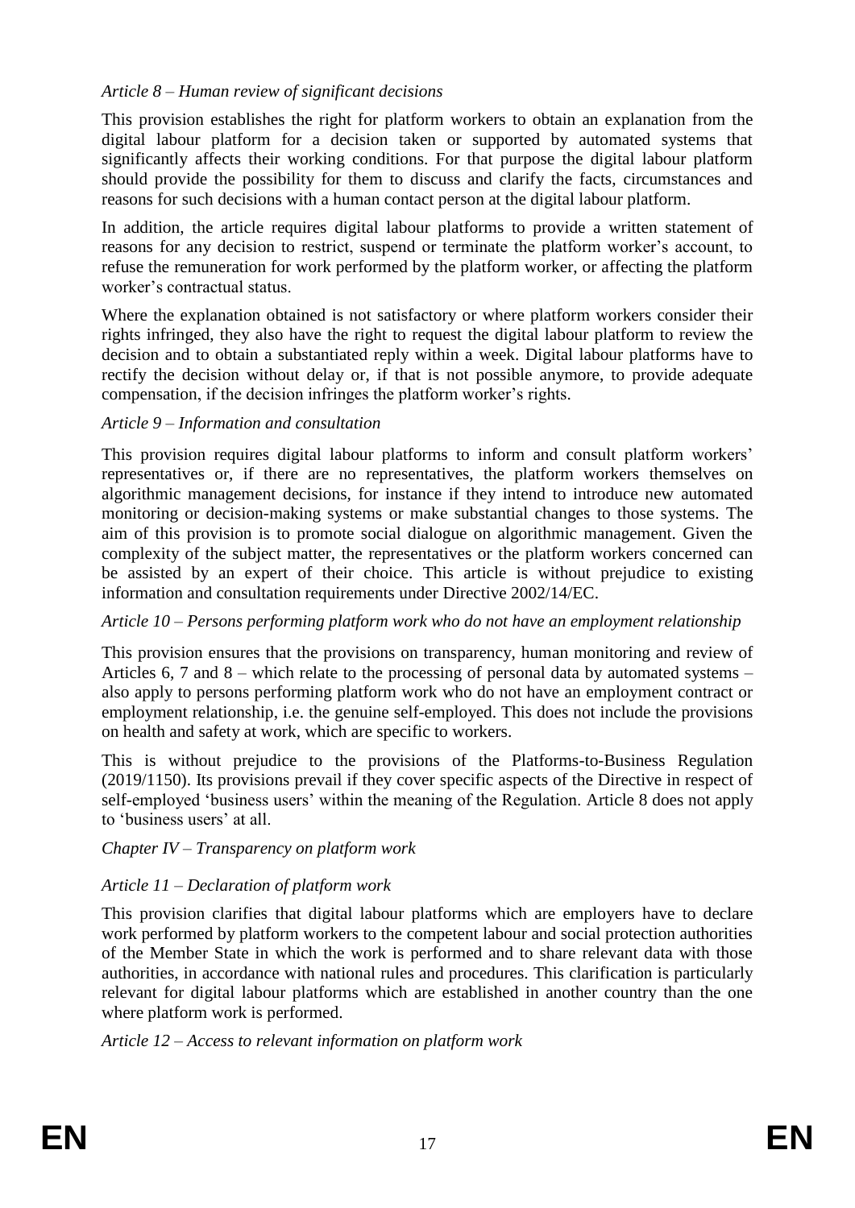*Article 8 – Human review of significant decisions*

This provision establishes the right for platform workers to obtain an explanation from the digital labour platform for a decision taken or supported by automated systems that significantly affects their working conditions. For that purpose the digital labour platform should provide the possibility for them to discuss and clarify the facts, circumstances and reasons for such decisions with a human contact person at the digital labour platform.

In addition, the article requires digital labour platforms to provide a written statement of reasons for any decision to restrict, suspend or terminate the platform worker's account, to refuse the remuneration for work performed by the platform worker, or affecting the platform worker's contractual status.

Where the explanation obtained is not satisfactory or where platform workers consider their rights infringed, they also have the right to request the digital labour platform to review the decision and to obtain a substantiated reply within a week. Digital labour platforms have to rectify the decision without delay or, if that is not possible anymore, to provide adequate compensation, if the decision infringes the platform worker's rights.

*Article 9 – Information and consultation*

This provision requires digital labour platforms to inform and consult platform workers' representatives or, if there are no representatives, the platform workers themselves on algorithmic management decisions, for instance if they intend to introduce new automated monitoring or decision-making systems or make substantial changes to those systems. The aim of this provision is to promote social dialogue on algorithmic management. Given the complexity of the subject matter, the representatives or the platform workers concerned can be assisted by an expert of their choice. This article is without prejudice to existing information and consultation requirements under Directive 2002/14/EC.

*Article 10 – Persons performing platform work who do not have an employment relationship*

This provision ensures that the provisions on transparency, human monitoring and review of Articles 6, 7 and 8 – which relate to the processing of personal data by automated systems – also apply to persons performing platform work who do not have an employment contract or employment relationship, i.e. the genuine self-employed. This does not include the provisions on health and safety at work, which are specific to workers.

This is without prejudice to the provisions of the Platforms-to-Business Regulation (2019/1150). Its provisions prevail if they cover specific aspects of the Directive in respect of self-employed 'business users' within the meaning of the Regulation. Article 8 does not apply to 'business users' at all.

*Chapter IV – Transparency on platform work*

*Article 11 – Declaration of platform work*

This provision clarifies that digital labour platforms which are employers have to declare work performed by platform workers to the competent labour and social protection authorities of the Member State in which the work is performed and to share relevant data with those authorities, in accordance with national rules and procedures. This clarification is particularly relevant for digital labour platforms which are established in another country than the one where platform work is performed.

*Article 12 – Access to relevant information on platform work*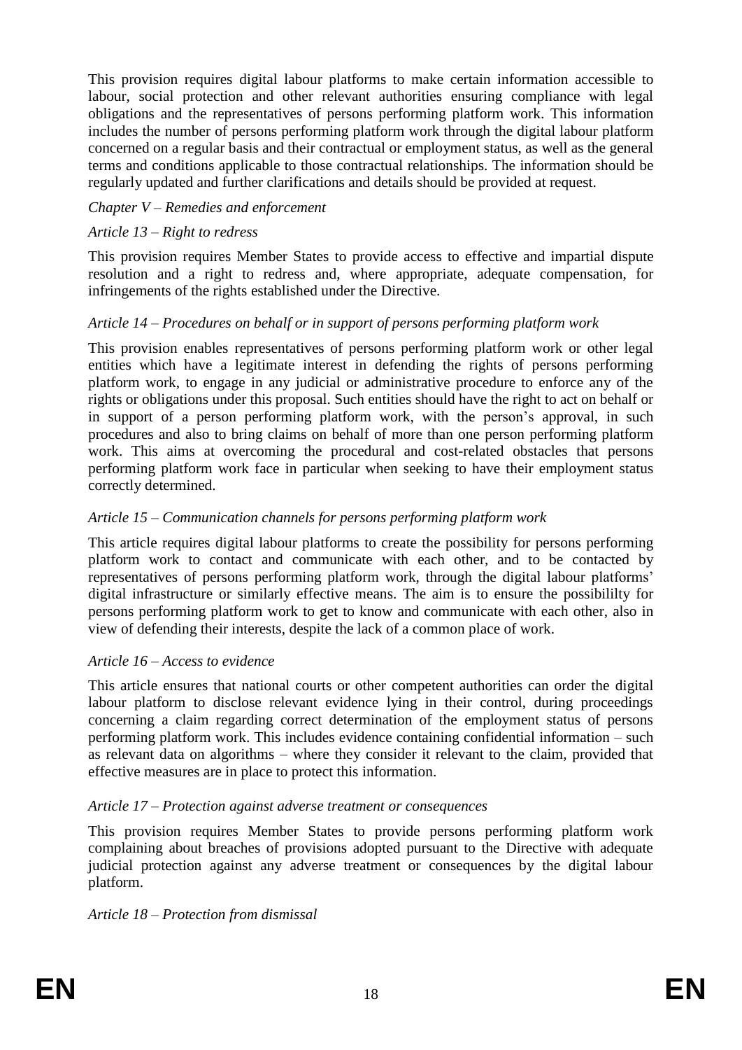This provision requires digital labour platforms to make certain information accessible to labour, social protection and other relevant authorities ensuring compliance with legal obligations and the representatives of persons performing platform work. This information includes the number of persons performing platform work through the digital labour platform concerned on a regular basis and their contractual or employment status, as well as the general terms and conditions applicable to those contractual relationships. The information should be regularly updated and further clarifications and details should be provided at request.

*Chapter V – Remedies and enforcement*

*Article 13 – Right to redress*

This provision requires Member States to provide access to effective and impartial dispute resolution and a right to redress and, where appropriate, adequate compensation, for infringements of the rights established under the Directive.

*Article 14 – Procedures on behalf or in support of persons performing platform work*

This provision enables representatives of persons performing platform work or other legal entities which have a legitimate interest in defending the rights of persons performing platform work, to engage in any judicial or administrative procedure to enforce any of the rights or obligations under this proposal. Such entities should have the right to act on behalf or in support of a person performing platform work, with the person's approval, in such procedures and also to bring claims on behalf of more than one person performing platform work. This aims at overcoming the procedural and cost-related obstacles that persons performing platform work face in particular when seeking to have their employment status correctly determined.

*Article 15 – Communication channels for persons performing platform work*

This article requires digital labour platforms to create the possibility for persons performing platform work to contact and communicate with each other, and to be contacted by representatives of persons performing platform work, through the digital labour platforms' digital infrastructure or similarly effective means. The aim is to ensure the possibililty for persons performing platform work to get to know and communicate with each other, also in view of defending their interests, despite the lack of a common place of work.

*Article 16 – Access to evidence*

This article ensures that national courts or other competent authorities can order the digital labour platform to disclose relevant evidence lying in their control, during proceedings concerning a claim regarding correct determination of the employment status of persons performing platform work. This includes evidence containing confidential information – such as relevant data on algorithms – where they consider it relevant to the claim, provided that effective measures are in place to protect this information.

*Article 17 – Protection against adverse treatment or consequences*

This provision requires Member States to provide persons performing platform work complaining about breaches of provisions adopted pursuant to the Directive with adequate judicial protection against any adverse treatment or consequences by the digital labour platform.

*Article 18 – Protection from dismissal*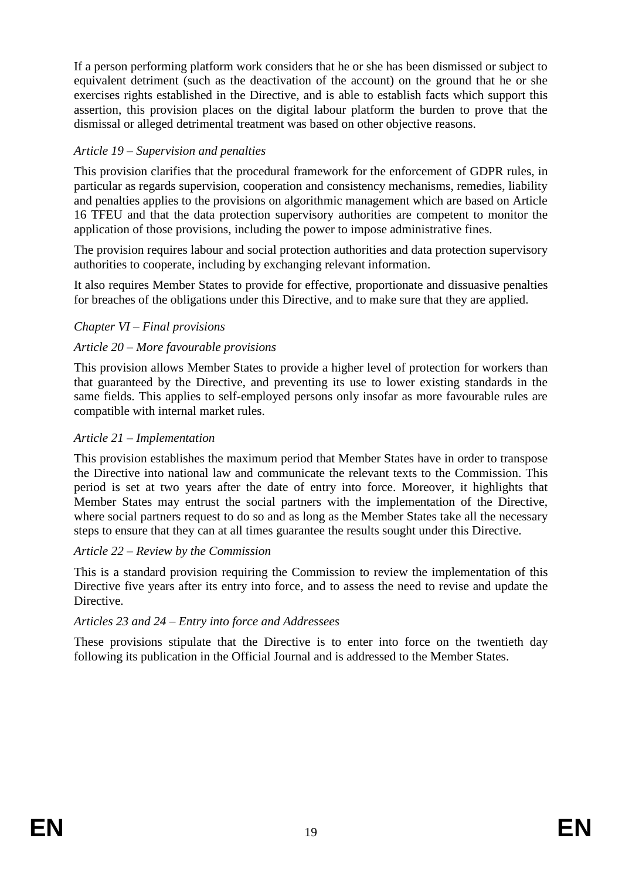If a person performing platform work considers that he or she has been dismissed or subject to equivalent detriment (such as the deactivation of the account) on the ground that he or she exercises rights established in the Directive, and is able to establish facts which support this assertion, this provision places on the digital labour platform the burden to prove that the dismissal or alleged detrimental treatment was based on other objective reasons.

*Article 19 – Supervision and penalties*

This provision clarifies that the procedural framework for the enforcement of GDPR rules, in particular as regards supervision, cooperation and consistency mechanisms, remedies, liability and penalties applies to the provisions on algorithmic management which are based on Article 16 TFEU and that the data protection supervisory authorities are competent to monitor the application of those provisions, including the power to impose administrative fines.

The provision requires labour and social protection authorities and data protection supervisory authorities to cooperate, including by exchanging relevant information.

It also requires Member States to provide for effective, proportionate and dissuasive penalties for breaches of the obligations under this Directive, and to make sure that they are applied.

*Chapter VI – Final provisions*

*Article 20 – More favourable provisions*

This provision allows Member States to provide a higher level of protection for workers than that guaranteed by the Directive, and preventing its use to lower existing standards in the same fields. This applies to self-employed persons only insofar as more favourable rules are compatible with internal market rules.

*Article 21 – Implementation*

This provision establishes the maximum period that Member States have in order to transpose the Directive into national law and communicate the relevant texts to the Commission. This period is set at two years after the date of entry into force. Moreover, it highlights that Member States may entrust the social partners with the implementation of the Directive, where social partners request to do so and as long as the Member States take all the necessary steps to ensure that they can at all times guarantee the results sought under this Directive.

*Article 22 – Review by the Commission*

This is a standard provision requiring the Commission to review the implementation of this Directive five years after its entry into force, and to assess the need to revise and update the Directive.

*Articles 23 and 24 – Entry into force and Addressees*

These provisions stipulate that the Directive is to enter into force on the twentieth day following its publication in the Official Journal and is addressed to the Member States.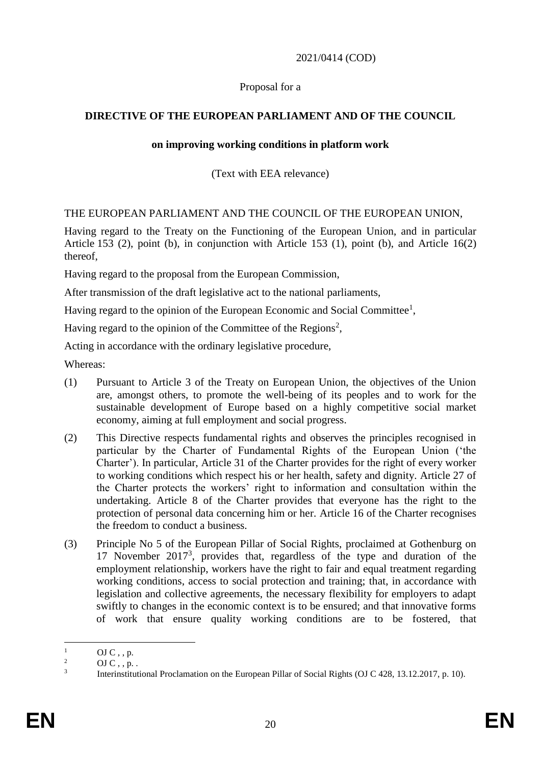2021/0414 (COD)

Proposal for a

**DIRECTIVE OF THE EUROPEAN PARLIAMENT AND OF THE COUNCIL**

**on improving working conditions in platform work**

(Text with EEA relevance)

THE EUROPEAN PARLIAMENT AND THE COUNCIL OF THE EUROPEAN UNION,

Having regard to the Treaty on the Functioning of the European Union, and in particular Article 153 (2), point (b), in conjunction with Article 153 (1), point (b), and Article 16(2) thereof,

Having regard to the proposal from the European Commission,

After transmission of the draft legislative act to the national parliaments,

Having regard to the opinion of the European Economic and Social Committee[1],

Having regard to the opinion of the Committee of the Regions[2],

Acting in accordance with the ordinary legislative procedure,

Whereas:

(1) Pursuant to Article 3 of the Treaty on European Union, the objectives of the Union are, amongst others, to promote the well-being of its peoples and to work for the sustainable development of Europe based on a highly competitive social market economy, aiming at full employment and social progress.

(2) This Directive respects fundamental rights and observes the principles recognised in particular by the Charter of Fundamental Rights of the European Union ('the Charter'). In particular, Article 31 of the Charter provides for the right of every worker to working conditions which respect his or her health, safety and dignity. Article 27 of the Charter protects the workers' right to information and consultation within the undertaking. Article 8 of the Charter provides that everyone has the right to the protection of personal data concerning him or her. Article 16 of the Charter recognises the freedom to conduct a business.

(3) Principle No 5 of the European Pillar of Social Rights, proclaimed at Gothenburg on 17 November 2017[3], provides that, regardless of the type and duration of the employment relationship, workers have the right to fair and equal treatment regarding working conditions, access to social protection and training; that, in accordance with legislation and collective agreements, the necessary flexibility for employers to adapt swiftly to changes in the economic context is to be ensured; and that innovative forms of work that ensure quality working conditions are to be fostered, that

---

[1] OJ C , , p.

[2] OJ C , , p. .

[3] Interinstitutional Proclamation on the European Pillar of Social Rights (OJ C 428, 13.12.2017, p. 10).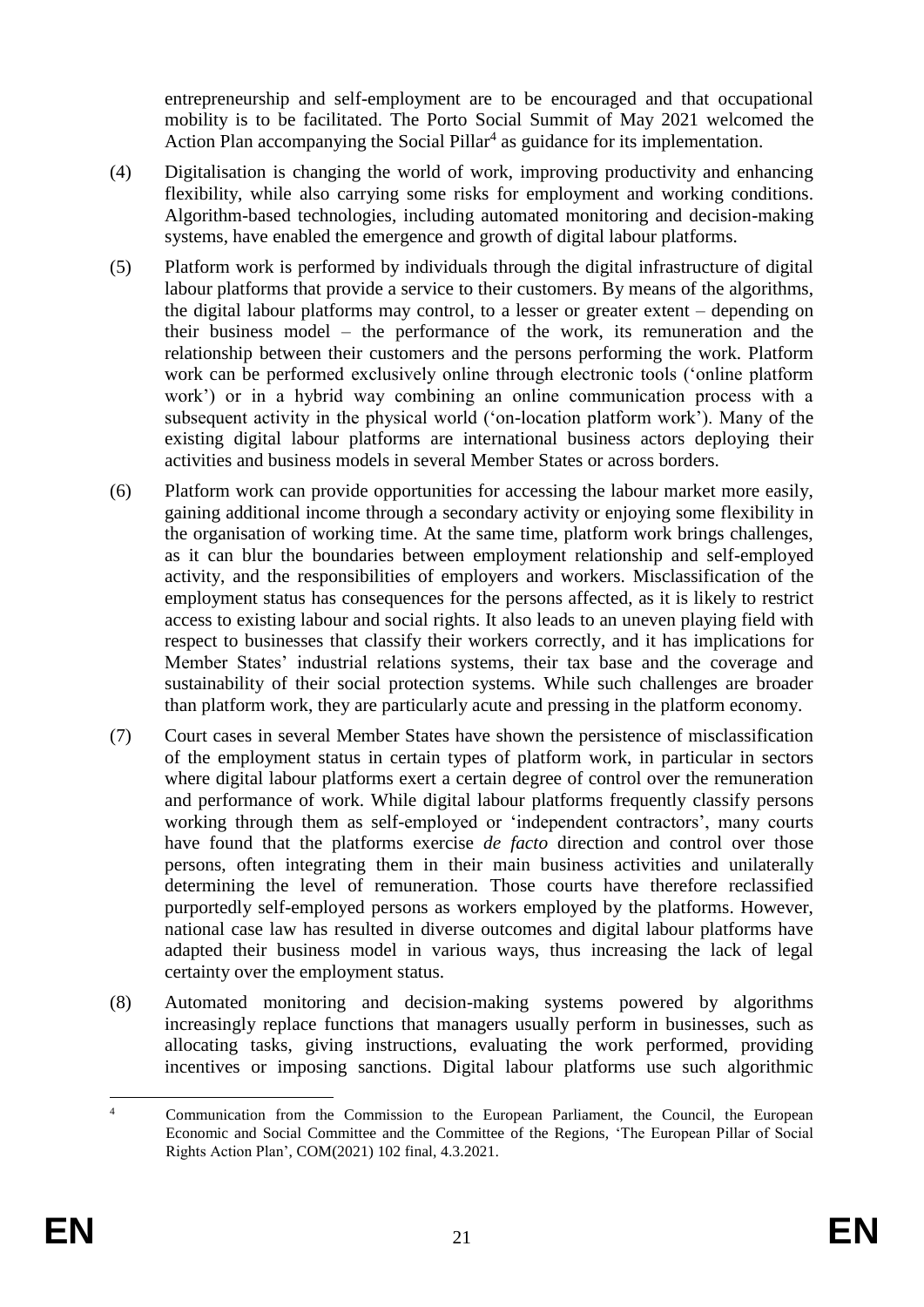entrepreneurship and self-employment are to be encouraged and that occupational mobility is to be facilitated. The Porto Social Summit of May 2021 welcomed the Action Plan accompanying the Social Pillar[4] as guidance for its implementation.

(4) Digitalisation is changing the world of work, improving productivity and enhancing flexibility, while also carrying some risks for employment and working conditions. Algorithm-based technologies, including automated monitoring and decision-making systems, have enabled the emergence and growth of digital labour platforms.

(5) Platform work is performed by individuals through the digital infrastructure of digital labour platforms that provide a service to their customers. By means of the algorithms, the digital labour platforms may control, to a lesser or greater extent – depending on their business model – the performance of the work, its remuneration and the relationship between their customers and the persons performing the work. Platform work can be performed exclusively online through electronic tools ('online platform work') or in a hybrid way combining an online communication process with a subsequent activity in the physical world ('on-location platform work'). Many of the existing digital labour platforms are international business actors deploying their activities and business models in several Member States or across borders.

(6) Platform work can provide opportunities for accessing the labour market more easily, gaining additional income through a secondary activity or enjoying some flexibility in the organisation of working time. At the same time, platform work brings challenges, as it can blur the boundaries between employment relationship and self-employed activity, and the responsibilities of employers and workers. Misclassification of the employment status has consequences for the persons affected, as it is likely to restrict access to existing labour and social rights. It also leads to an uneven playing field with respect to businesses that classify their workers correctly, and it has implications for Member States' industrial relations systems, their tax base and the coverage and sustainability of their social protection systems. While such challenges are broader than platform work, they are particularly acute and pressing in the platform economy.

(7) Court cases in several Member States have shown the persistence of misclassification of the employment status in certain types of platform work, in particular in sectors where digital labour platforms exert a certain degree of control over the remuneration and performance of work. While digital labour platforms frequently classify persons working through them as self-employed or 'independent contractors', many courts have found that the platforms exercise *de facto* direction and control over those persons, often integrating them in their main business activities and unilaterally determining the level of remuneration. Those courts have therefore reclassified purportedly self-employed persons as workers employed by the platforms. However, national case law has resulted in diverse outcomes and digital labour platforms have adapted their business model in various ways, thus increasing the lack of legal certainty over the employment status.

(8) Automated monitoring and decision-making systems powered by algorithms increasingly replace functions that managers usually perform in businesses, such as allocating tasks, giving instructions, evaluating the work performed, providing incentives or imposing sanctions. Digital labour platforms use such algorithmic

[4] Communication from the Commission to the European Parliament, the Council, the European Economic and Social Committee and the Committee of the Regions, 'The European Pillar of Social Rights Action Plan', COM(2021) 102 final, 4.3.2021.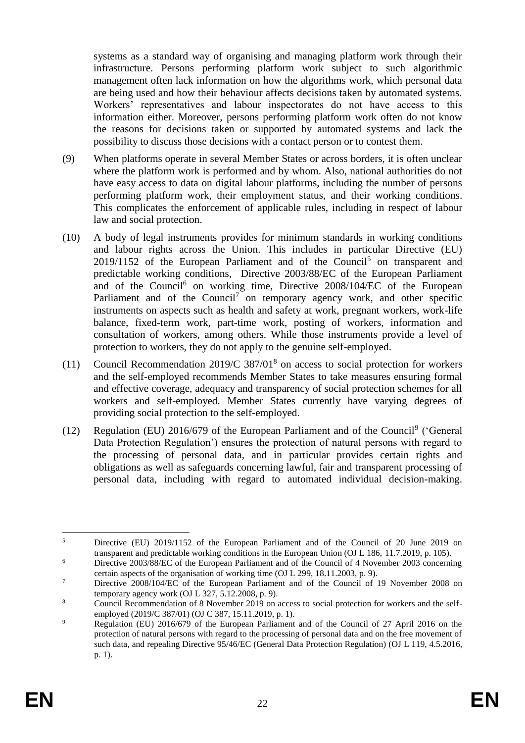systems as a standard way of organising and managing platform work through their infrastructure. Persons performing platform work subject to such algorithmic management often lack information on how the algorithms work, which personal data are being used and how their behaviour affects decisions taken by automated systems. Workers' representatives and labour inspectorates do not have access to this information either. Moreover, persons performing platform work often do not know the reasons for decisions taken or supported by automated systems and lack the possibility to discuss those decisions with a contact person or to contest them.

(9) When platforms operate in several Member States or across borders, it is often unclear where the platform work is performed and by whom. Also, national authorities do not have easy access to data on digital labour platforms, including the number of persons performing platform work, their employment status, and their working conditions. This complicates the enforcement of applicable rules, including in respect of labour law and social protection.

(10) A body of legal instruments provides for minimum standards in working conditions and labour rights across the Union. This includes in particular Directive (EU) 2019/1152 of the European Parliament and of the Council[5] on transparent and predictable working conditions, Directive 2003/88/EC of the European Parliament and of the Council[6] on working time, Directive 2008/104/EC of the European Parliament and of the Council[7] on temporary agency work, and other specific instruments on aspects such as health and safety at work, pregnant workers, work-life balance, fixed-term work, part-time work, posting of workers, information and consultation of workers, among others. While those instruments provide a level of protection to workers, they do not apply to the genuine self-employed.

(11) Council Recommendation 2019/C 387/01[8] on access to social protection for workers and the self-employed recommends Member States to take measures ensuring formal and effective coverage, adequacy and transparency of social protection schemes for all workers and self-employed. Member States currently have varying degrees of providing social protection to the self-employed.

(12) Regulation (EU) 2016/679 of the European Parliament and of the Council[9] ('General Data Protection Regulation') ensures the protection of natural persons with regard to the processing of personal data, and in particular provides certain rights and obligations as well as safeguards concerning lawful, fair and transparent processing of personal data, including with regard to automated individual decision-making.

---

[5] Directive (EU) 2019/1152 of the European Parliament and of the Council of 20 June 2019 on transparent and predictable working conditions in the European Union (OJ L 186, 11.7.2019, p. 105).

[6] Directive 2003/88/EC of the European Parliament and of the Council of 4 November 2003 concerning certain aspects of the organisation of working time (OJ L 299, 18.11.2003, p. 9).

[7] Directive 2008/104/EC of the European Parliament and of the Council of 19 November 2008 on temporary agency work (OJ L 327, 5.12.2008, p. 9).

[8] Council Recommendation of 8 November 2019 on access to social protection for workers and the self-employed (2019/C 387/01) (OJ C 387, 15.11.2019, p. 1).

[9] Regulation (EU) 2016/679 of the European Parliament and of the Council of 27 April 2016 on the protection of natural persons with regard to the processing of personal data and on the free movement of such data, and repealing Directive 95/46/EC (General Data Protection Regulation) (OJ L 119, 4.5.2016, p. 1).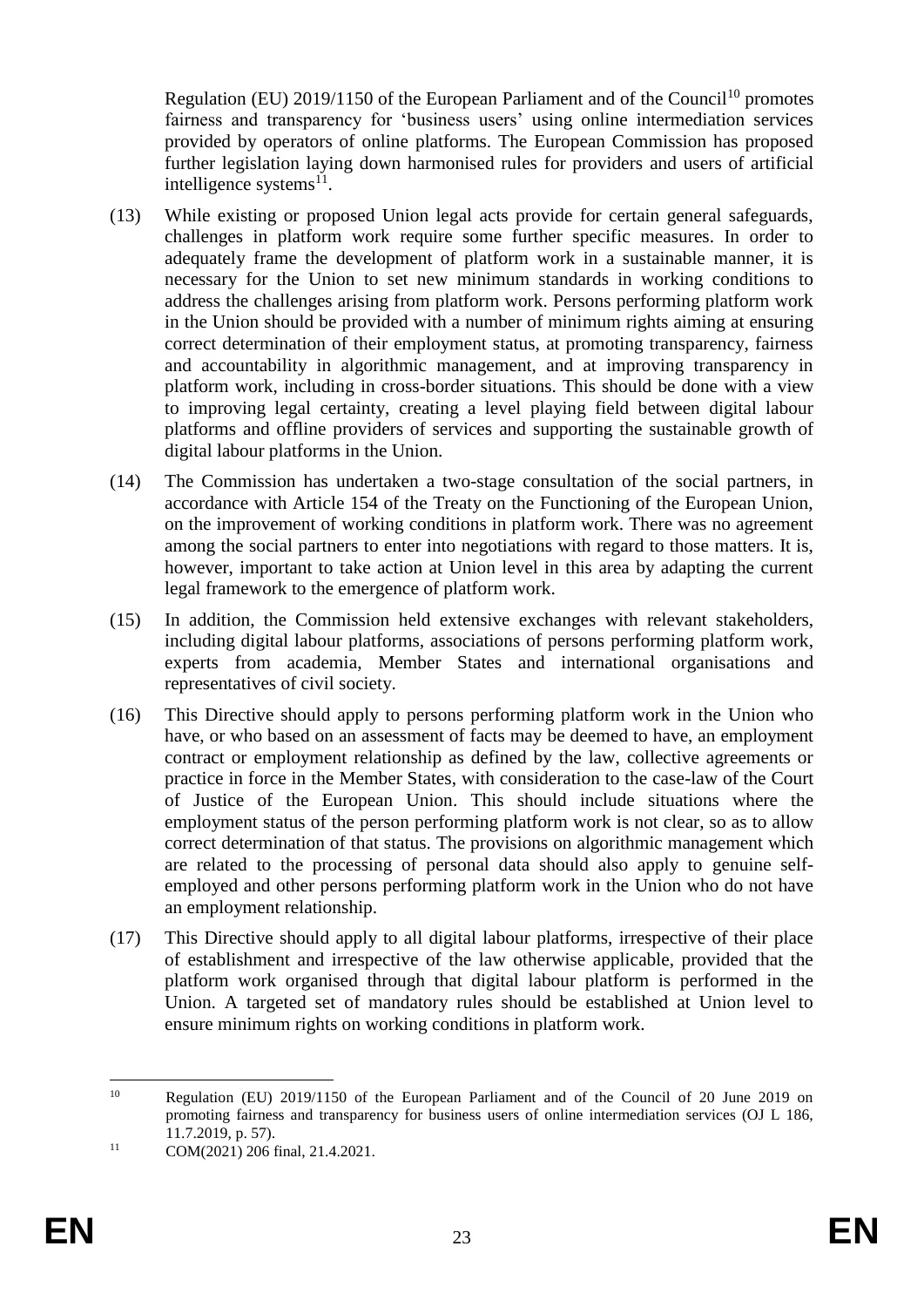Regulation (EU) 2019/1150 of the European Parliament and of the Council[10] promotes fairness and transparency for 'business users' using online intermediation services provided by operators of online platforms. The European Commission has proposed further legislation laying down harmonised rules for providers and users of artificial intelligence systems[11].

(13) While existing or proposed Union legal acts provide for certain general safeguards, challenges in platform work require some further specific measures. In order to adequately frame the development of platform work in a sustainable manner, it is necessary for the Union to set new minimum standards in working conditions to address the challenges arising from platform work. Persons performing platform work in the Union should be provided with a number of minimum rights aiming at ensuring correct determination of their employment status, at promoting transparency, fairness and accountability in algorithmic management, and at improving transparency in platform work, including in cross-border situations. This should be done with a view to improving legal certainty, creating a level playing field between digital labour platforms and offline providers of services and supporting the sustainable growth of digital labour platforms in the Union.

(14) The Commission has undertaken a two-stage consultation of the social partners, in accordance with Article 154 of the Treaty on the Functioning of the European Union, on the improvement of working conditions in platform work. There was no agreement among the social partners to enter into negotiations with regard to those matters. It is, however, important to take action at Union level in this area by adapting the current legal framework to the emergence of platform work.

(15) In addition, the Commission held extensive exchanges with relevant stakeholders, including digital labour platforms, associations of persons performing platform work, experts from academia, Member States and international organisations and representatives of civil society.

(16) This Directive should apply to persons performing platform work in the Union who have, or who based on an assessment of facts may be deemed to have, an employment contract or employment relationship as defined by the law, collective agreements or practice in force in the Member States, with consideration to the case-law of the Court of Justice of the European Union. This should include situations where the employment status of the person performing platform work is not clear, so as to allow correct determination of that status. The provisions on algorithmic management which are related to the processing of personal data should also apply to genuine self-employed and other persons performing platform work in the Union who do not have an employment relationship.

(17) This Directive should apply to all digital labour platforms, irrespective of their place of establishment and irrespective of the law otherwise applicable, provided that the platform work organised through that digital labour platform is performed in the Union. A targeted set of mandatory rules should be established at Union level to ensure minimum rights on working conditions in platform work.

---

[10] Regulation (EU) 2019/1150 of the European Parliament and of the Council of 20 June 2019 on promoting fairness and transparency for business users of online intermediation services (OJ L 186, 11.7.2019, p. 57).

[11] COM(2021) 206 final, 21.4.2021.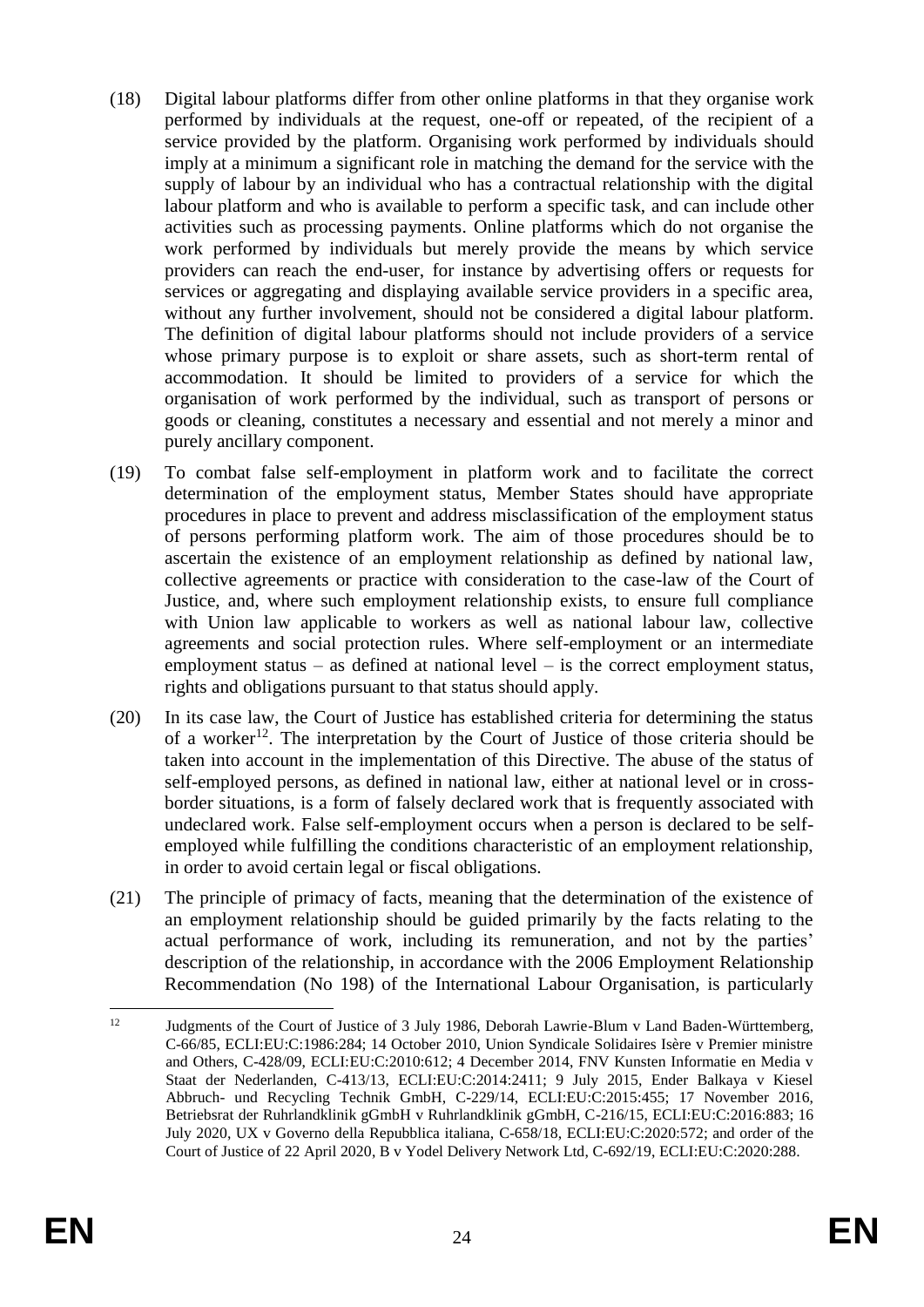(18) Digital labour platforms differ from other online platforms in that they organise work performed by individuals at the request, one-off or repeated, of the recipient of a service provided by the platform. Organising work performed by individuals should imply at a minimum a significant role in matching the demand for the service with the supply of labour by an individual who has a contractual relationship with the digital labour platform and who is available to perform a specific task, and can include other activities such as processing payments. Online platforms which do not organise the work performed by individuals but merely provide the means by which service providers can reach the end-user, for instance by advertising offers or requests for services or aggregating and displaying available service providers in a specific area, without any further involvement, should not be considered a digital labour platform. The definition of digital labour platforms should not include providers of a service whose primary purpose is to exploit or share assets, such as short-term rental of accommodation. It should be limited to providers of a service for which the organisation of work performed by the individual, such as transport of persons or goods or cleaning, constitutes a necessary and essential and not merely a minor and purely ancillary component.

(19) To combat false self-employment in platform work and to facilitate the correct determination of the employment status, Member States should have appropriate procedures in place to prevent and address misclassification of the employment status of persons performing platform work. The aim of those procedures should be to ascertain the existence of an employment relationship as defined by national law, collective agreements or practice with consideration to the case-law of the Court of Justice, and, where such employment relationship exists, to ensure full compliance with Union law applicable to workers as well as national labour law, collective agreements and social protection rules. Where self-employment or an intermediate employment status – as defined at national level – is the correct employment status, rights and obligations pursuant to that status should apply.

(20) In its case law, the Court of Justice has established criteria for determining the status of a worker[12]. The interpretation by the Court of Justice of those criteria should be taken into account in the implementation of this Directive. The abuse of the status of self-employed persons, as defined in national law, either at national level or in cross-border situations, is a form of falsely declared work that is frequently associated with undeclared work. False self-employment occurs when a person is declared to be self-employed while fulfilling the conditions characteristic of an employment relationship, in order to avoid certain legal or fiscal obligations.

(21) The principle of primacy of facts, meaning that the determination of the existence of an employment relationship should be guided primarily by the facts relating to the actual performance of work, including its remuneration, and not by the parties' description of the relationship, in accordance with the 2006 Employment Relationship Recommendation (No 198) of the International Labour Organisation, is particularly

---

[12] Judgments of the Court of Justice of 3 July 1986, Deborah Lawrie-Blum v Land Baden-Württemberg, C-66/85, ECLI:EU:C:1986:284; 14 October 2010, Union Syndicale Solidaires Isère v Premier ministre and Others, C-428/09, ECLI:EU:C:2010:612; 4 December 2014, FNV Kunsten Informatie en Media v Staat der Nederlanden, C-413/13, ECLI:EU:C:2014:2411; 9 July 2015, Ender Balkaya v Kiesel Abbruch- und Recycling Technik GmbH, C-229/14, ECLI:EU:C:2015:455; 17 November 2016, Betriebsrat der Ruhrlandklinik gGmbH v Ruhrlandklinik gGmbH, C-216/15, ECLI:EU:C:2016:883; 16 July 2020, UX v Governo della Repubblica italiana, C-658/18, ECLI:EU:C:2020:572; and order of the Court of Justice of 22 April 2020, B v Yodel Delivery Network Ltd, C-692/19, ECLI:EU:C:2020:288.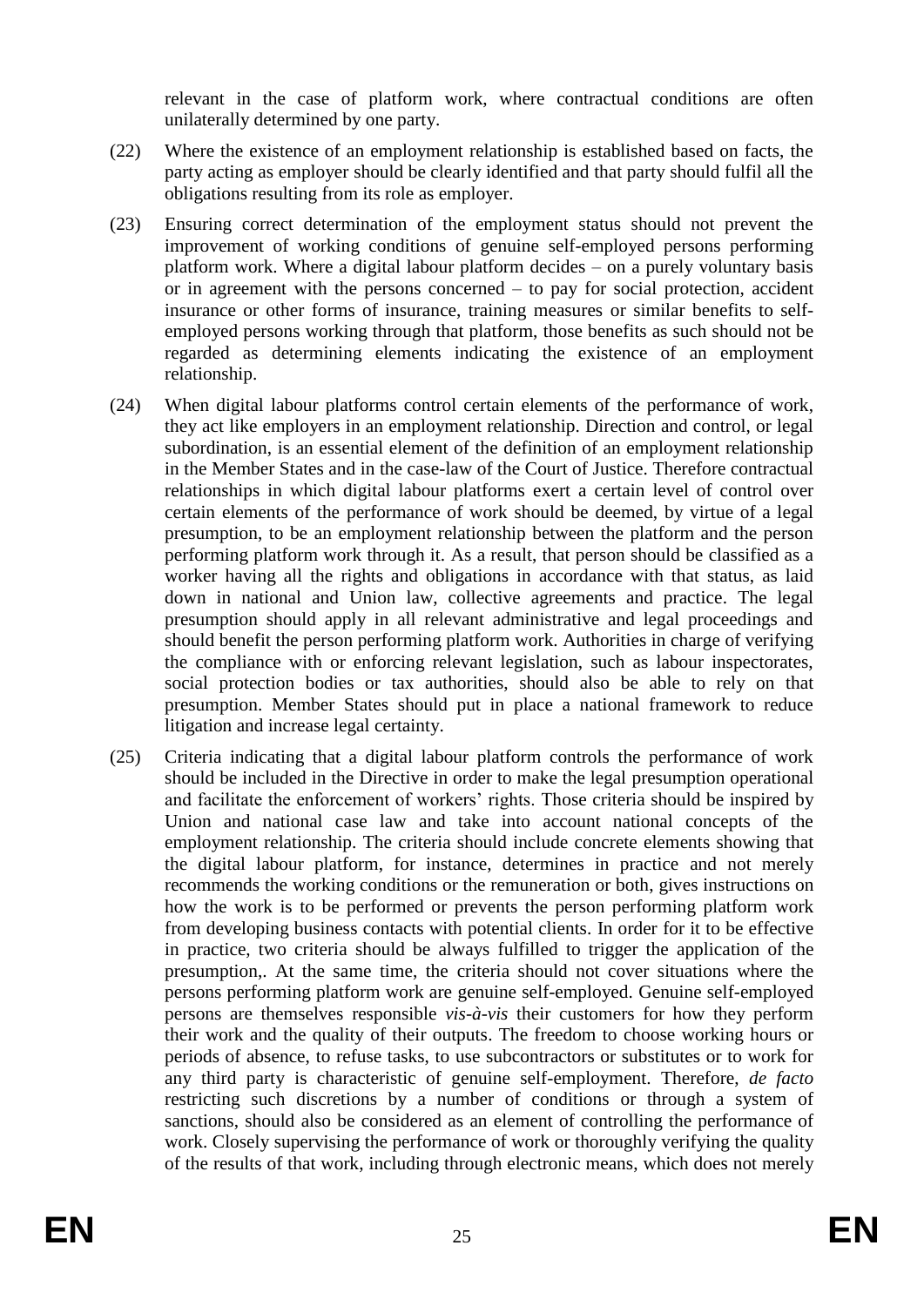relevant in the case of platform work, where contractual conditions are often unilaterally determined by one party.

(22) Where the existence of an employment relationship is established based on facts, the party acting as employer should be clearly identified and that party should fulfil all the obligations resulting from its role as employer.

(23) Ensuring correct determination of the employment status should not prevent the improvement of working conditions of genuine self-employed persons performing platform work. Where a digital labour platform decides – on a purely voluntary basis or in agreement with the persons concerned – to pay for social protection, accident insurance or other forms of insurance, training measures or similar benefits to self-employed persons working through that platform, those benefits as such should not be regarded as determining elements indicating the existence of an employment relationship.

(24) When digital labour platforms control certain elements of the performance of work, they act like employers in an employment relationship. Direction and control, or legal subordination, is an essential element of the definition of an employment relationship in the Member States and in the case-law of the Court of Justice. Therefore contractual relationships in which digital labour platforms exert a certain level of control over certain elements of the performance of work should be deemed, by virtue of a legal presumption, to be an employment relationship between the platform and the person performing platform work through it. As a result, that person should be classified as a worker having all the rights and obligations in accordance with that status, as laid down in national and Union law, collective agreements and practice. The legal presumption should apply in all relevant administrative and legal proceedings and should benefit the person performing platform work. Authorities in charge of verifying the compliance with or enforcing relevant legislation, such as labour inspectorates, social protection bodies or tax authorities, should also be able to rely on that presumption. Member States should put in place a national framework to reduce litigation and increase legal certainty.

(25) Criteria indicating that a digital labour platform controls the performance of work should be included in the Directive in order to make the legal presumption operational and facilitate the enforcement of workers' rights. Those criteria should be inspired by Union and national case law and take into account national concepts of the employment relationship. The criteria should include concrete elements showing that the digital labour platform, for instance, determines in practice and not merely recommends the working conditions or the remuneration or both, gives instructions on how the work is to be performed or prevents the person performing platform work from developing business contacts with potential clients. In order for it to be effective in practice, two criteria should be always fulfilled to trigger the application of the presumption,. At the same time, the criteria should not cover situations where the persons performing platform work are genuine self-employed. Genuine self-employed persons are themselves responsible *vis-à-vis* their customers for how they perform their work and the quality of their outputs. The freedom to choose working hours or periods of absence, to refuse tasks, to use subcontractors or substitutes or to work for any third party is characteristic of genuine self-employment. Therefore, *de facto* restricting such discretions by a number of conditions or through a system of sanctions, should also be considered as an element of controlling the performance of work. Closely supervising the performance of work or thoroughly verifying the quality of the results of that work, including through electronic means, which does not merely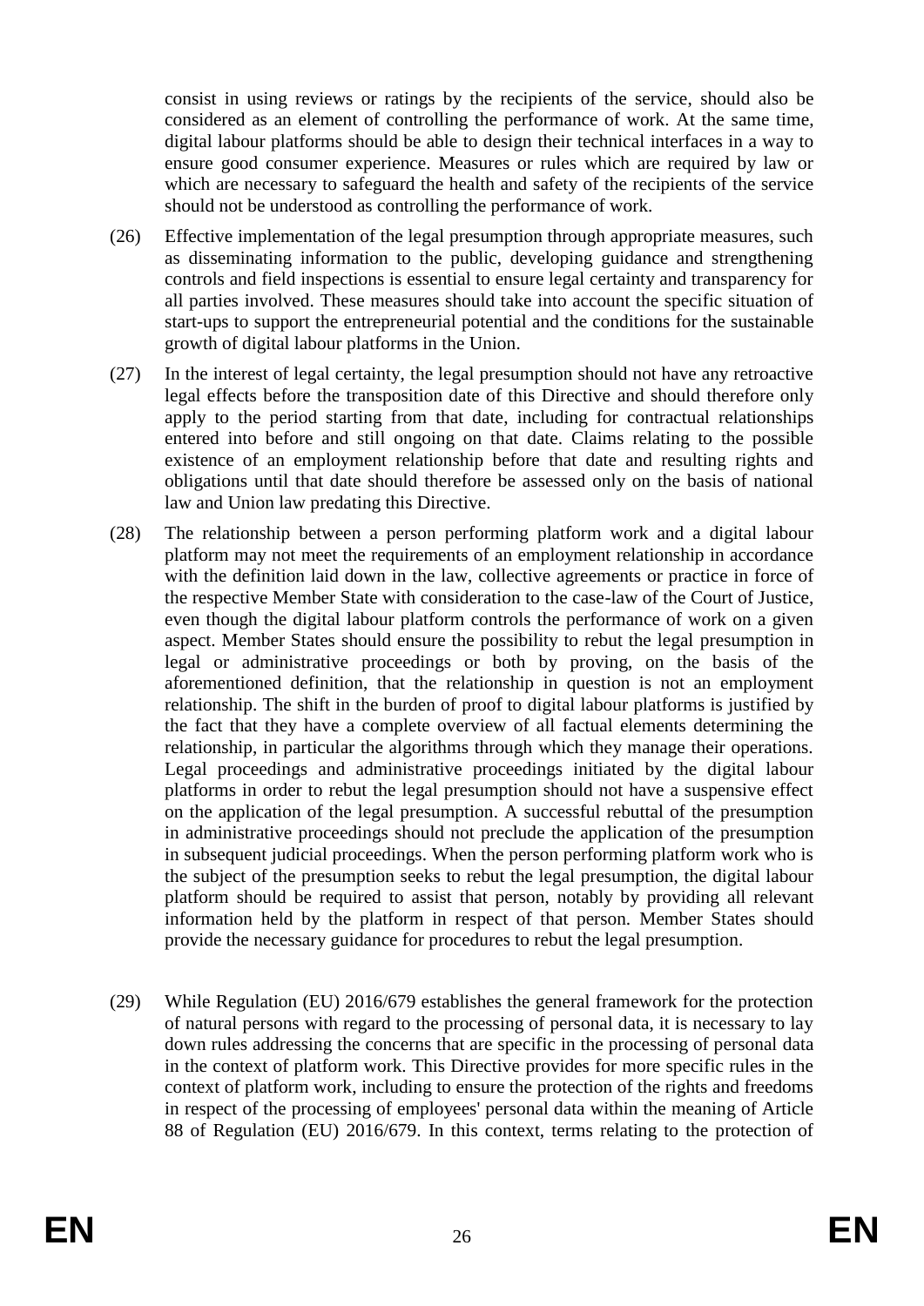consist in using reviews or ratings by the recipients of the service, should also be considered as an element of controlling the performance of work. At the same time, digital labour platforms should be able to design their technical interfaces in a way to ensure good consumer experience. Measures or rules which are required by law or which are necessary to safeguard the health and safety of the recipients of the service should not be understood as controlling the performance of work.

(26) Effective implementation of the legal presumption through appropriate measures, such as disseminating information to the public, developing guidance and strengthening controls and field inspections is essential to ensure legal certainty and transparency for all parties involved. These measures should take into account the specific situation of start-ups to support the entrepreneurial potential and the conditions for the sustainable growth of digital labour platforms in the Union.

(27) In the interest of legal certainty, the legal presumption should not have any retroactive legal effects before the transposition date of this Directive and should therefore only apply to the period starting from that date, including for contractual relationships entered into before and still ongoing on that date. Claims relating to the possible existence of an employment relationship before that date and resulting rights and obligations until that date should therefore be assessed only on the basis of national law and Union law predating this Directive.

(28) The relationship between a person performing platform work and a digital labour platform may not meet the requirements of an employment relationship in accordance with the definition laid down in the law, collective agreements or practice in force of the respective Member State with consideration to the case-law of the Court of Justice, even though the digital labour platform controls the performance of work on a given aspect. Member States should ensure the possibility to rebut the legal presumption in legal or administrative proceedings or both by proving, on the basis of the aforementioned definition, that the relationship in question is not an employment relationship. The shift in the burden of proof to digital labour platforms is justified by the fact that they have a complete overview of all factual elements determining the relationship, in particular the algorithms through which they manage their operations. Legal proceedings and administrative proceedings initiated by the digital labour platforms in order to rebut the legal presumption should not have a suspensive effect on the application of the legal presumption. A successful rebuttal of the presumption in administrative proceedings should not preclude the application of the presumption in subsequent judicial proceedings. When the person performing platform work who is the subject of the presumption seeks to rebut the legal presumption, the digital labour platform should be required to assist that person, notably by providing all relevant information held by the platform in respect of that person. Member States should provide the necessary guidance for procedures to rebut the legal presumption.

(29) While Regulation (EU) 2016/679 establishes the general framework for the protection of natural persons with regard to the processing of personal data, it is necessary to lay down rules addressing the concerns that are specific in the processing of personal data in the context of platform work. This Directive provides for more specific rules in the context of platform work, including to ensure the protection of the rights and freedoms in respect of the processing of employees' personal data within the meaning of Article 88 of Regulation (EU) 2016/679. In this context, terms relating to the protection of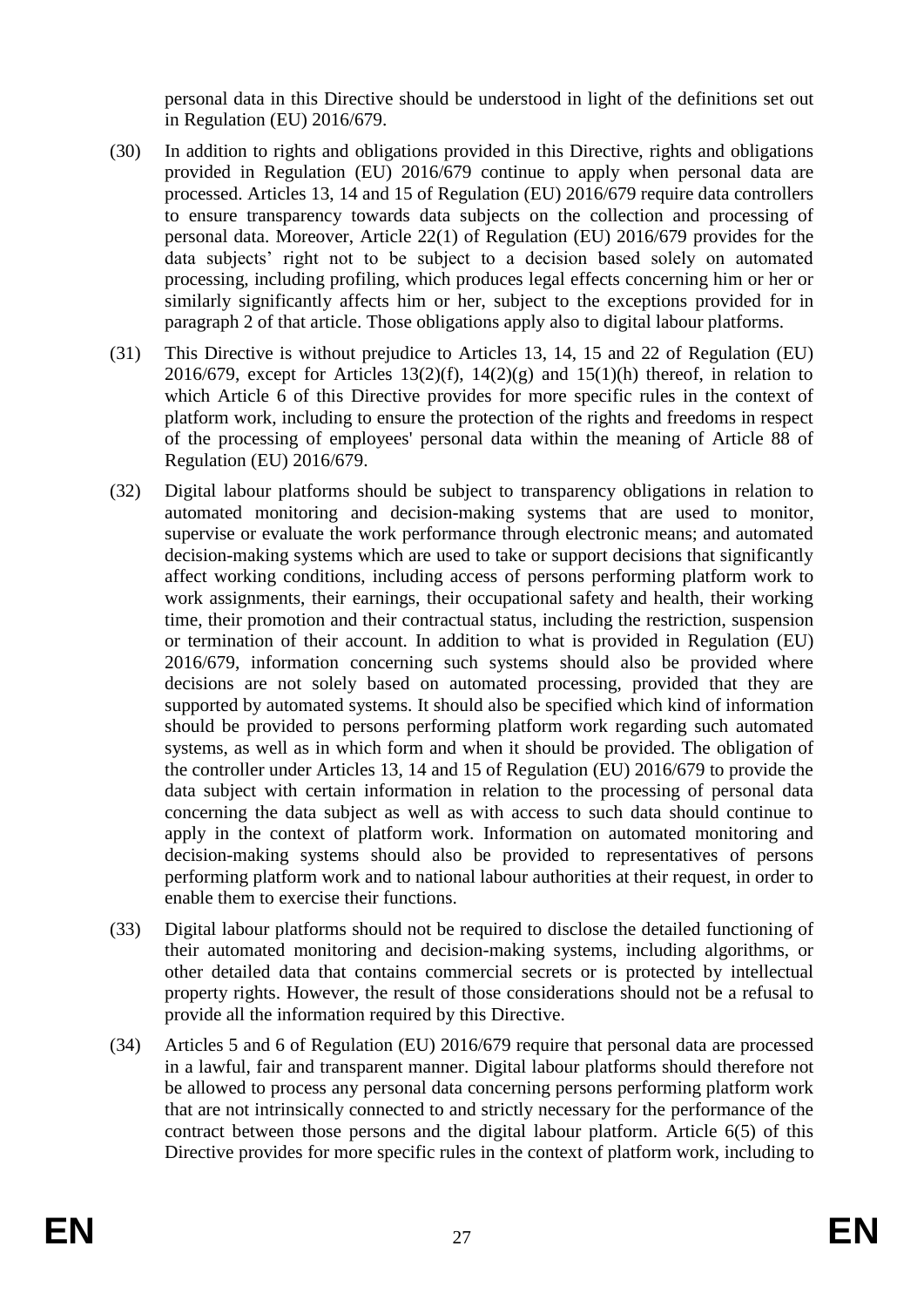personal data in this Directive should be understood in light of the definitions set out in Regulation (EU) 2016/679.

(30) In addition to rights and obligations provided in this Directive, rights and obligations provided in Regulation (EU) 2016/679 continue to apply when personal data are processed. Articles 13, 14 and 15 of Regulation (EU) 2016/679 require data controllers to ensure transparency towards data subjects on the collection and processing of personal data. Moreover, Article 22(1) of Regulation (EU) 2016/679 provides for the data subjects' right not to be subject to a decision based solely on automated processing, including profiling, which produces legal effects concerning him or her or similarly significantly affects him or her, subject to the exceptions provided for in paragraph 2 of that article. Those obligations apply also to digital labour platforms.

(31) This Directive is without prejudice to Articles 13, 14, 15 and 22 of Regulation (EU) 2016/679, except for Articles 13(2)(f), 14(2)(g) and 15(1)(h) thereof, in relation to which Article 6 of this Directive provides for more specific rules in the context of platform work, including to ensure the protection of the rights and freedoms in respect of the processing of employees' personal data within the meaning of Article 88 of Regulation (EU) 2016/679.

(32) Digital labour platforms should be subject to transparency obligations in relation to automated monitoring and decision-making systems that are used to monitor, supervise or evaluate the work performance through electronic means; and automated decision-making systems which are used to take or support decisions that significantly affect working conditions, including access of persons performing platform work to work assignments, their earnings, their occupational safety and health, their working time, their promotion and their contractual status, including the restriction, suspension or termination of their account. In addition to what is provided in Regulation (EU) 2016/679, information concerning such systems should also be provided where decisions are not solely based on automated processing, provided that they are supported by automated systems. It should also be specified which kind of information should be provided to persons performing platform work regarding such automated systems, as well as in which form and when it should be provided. The obligation of the controller under Articles 13, 14 and 15 of Regulation (EU) 2016/679 to provide the data subject with certain information in relation to the processing of personal data concerning the data subject as well as with access to such data should continue to apply in the context of platform work. Information on automated monitoring and decision-making systems should also be provided to representatives of persons performing platform work and to national labour authorities at their request, in order to enable them to exercise their functions.

(33) Digital labour platforms should not be required to disclose the detailed functioning of their automated monitoring and decision-making systems, including algorithms, or other detailed data that contains commercial secrets or is protected by intellectual property rights. However, the result of those considerations should not be a refusal to provide all the information required by this Directive.

(34) Articles 5 and 6 of Regulation (EU) 2016/679 require that personal data are processed in a lawful, fair and transparent manner. Digital labour platforms should therefore not be allowed to process any personal data concerning persons performing platform work that are not intrinsically connected to and strictly necessary for the performance of the contract between those persons and the digital labour platform. Article 6(5) of this Directive provides for more specific rules in the context of platform work, including to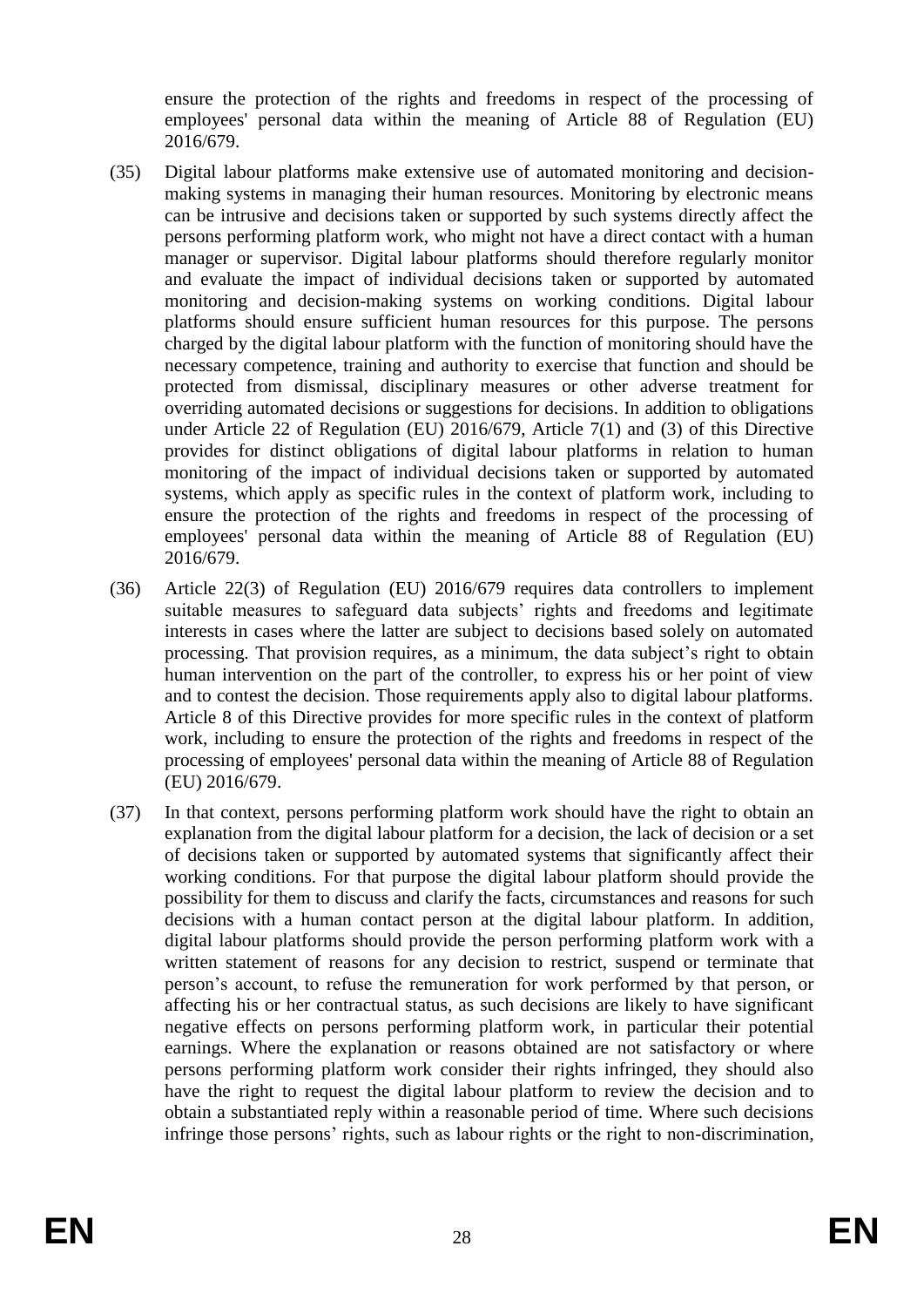ensure the protection of the rights and freedoms in respect of the processing of employees' personal data within the meaning of Article 88 of Regulation (EU) 2016/679.

(35) Digital labour platforms make extensive use of automated monitoring and decision-making systems in managing their human resources. Monitoring by electronic means can be intrusive and decisions taken or supported by such systems directly affect the persons performing platform work, who might not have a direct contact with a human manager or supervisor. Digital labour platforms should therefore regularly monitor and evaluate the impact of individual decisions taken or supported by automated monitoring and decision-making systems on working conditions. Digital labour platforms should ensure sufficient human resources for this purpose. The persons charged by the digital labour platform with the function of monitoring should have the necessary competence, training and authority to exercise that function and should be protected from dismissal, disciplinary measures or other adverse treatment for overriding automated decisions or suggestions for decisions. In addition to obligations under Article 22 of Regulation (EU) 2016/679, Article 7(1) and (3) of this Directive provides for distinct obligations of digital labour platforms in relation to human monitoring of the impact of individual decisions taken or supported by automated systems, which apply as specific rules in the context of platform work, including to ensure the protection of the rights and freedoms in respect of the processing of employees' personal data within the meaning of Article 88 of Regulation (EU) 2016/679.

(36) Article 22(3) of Regulation (EU) 2016/679 requires data controllers to implement suitable measures to safeguard data subjects' rights and freedoms and legitimate interests in cases where the latter are subject to decisions based solely on automated processing. That provision requires, as a minimum, the data subject's right to obtain human intervention on the part of the controller, to express his or her point of view and to contest the decision. Those requirements apply also to digital labour platforms. Article 8 of this Directive provides for more specific rules in the context of platform work, including to ensure the protection of the rights and freedoms in respect of the processing of employees' personal data within the meaning of Article 88 of Regulation (EU) 2016/679.

(37) In that context, persons performing platform work should have the right to obtain an explanation from the digital labour platform for a decision, the lack of decision or a set of decisions taken or supported by automated systems that significantly affect their working conditions. For that purpose the digital labour platform should provide the possibility for them to discuss and clarify the facts, circumstances and reasons for such decisions with a human contact person at the digital labour platform. In addition, digital labour platforms should provide the person performing platform work with a written statement of reasons for any decision to restrict, suspend or terminate that person's account, to refuse the remuneration for work performed by that person, or affecting his or her contractual status, as such decisions are likely to have significant negative effects on persons performing platform work, in particular their potential earnings. Where the explanation or reasons obtained are not satisfactory or where persons performing platform work consider their rights infringed, they should also have the right to request the digital labour platform to review the decision and to obtain a substantiated reply within a reasonable period of time. Where such decisions infringe those persons' rights, such as labour rights or the right to non-discrimination,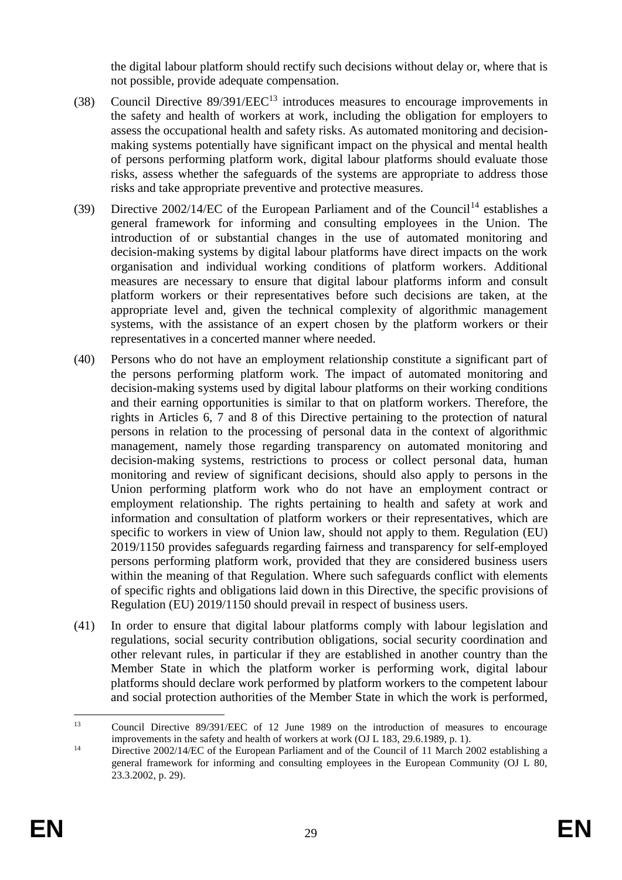the digital labour platform should rectify such decisions without delay or, where that is not possible, provide adequate compensation.

(38) Council Directive 89/391/EEC[13] introduces measures to encourage improvements in the safety and health of workers at work, including the obligation for employers to assess the occupational health and safety risks. As automated monitoring and decision-making systems potentially have significant impact on the physical and mental health of persons performing platform work, digital labour platforms should evaluate those risks, assess whether the safeguards of the systems are appropriate to address those risks and take appropriate preventive and protective measures.

(39) Directive 2002/14/EC of the European Parliament and of the Council[14] establishes a general framework for informing and consulting employees in the Union. The introduction of or substantial changes in the use of automated monitoring and decision-making systems by digital labour platforms have direct impacts on the work organisation and individual working conditions of platform workers. Additional measures are necessary to ensure that digital labour platforms inform and consult platform workers or their representatives before such decisions are taken, at the appropriate level and, given the technical complexity of algorithmic management systems, with the assistance of an expert chosen by the platform workers or their representatives in a concerted manner where needed.

(40) Persons who do not have an employment relationship constitute a significant part of the persons performing platform work. The impact of automated monitoring and decision-making systems used by digital labour platforms on their working conditions and their earning opportunities is similar to that on platform workers. Therefore, the rights in Articles 6, 7 and 8 of this Directive pertaining to the protection of natural persons in relation to the processing of personal data in the context of algorithmic management, namely those regarding transparency on automated monitoring and decision-making systems, restrictions to process or collect personal data, human monitoring and review of significant decisions, should also apply to persons in the Union performing platform work who do not have an employment contract or employment relationship. The rights pertaining to health and safety at work and information and consultation of platform workers or their representatives, which are specific to workers in view of Union law, should not apply to them. Regulation (EU) 2019/1150 provides safeguards regarding fairness and transparency for self-employed persons performing platform work, provided that they are considered business users within the meaning of that Regulation. Where such safeguards conflict with elements of specific rights and obligations laid down in this Directive, the specific provisions of Regulation (EU) 2019/1150 should prevail in respect of business users.

(41) In order to ensure that digital labour platforms comply with labour legislation and regulations, social security contribution obligations, social security coordination and other relevant rules, in particular if they are established in another country than the Member State in which the platform worker is performing work, digital labour platforms should declare work performed by platform workers to the competent labour and social protection authorities of the Member State in which the work is performed,

---

[13] Council Directive 89/391/EEC of 12 June 1989 on the introduction of measures to encourage improvements in the safety and health of workers at work (OJ L 183, 29.6.1989, p. 1).

[14] Directive 2002/14/EC of the European Parliament and of the Council of 11 March 2002 establishing a general framework for informing and consulting employees in the European Community (OJ L 80, 23.3.2002, p. 29).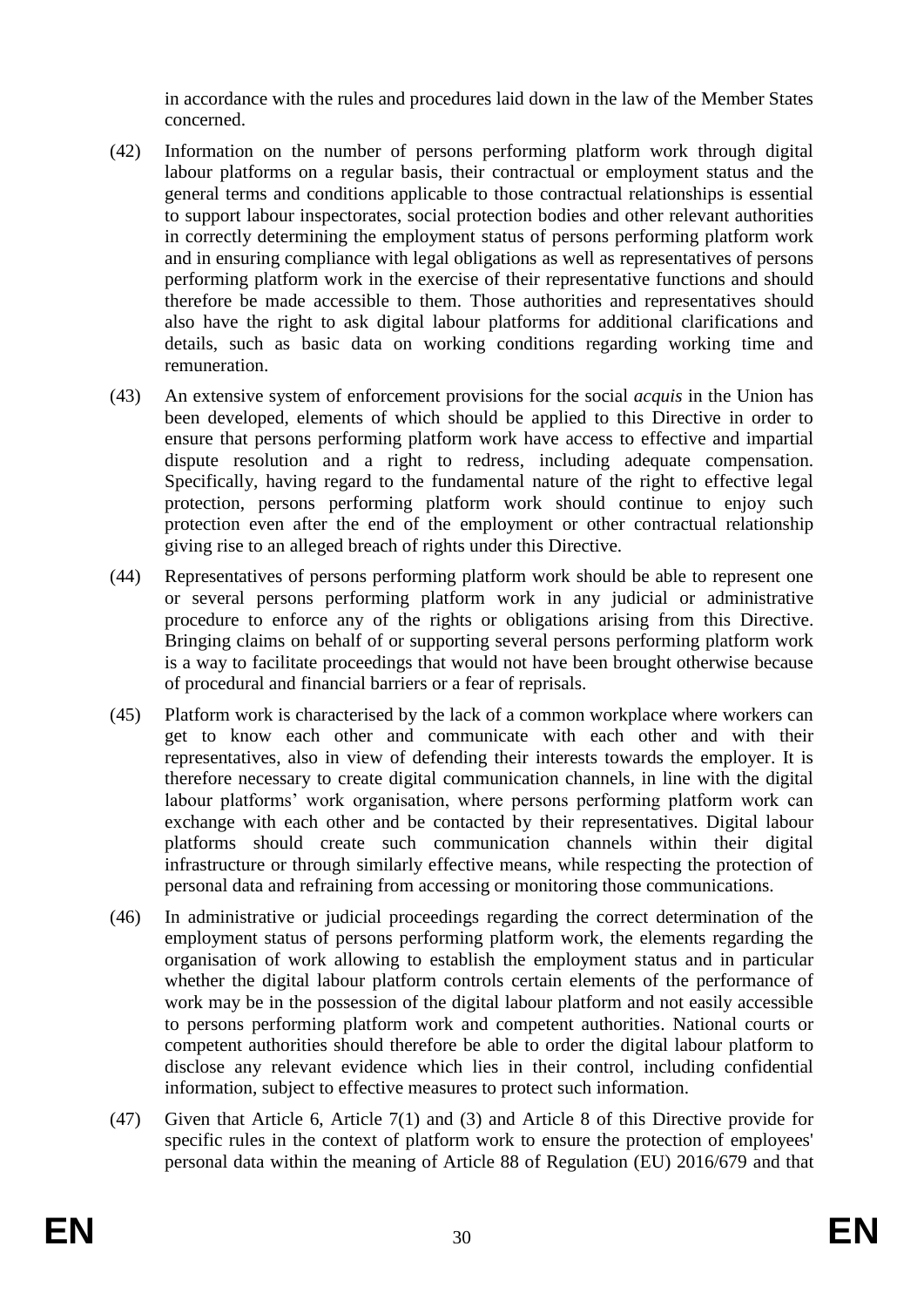in accordance with the rules and procedures laid down in the law of the Member States concerned.

(42) Information on the number of persons performing platform work through digital labour platforms on a regular basis, their contractual or employment status and the general terms and conditions applicable to those contractual relationships is essential to support labour inspectorates, social protection bodies and other relevant authorities in correctly determining the employment status of persons performing platform work and in ensuring compliance with legal obligations as well as representatives of persons performing platform work in the exercise of their representative functions and should therefore be made accessible to them. Those authorities and representatives should also have the right to ask digital labour platforms for additional clarifications and details, such as basic data on working conditions regarding working time and remuneration.

(43) An extensive system of enforcement provisions for the social *acquis* in the Union has been developed, elements of which should be applied to this Directive in order to ensure that persons performing platform work have access to effective and impartial dispute resolution and a right to redress, including adequate compensation. Specifically, having regard to the fundamental nature of the right to effective legal protection, persons performing platform work should continue to enjoy such protection even after the end of the employment or other contractual relationship giving rise to an alleged breach of rights under this Directive.

(44) Representatives of persons performing platform work should be able to represent one or several persons performing platform work in any judicial or administrative procedure to enforce any of the rights or obligations arising from this Directive. Bringing claims on behalf of or supporting several persons performing platform work is a way to facilitate proceedings that would not have been brought otherwise because of procedural and financial barriers or a fear of reprisals.

(45) Platform work is characterised by the lack of a common workplace where workers can get to know each other and communicate with each other and with their representatives, also in view of defending their interests towards the employer. It is therefore necessary to create digital communication channels, in line with the digital labour platforms' work organisation, where persons performing platform work can exchange with each other and be contacted by their representatives. Digital labour platforms should create such communication channels within their digital infrastructure or through similarly effective means, while respecting the protection of personal data and refraining from accessing or monitoring those communications.

(46) In administrative or judicial proceedings regarding the correct determination of the employment status of persons performing platform work, the elements regarding the organisation of work allowing to establish the employment status and in particular whether the digital labour platform controls certain elements of the performance of work may be in the possession of the digital labour platform and not easily accessible to persons performing platform work and competent authorities. National courts or competent authorities should therefore be able to order the digital labour platform to disclose any relevant evidence which lies in their control, including confidential information, subject to effective measures to protect such information.

(47) Given that Article 6, Article 7(1) and (3) and Article 8 of this Directive provide for specific rules in the context of platform work to ensure the protection of employees' personal data within the meaning of Article 88 of Regulation (EU) 2016/679 and that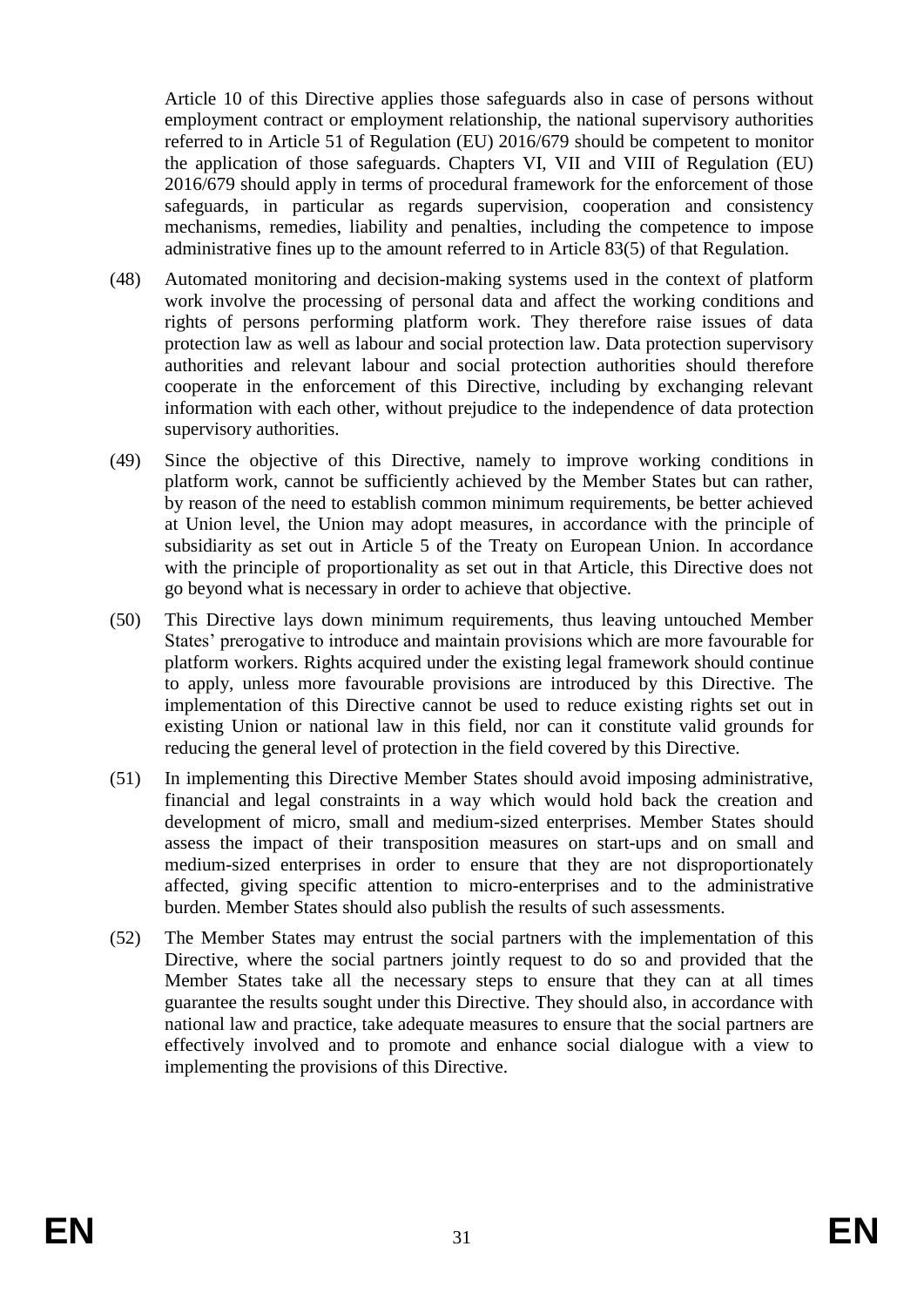Article 10 of this Directive applies those safeguards also in case of persons without employment contract or employment relationship, the national supervisory authorities referred to in Article 51 of Regulation (EU) 2016/679 should be competent to monitor the application of those safeguards. Chapters VI, VII and VIII of Regulation (EU) 2016/679 should apply in terms of procedural framework for the enforcement of those safeguards, in particular as regards supervision, cooperation and consistency mechanisms, remedies, liability and penalties, including the competence to impose administrative fines up to the amount referred to in Article 83(5) of that Regulation.

(48) Automated monitoring and decision-making systems used in the context of platform work involve the processing of personal data and affect the working conditions and rights of persons performing platform work. They therefore raise issues of data protection law as well as labour and social protection law. Data protection supervisory authorities and relevant labour and social protection authorities should therefore cooperate in the enforcement of this Directive, including by exchanging relevant information with each other, without prejudice to the independence of data protection supervisory authorities.

(49) Since the objective of this Directive, namely to improve working conditions in platform work, cannot be sufficiently achieved by the Member States but can rather, by reason of the need to establish common minimum requirements, be better achieved at Union level, the Union may adopt measures, in accordance with the principle of subsidiarity as set out in Article 5 of the Treaty on European Union. In accordance with the principle of proportionality as set out in that Article, this Directive does not go beyond what is necessary in order to achieve that objective.

(50) This Directive lays down minimum requirements, thus leaving untouched Member States' prerogative to introduce and maintain provisions which are more favourable for platform workers. Rights acquired under the existing legal framework should continue to apply, unless more favourable provisions are introduced by this Directive. The implementation of this Directive cannot be used to reduce existing rights set out in existing Union or national law in this field, nor can it constitute valid grounds for reducing the general level of protection in the field covered by this Directive.

(51) In implementing this Directive Member States should avoid imposing administrative, financial and legal constraints in a way which would hold back the creation and development of micro, small and medium-sized enterprises. Member States should assess the impact of their transposition measures on start-ups and on small and medium-sized enterprises in order to ensure that they are not disproportionately affected, giving specific attention to micro-enterprises and to the administrative burden. Member States should also publish the results of such assessments.

(52) The Member States may entrust the social partners with the implementation of this Directive, where the social partners jointly request to do so and provided that the Member States take all the necessary steps to ensure that they can at all times guarantee the results sought under this Directive. They should also, in accordance with national law and practice, take adequate measures to ensure that the social partners are effectively involved and to promote and enhance social dialogue with a view to implementing the provisions of this Directive.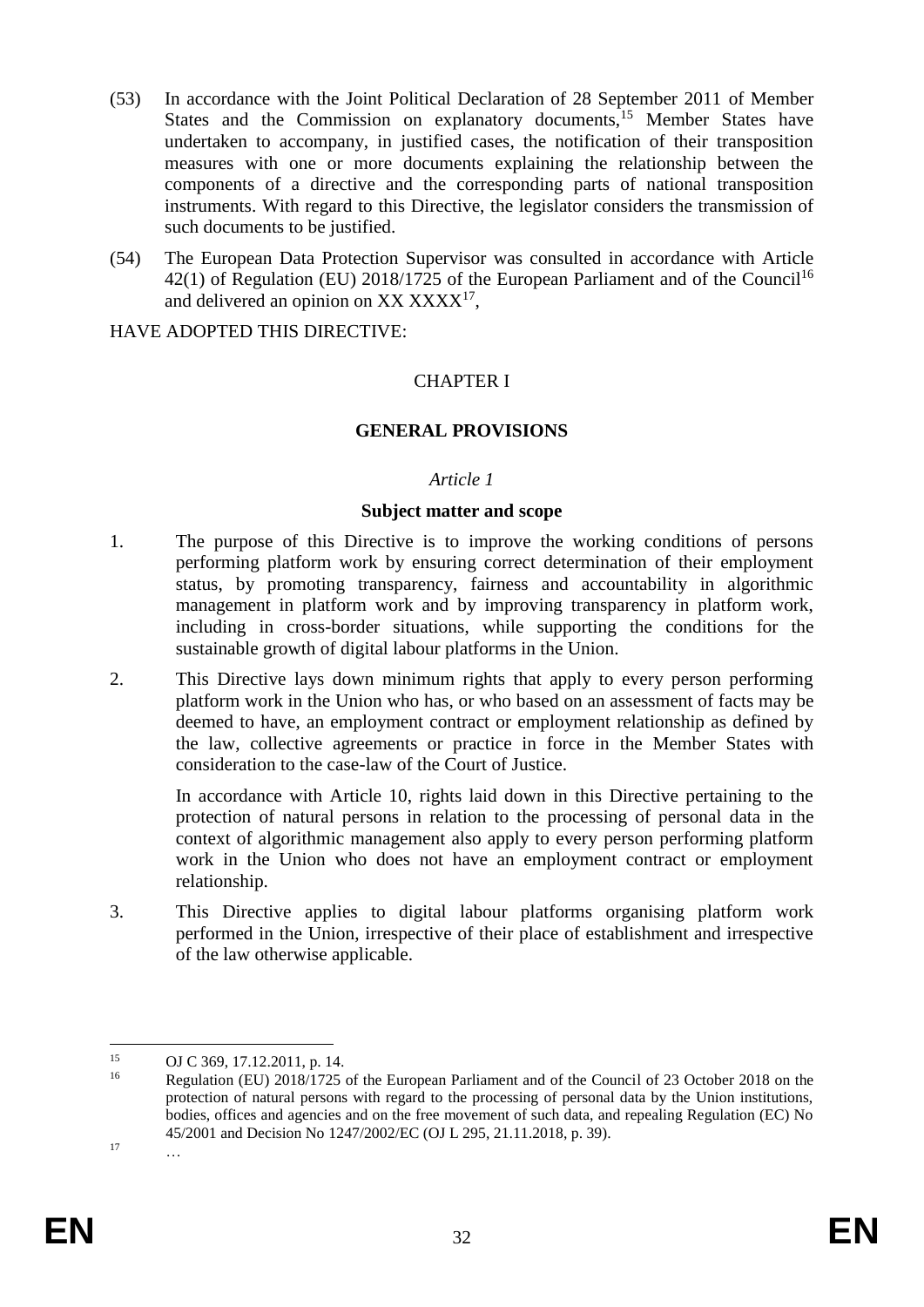(53) In accordance with the Joint Political Declaration of 28 September 2011 of Member States and the Commission on explanatory documents,[15] Member States have undertaken to accompany, in justified cases, the notification of their transposition measures with one or more documents explaining the relationship between the components of a directive and the corresponding parts of national transposition instruments. With regard to this Directive, the legislator considers the transmission of such documents to be justified.

(54) The European Data Protection Supervisor was consulted in accordance with Article 42(1) of Regulation (EU) 2018/1725 of the European Parliament and of the Council[16] and delivered an opinion on XX XXXX[17],

HAVE ADOPTED THIS DIRECTIVE:

## CHAPTER I

## GENERAL PROVISIONS

*Article 1*

**Subject matter and scope**

1. The purpose of this Directive is to improve the working conditions of persons performing platform work by ensuring correct determination of their employment status, by promoting transparency, fairness and accountability in algorithmic management in platform work and by improving transparency in platform work, including in cross-border situations, while supporting the conditions for the sustainable growth of digital labour platforms in the Union.

2. This Directive lays down minimum rights that apply to every person performing platform work in the Union who has, or who based on an assessment of facts may be deemed to have, an employment contract or employment relationship as defined by the law, collective agreements or practice in force in the Member States with consideration to the case-law of the Court of Justice.

   In accordance with Article 10, rights laid down in this Directive pertaining to the protection of natural persons in relation to the processing of personal data in the context of algorithmic management also apply to every person performing platform work in the Union who does not have an employment contract or employment relationship.

3. This Directive applies to digital labour platforms organising platform work performed in the Union, irrespective of their place of establishment and irrespective of the law otherwise applicable.

---

[15] OJ C 369, 17.12.2011, p. 14.

[16] Regulation (EU) 2018/1725 of the European Parliament and of the Council of 23 October 2018 on the protection of natural persons with regard to the processing of personal data by the Union institutions, bodies, offices and agencies and on the free movement of such data, and repealing Regulation (EC) No 45/2001 and Decision No 1247/2002/EC (OJ L 295, 21.11.2018, p. 39).

[17] …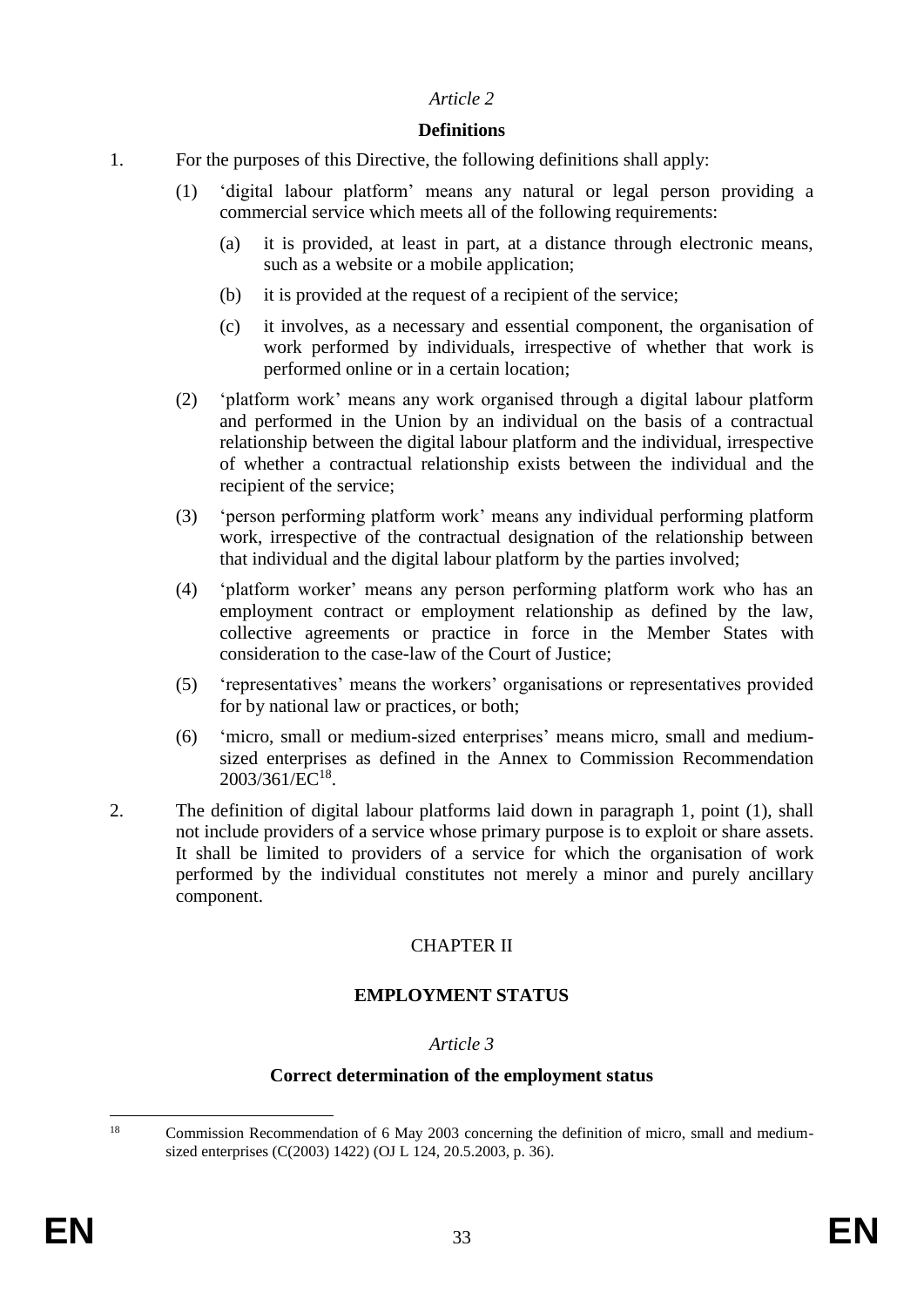*Article 2*

**Definitions**

1. For the purposes of this Directive, the following definitions shall apply:

   (1) 'digital labour platform' means any natural or legal person providing a commercial service which meets all of the following requirements:

      (a) it is provided, at least in part, at a distance through electronic means, such as a website or a mobile application;

      (b) it is provided at the request of a recipient of the service;

      (c) it involves, as a necessary and essential component, the organisation of work performed by individuals, irrespective of whether that work is performed online or in a certain location;

   (2) 'platform work' means any work organised through a digital labour platform and performed in the Union by an individual on the basis of a contractual relationship between the digital labour platform and the individual, irrespective of whether a contractual relationship exists between the individual and the recipient of the service;

   (3) 'person performing platform work' means any individual performing platform work, irrespective of the contractual designation of the relationship between that individual and the digital labour platform by the parties involved;

   (4) 'platform worker' means any person performing platform work who has an employment contract or employment relationship as defined by the law, collective agreements or practice in force in the Member States with consideration to the case-law of the Court of Justice;

   (5) 'representatives' means the workers' organisations or representatives provided for by national law or practices, or both;

   (6) 'micro, small or medium-sized enterprises' means micro, small and medium-sized enterprises as defined in the Annex to Commission Recommendation 2003/361/EC[18].

2. The definition of digital labour platforms laid down in paragraph 1, point (1), shall not include providers of a service whose primary purpose is to exploit or share assets. It shall be limited to providers of a service for which the organisation of work performed by the individual constitutes not merely a minor and purely ancillary component.

CHAPTER II

**EMPLOYMENT STATUS**

*Article 3*

**Correct determination of the employment status**

---

[18] Commission Recommendation of 6 May 2003 concerning the definition of micro, small and medium-sized enterprises (C(2003) 1422) (OJ L 124, 20.5.2003, p. 36).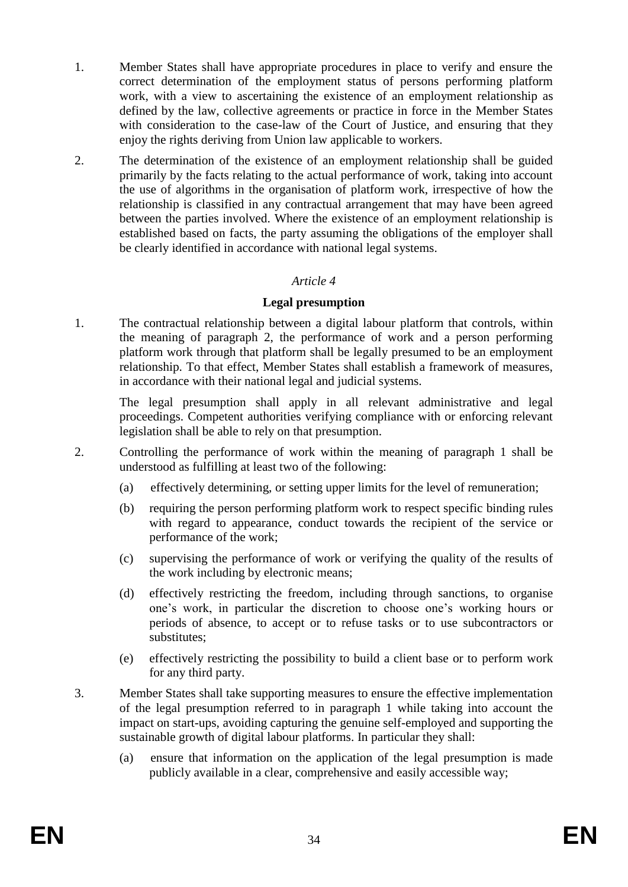1. Member States shall have appropriate procedures in place to verify and ensure the correct determination of the employment status of persons performing platform work, with a view to ascertaining the existence of an employment relationship as defined by the law, collective agreements or practice in force in the Member States with consideration to the case-law of the Court of Justice, and ensuring that they enjoy the rights deriving from Union law applicable to workers.

2. The determination of the existence of an employment relationship shall be guided primarily by the facts relating to the actual performance of work, taking into account the use of algorithms in the organisation of platform work, irrespective of how the relationship is classified in any contractual arrangement that may have been agreed between the parties involved. Where the existence of an employment relationship is established based on facts, the party assuming the obligations of the employer shall be clearly identified in accordance with national legal systems.

*Article 4*

**Legal presumption**

1. The contractual relationship between a digital labour platform that controls, within the meaning of paragraph 2, the performance of work and a person performing platform work through that platform shall be legally presumed to be an employment relationship. To that effect, Member States shall establish a framework of measures, in accordance with their national legal and judicial systems.

   The legal presumption shall apply in all relevant administrative and legal proceedings. Competent authorities verifying compliance with or enforcing relevant legislation shall be able to rely on that presumption.

2. Controlling the performance of work within the meaning of paragraph 1 shall be understood as fulfilling at least two of the following:

   (a) effectively determining, or setting upper limits for the level of remuneration;

   (b) requiring the person performing platform work to respect specific binding rules with regard to appearance, conduct towards the recipient of the service or performance of the work;

   (c) supervising the performance of work or verifying the quality of the results of the work including by electronic means;

   (d) effectively restricting the freedom, including through sanctions, to organise one's work, in particular the discretion to choose one's working hours or periods of absence, to accept or to refuse tasks or to use subcontractors or substitutes;

   (e) effectively restricting the possibility to build a client base or to perform work for any third party.

3. Member States shall take supporting measures to ensure the effective implementation of the legal presumption referred to in paragraph 1 while taking into account the impact on start-ups, avoiding capturing the genuine self-employed and supporting the sustainable growth of digital labour platforms. In particular they shall:

   (a) ensure that information on the application of the legal presumption is made publicly available in a clear, comprehensive and easily accessible way;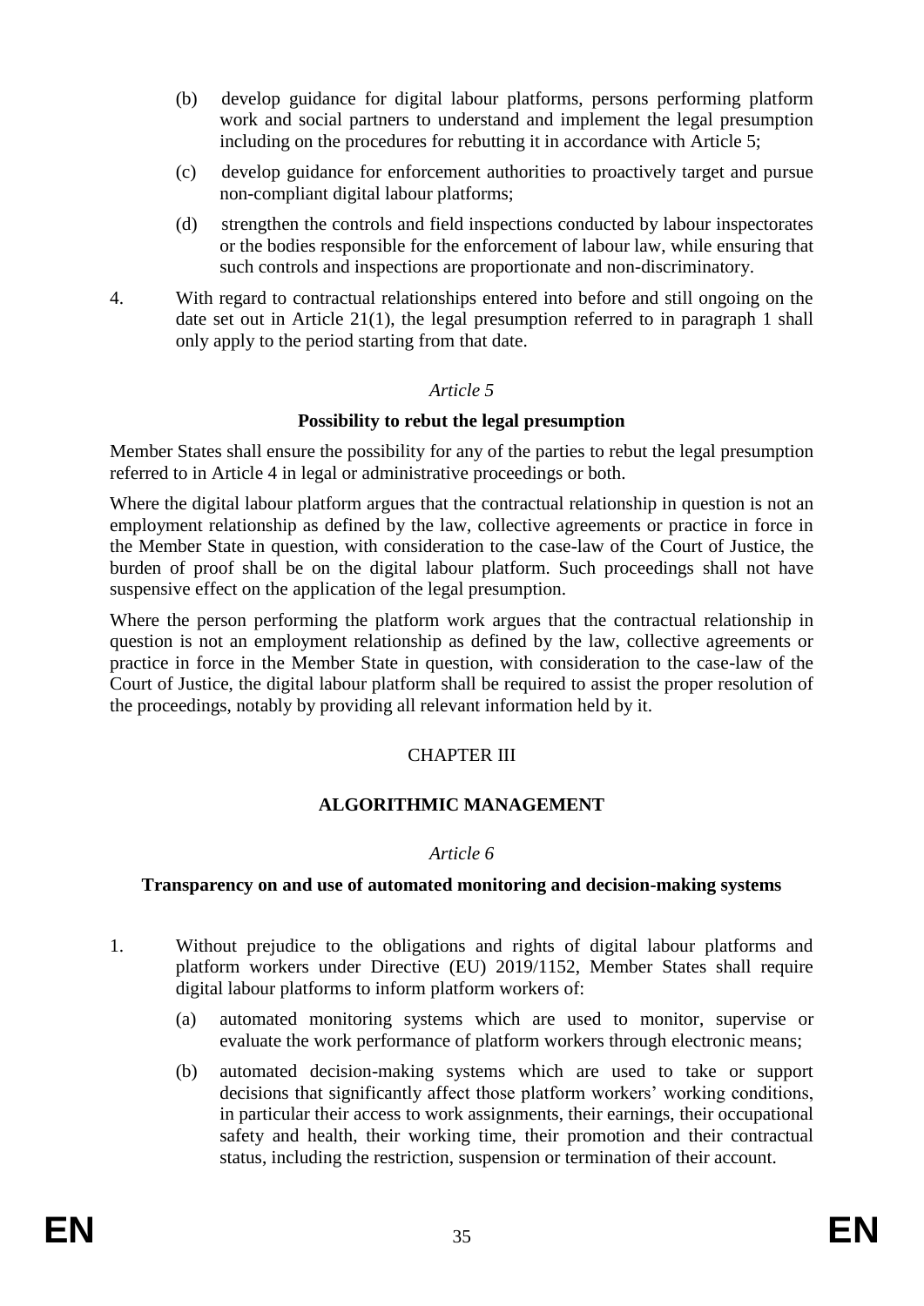(b) develop guidance for digital labour platforms, persons performing platform work and social partners to understand and implement the legal presumption including on the procedures for rebutting it in accordance with Article 5;

(c) develop guidance for enforcement authorities to proactively target and pursue non-compliant digital labour platforms;

(d) strengthen the controls and field inspections conducted by labour inspectorates or the bodies responsible for the enforcement of labour law, while ensuring that such controls and inspections are proportionate and non-discriminatory.

4. With regard to contractual relationships entered into before and still ongoing on the date set out in Article 21(1), the legal presumption referred to in paragraph 1 shall only apply to the period starting from that date.

*Article 5*

**Possibility to rebut the legal presumption**

Member States shall ensure the possibility for any of the parties to rebut the legal presumption referred to in Article 4 in legal or administrative proceedings or both.

Where the digital labour platform argues that the contractual relationship in question is not an employment relationship as defined by the law, collective agreements or practice in force in the Member State in question, with consideration to the case-law of the Court of Justice, the burden of proof shall be on the digital labour platform. Such proceedings shall not have suspensive effect on the application of the legal presumption.

Where the person performing the platform work argues that the contractual relationship in question is not an employment relationship as defined by the law, collective agreements or practice in force in the Member State in question, with consideration to the case-law of the Court of Justice, the digital labour platform shall be required to assist the proper resolution of the proceedings, notably by providing all relevant information held by it.

CHAPTER III

**ALGORITHMIC MANAGEMENT**

*Article 6*

**Transparency on and use of automated monitoring and decision-making systems**

1. Without prejudice to the obligations and rights of digital labour platforms and platform workers under Directive (EU) 2019/1152, Member States shall require digital labour platforms to inform platform workers of:

   (a) automated monitoring systems which are used to monitor, supervise or evaluate the work performance of platform workers through electronic means;

   (b) automated decision-making systems which are used to take or support decisions that significantly affect those platform workers' working conditions, in particular their access to work assignments, their earnings, their occupational safety and health, their working time, their promotion and their contractual status, including the restriction, suspension or termination of their account.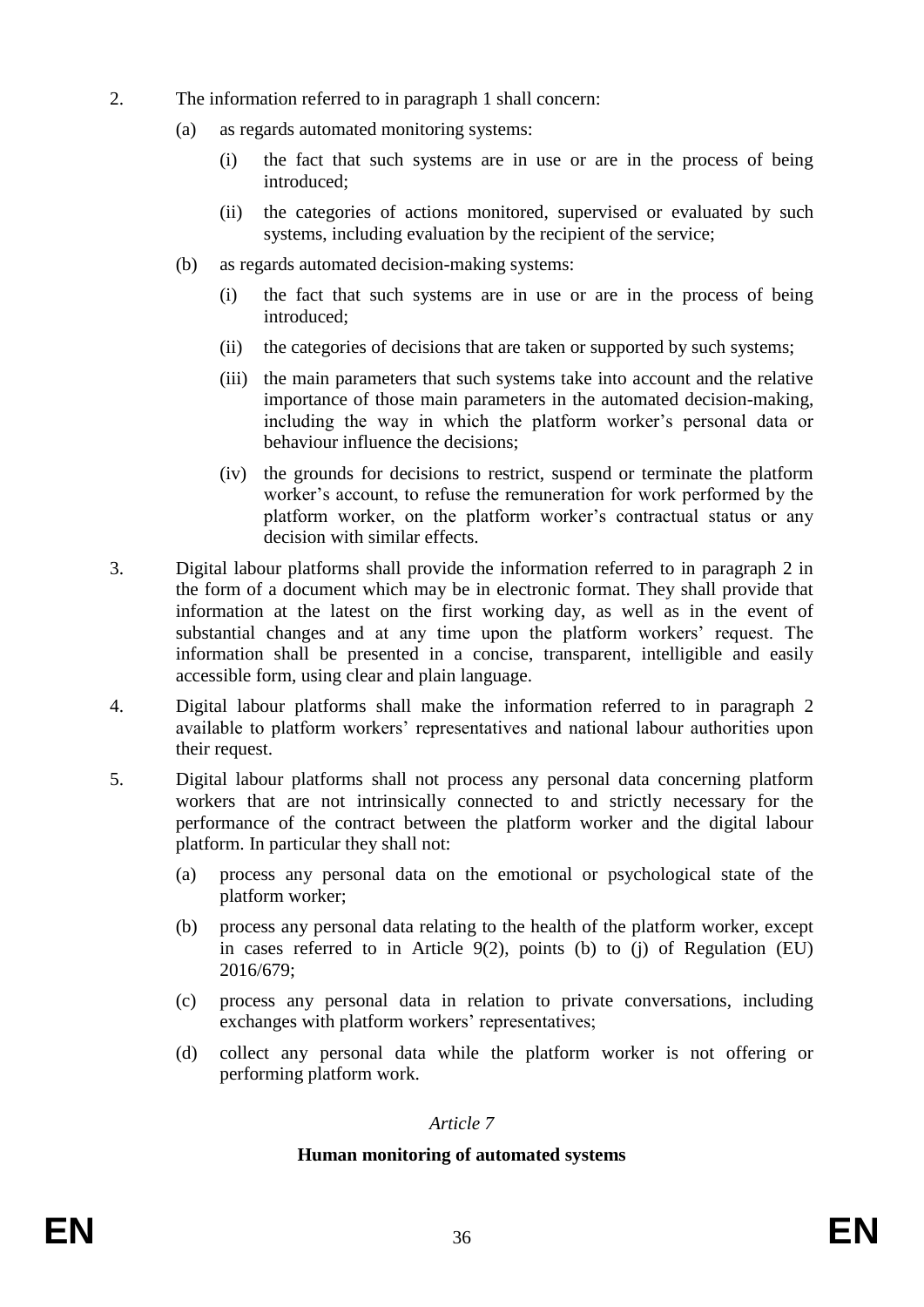2. The information referred to in paragraph 1 shall concern:

   (a) as regards automated monitoring systems:

      (i) the fact that such systems are in use or are in the process of being introduced;

      (ii) the categories of actions monitored, supervised or evaluated by such systems, including evaluation by the recipient of the service;

   (b) as regards automated decision-making systems:

      (i) the fact that such systems are in use or are in the process of being introduced;

      (ii) the categories of decisions that are taken or supported by such systems;

      (iii) the main parameters that such systems take into account and the relative importance of those main parameters in the automated decision-making, including the way in which the platform worker's personal data or behaviour influence the decisions;

      (iv) the grounds for decisions to restrict, suspend or terminate the platform worker's account, to refuse the remuneration for work performed by the platform worker, on the platform worker's contractual status or any decision with similar effects.

3. Digital labour platforms shall provide the information referred to in paragraph 2 in the form of a document which may be in electronic format. They shall provide that information at the latest on the first working day, as well as in the event of substantial changes and at any time upon the platform workers' request. The information shall be presented in a concise, transparent, intelligible and easily accessible form, using clear and plain language.

4. Digital labour platforms shall make the information referred to in paragraph 2 available to platform workers' representatives and national labour authorities upon their request.

5. Digital labour platforms shall not process any personal data concerning platform workers that are not intrinsically connected to and strictly necessary for the performance of the contract between the platform worker and the digital labour platform. In particular they shall not:

   (a) process any personal data on the emotional or psychological state of the platform worker;

   (b) process any personal data relating to the health of the platform worker, except in cases referred to in Article 9(2), points (b) to (j) of Regulation (EU) 2016/679;

   (c) process any personal data in relation to private conversations, including exchanges with platform workers' representatives;

   (d) collect any personal data while the platform worker is not offering or performing platform work.

*Article 7*

**Human monitoring of automated systems**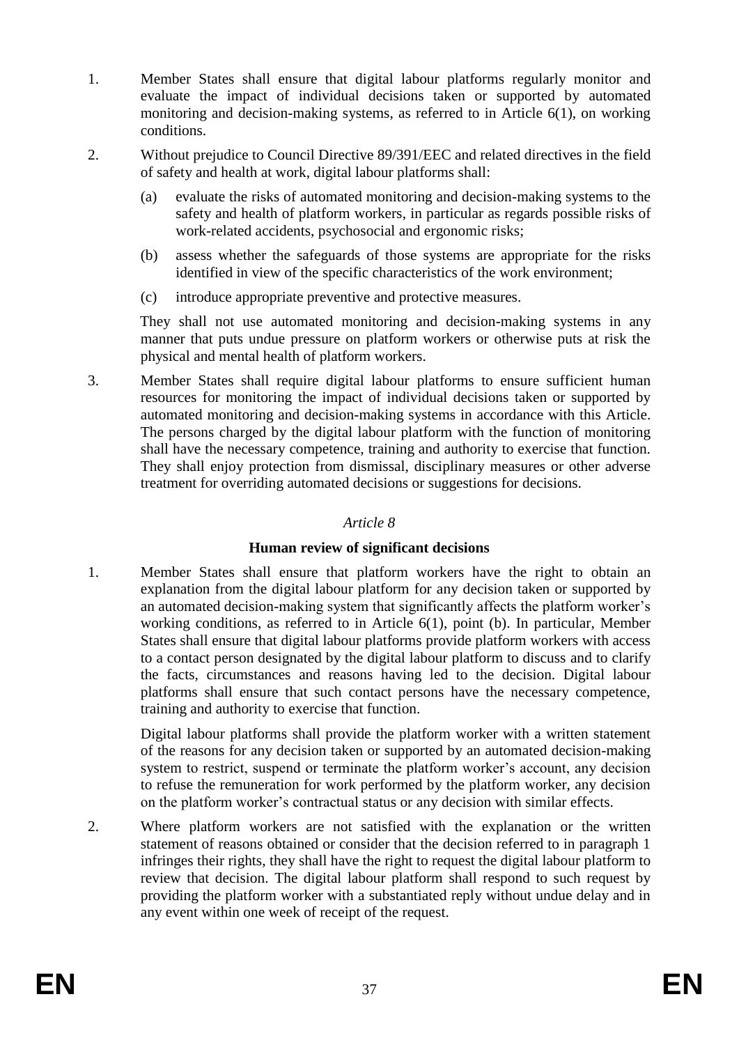1. Member States shall ensure that digital labour platforms regularly monitor and evaluate the impact of individual decisions taken or supported by automated monitoring and decision-making systems, as referred to in Article 6(1), on working conditions.

2. Without prejudice to Council Directive 89/391/EEC and related directives in the field of safety and health at work, digital labour platforms shall:

   (a) evaluate the risks of automated monitoring and decision-making systems to the safety and health of platform workers, in particular as regards possible risks of work-related accidents, psychosocial and ergonomic risks;

   (b) assess whether the safeguards of those systems are appropriate for the risks identified in view of the specific characteristics of the work environment;

   (c) introduce appropriate preventive and protective measures.

   They shall not use automated monitoring and decision-making systems in any manner that puts undue pressure on platform workers or otherwise puts at risk the physical and mental health of platform workers.

3. Member States shall require digital labour platforms to ensure sufficient human resources for monitoring the impact of individual decisions taken or supported by automated monitoring and decision-making systems in accordance with this Article. The persons charged by the digital labour platform with the function of monitoring shall have the necessary competence, training and authority to exercise that function. They shall enjoy protection from dismissal, disciplinary measures or other adverse treatment for overriding automated decisions or suggestions for decisions.

*Article 8*

**Human review of significant decisions**

1. Member States shall ensure that platform workers have the right to obtain an explanation from the digital labour platform for any decision taken or supported by an automated decision-making system that significantly affects the platform worker's working conditions, as referred to in Article 6(1), point (b). In particular, Member States shall ensure that digital labour platforms provide platform workers with access to a contact person designated by the digital labour platform to discuss and to clarify the facts, circumstances and reasons having led to the decision. Digital labour platforms shall ensure that such contact persons have the necessary competence, training and authority to exercise that function.

   Digital labour platforms shall provide the platform worker with a written statement of the reasons for any decision taken or supported by an automated decision-making system to restrict, suspend or terminate the platform worker's account, any decision to refuse the remuneration for work performed by the platform worker, any decision on the platform worker's contractual status or any decision with similar effects.

2. Where platform workers are not satisfied with the explanation or the written statement of reasons obtained or consider that the decision referred to in paragraph 1 infringes their rights, they shall have the right to request the digital labour platform to review that decision. The digital labour platform shall respond to such request by providing the platform worker with a substantiated reply without undue delay and in any event within one week of receipt of the request.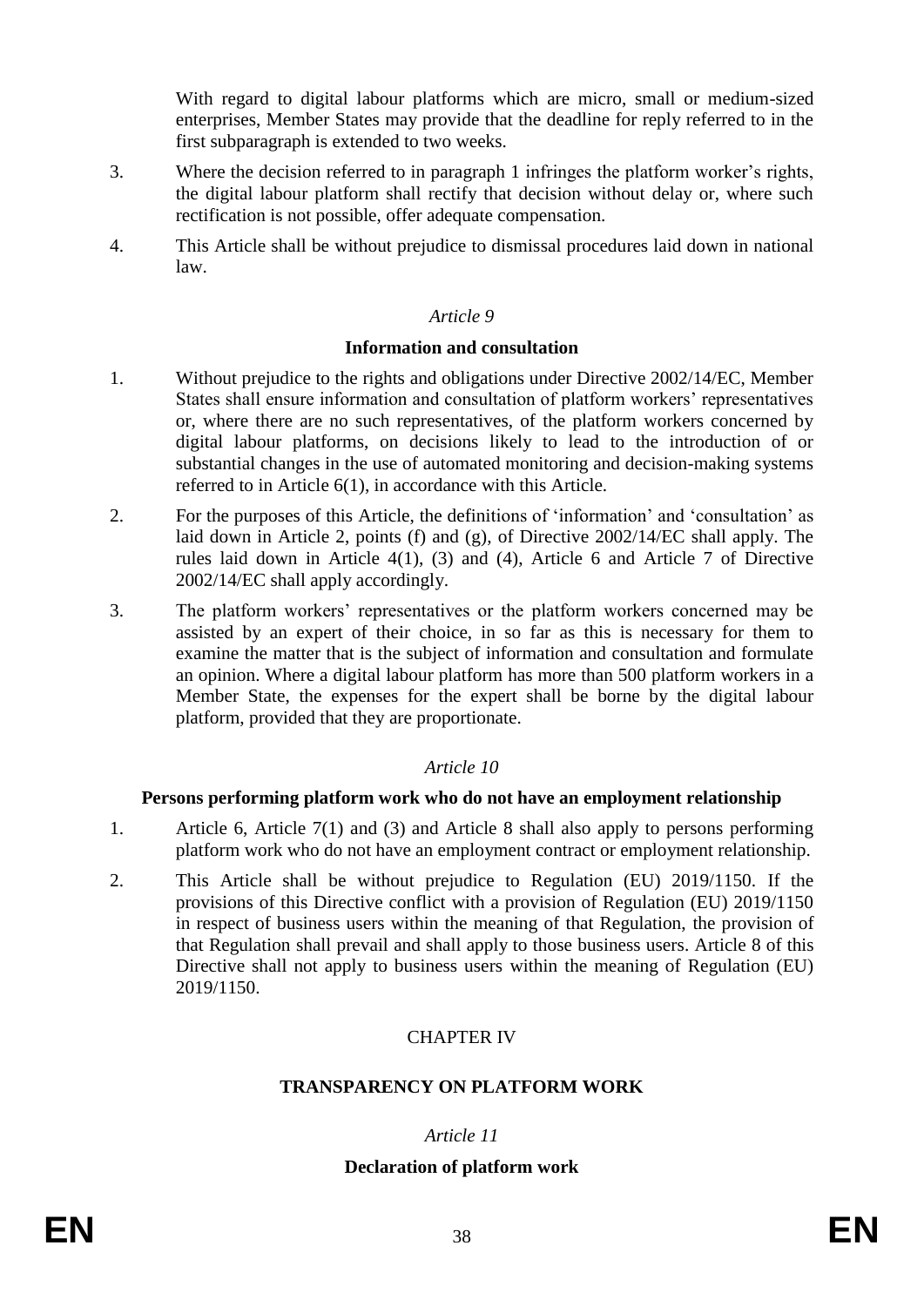With regard to digital labour platforms which are micro, small or medium-sized enterprises, Member States may provide that the deadline for reply referred to in the first subparagraph is extended to two weeks.

3. Where the decision referred to in paragraph 1 infringes the platform worker's rights, the digital labour platform shall rectify that decision without delay or, where such rectification is not possible, offer adequate compensation.

4. This Article shall be without prejudice to dismissal procedures laid down in national law.

*Article 9*

**Information and consultation**

1. Without prejudice to the rights and obligations under Directive 2002/14/EC, Member States shall ensure information and consultation of platform workers' representatives or, where there are no such representatives, of the platform workers concerned by digital labour platforms, on decisions likely to lead to the introduction of or substantial changes in the use of automated monitoring and decision-making systems referred to in Article 6(1), in accordance with this Article.

2. For the purposes of this Article, the definitions of 'information' and 'consultation' as laid down in Article 2, points (f) and (g), of Directive 2002/14/EC shall apply. The rules laid down in Article 4(1), (3) and (4), Article 6 and Article 7 of Directive 2002/14/EC shall apply accordingly.

3. The platform workers' representatives or the platform workers concerned may be assisted by an expert of their choice, in so far as this is necessary for them to examine the matter that is the subject of information and consultation and formulate an opinion. Where a digital labour platform has more than 500 platform workers in a Member State, the expenses for the expert shall be borne by the digital labour platform, provided that they are proportionate.

*Article 10*

**Persons performing platform work who do not have an employment relationship**

1. Article 6, Article 7(1) and (3) and Article 8 shall also apply to persons performing platform work who do not have an employment contract or employment relationship.

2. This Article shall be without prejudice to Regulation (EU) 2019/1150. If the provisions of this Directive conflict with a provision of Regulation (EU) 2019/1150 in respect of business users within the meaning of that Regulation, the provision of that Regulation shall prevail and shall apply to those business users. Article 8 of this Directive shall not apply to business users within the meaning of Regulation (EU) 2019/1150.

## CHAPTER IV

## TRANSPARENCY ON PLATFORM WORK

*Article 11*

**Declaration of platform work**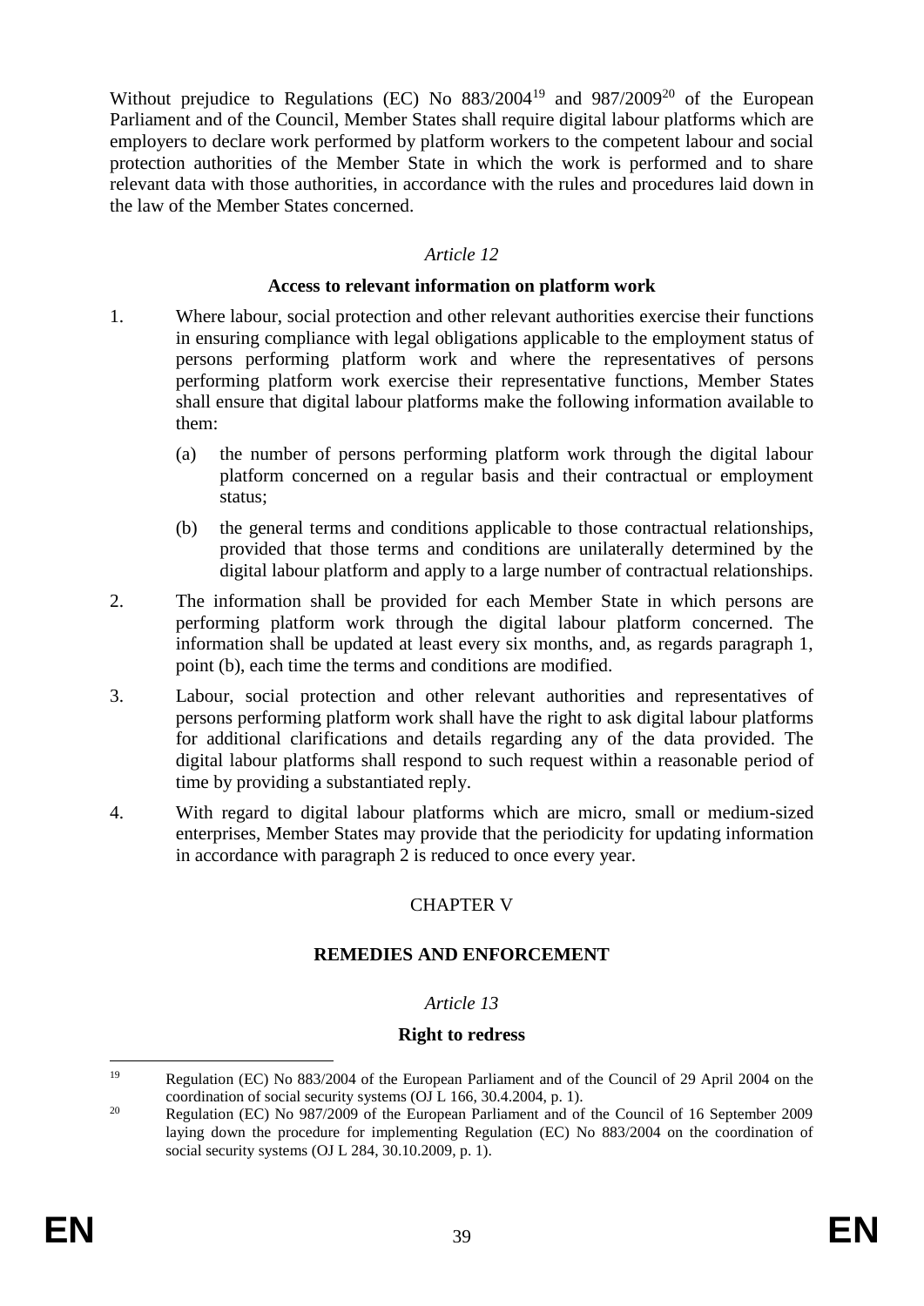Without prejudice to Regulations (EC) No 883/2004[19] and 987/2009[20] of the European Parliament and of the Council, Member States shall require digital labour platforms which are employers to declare work performed by platform workers to the competent labour and social protection authorities of the Member State in which the work is performed and to share relevant data with those authorities, in accordance with the rules and procedures laid down in the law of the Member States concerned.

*Article 12*

**Access to relevant information on platform work**

1. Where labour, social protection and other relevant authorities exercise their functions in ensuring compliance with legal obligations applicable to the employment status of persons performing platform work and where the representatives of persons performing platform work exercise their representative functions, Member States shall ensure that digital labour platforms make the following information available to them:

   (a) the number of persons performing platform work through the digital labour platform concerned on a regular basis and their contractual or employment status;

   (b) the general terms and conditions applicable to those contractual relationships, provided that those terms and conditions are unilaterally determined by the digital labour platform and apply to a large number of contractual relationships.

2. The information shall be provided for each Member State in which persons are performing platform work through the digital labour platform concerned. The information shall be updated at least every six months, and, as regards paragraph 1, point (b), each time the terms and conditions are modified.

3. Labour, social protection and other relevant authorities and representatives of persons performing platform work shall have the right to ask digital labour platforms for additional clarifications and details regarding any of the data provided. The digital labour platforms shall respond to such request within a reasonable period of time by providing a substantiated reply.

4. With regard to digital labour platforms which are micro, small or medium-sized enterprises, Member States may provide that the periodicity for updating information in accordance with paragraph 2 is reduced to once every year.

## CHAPTER V

## REMEDIES AND ENFORCEMENT

*Article 13*

**Right to redress**

---

[19] Regulation (EC) No 883/2004 of the European Parliament and of the Council of 29 April 2004 on the coordination of social security systems (OJ L 166, 30.4.2004, p. 1).

[20] Regulation (EC) No 987/2009 of the European Parliament and of the Council of 16 September 2009 laying down the procedure for implementing Regulation (EC) No 883/2004 on the coordination of social security systems (OJ L 284, 30.10.2009, p. 1).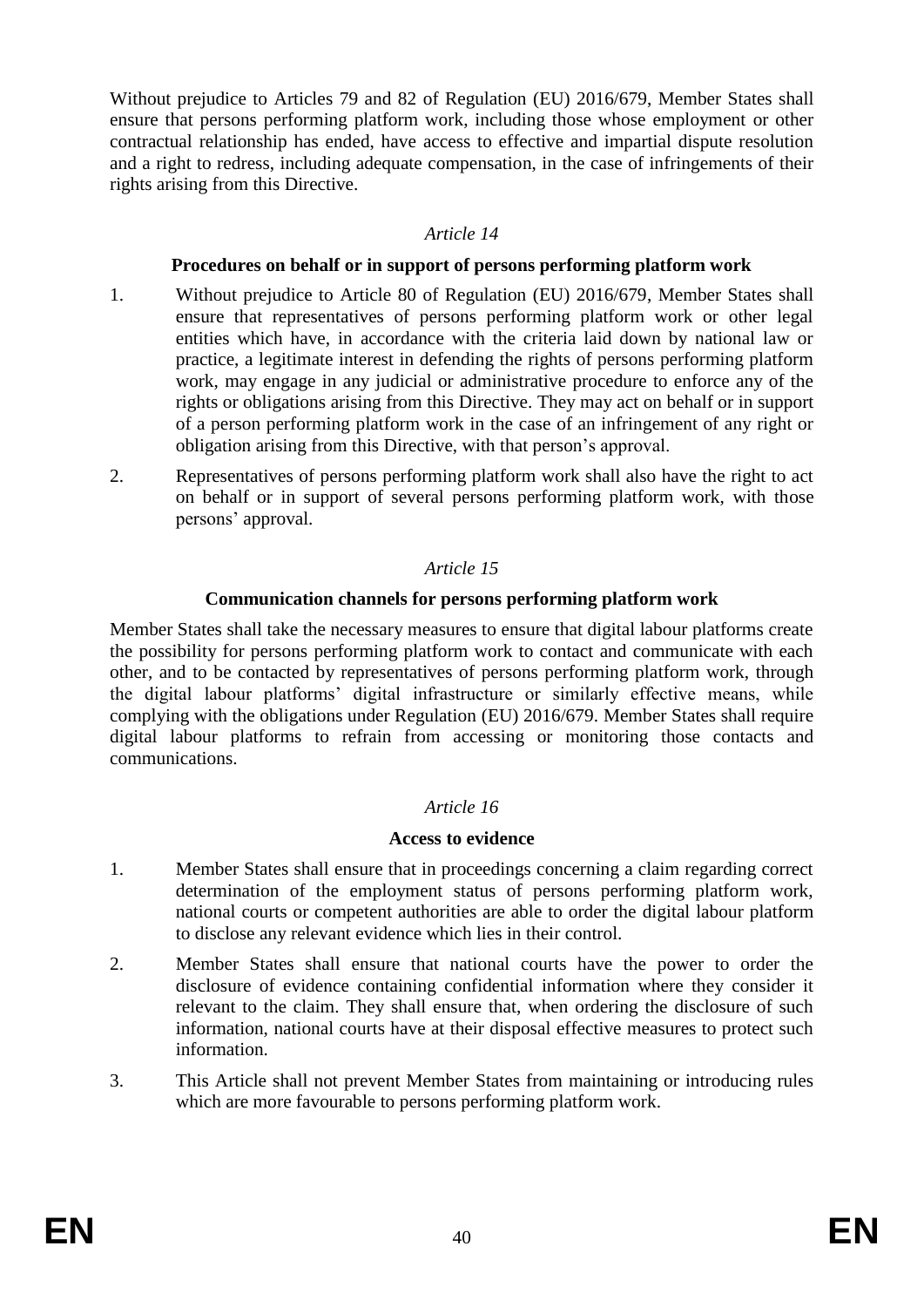Without prejudice to Articles 79 and 82 of Regulation (EU) 2016/679, Member States shall ensure that persons performing platform work, including those whose employment or other contractual relationship has ended, have access to effective and impartial dispute resolution and a right to redress, including adequate compensation, in the case of infringements of their rights arising from this Directive.

*Article 14*

**Procedures on behalf or in support of persons performing platform work**

1. Without prejudice to Article 80 of Regulation (EU) 2016/679, Member States shall ensure that representatives of persons performing platform work or other legal entities which have, in accordance with the criteria laid down by national law or practice, a legitimate interest in defending the rights of persons performing platform work, may engage in any judicial or administrative procedure to enforce any of the rights or obligations arising from this Directive. They may act on behalf or in support of a person performing platform work in the case of an infringement of any right or obligation arising from this Directive, with that person's approval.

2. Representatives of persons performing platform work shall also have the right to act on behalf or in support of several persons performing platform work, with those persons' approval.

*Article 15*

**Communication channels for persons performing platform work**

Member States shall take the necessary measures to ensure that digital labour platforms create the possibility for persons performing platform work to contact and communicate with each other, and to be contacted by representatives of persons performing platform work, through the digital labour platforms' digital infrastructure or similarly effective means, while complying with the obligations under Regulation (EU) 2016/679. Member States shall require digital labour platforms to refrain from accessing or monitoring those contacts and communications.

*Article 16*

**Access to evidence**

1. Member States shall ensure that in proceedings concerning a claim regarding correct determination of the employment status of persons performing platform work, national courts or competent authorities are able to order the digital labour platform to disclose any relevant evidence which lies in their control.

2. Member States shall ensure that national courts have the power to order the disclosure of evidence containing confidential information where they consider it relevant to the claim. They shall ensure that, when ordering the disclosure of such information, national courts have at their disposal effective measures to protect such information.

3. This Article shall not prevent Member States from maintaining or introducing rules which are more favourable to persons performing platform work.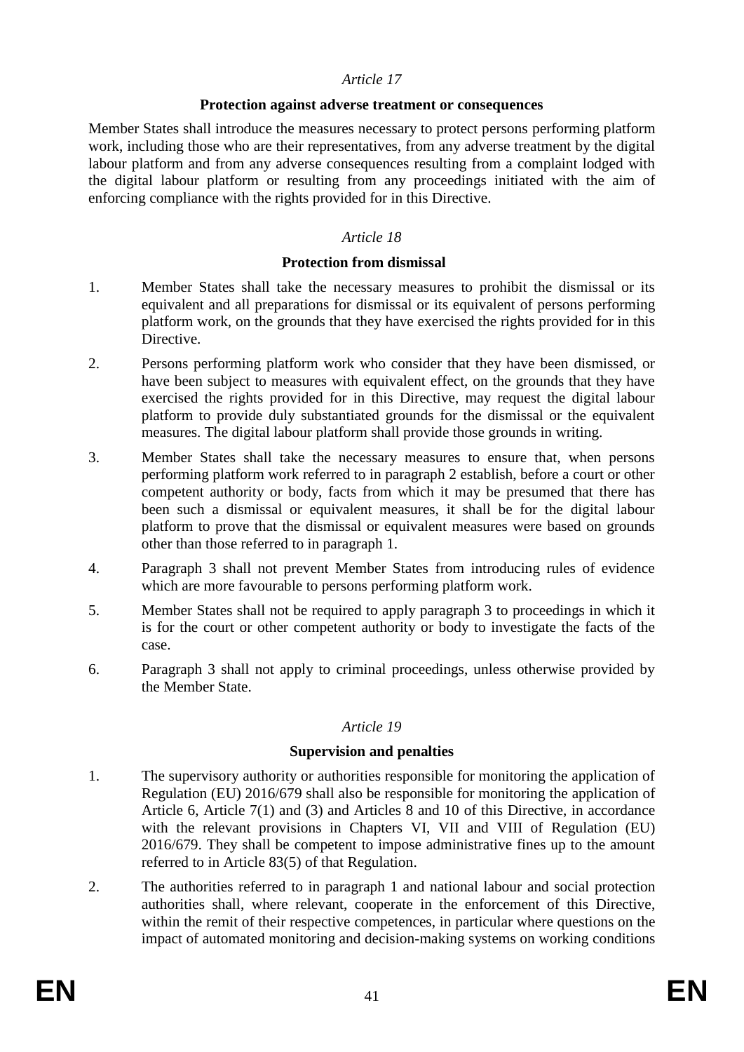*Article 17*

**Protection against adverse treatment or consequences**

Member States shall introduce the measures necessary to protect persons performing platform work, including those who are their representatives, from any adverse treatment by the digital labour platform and from any adverse consequences resulting from a complaint lodged with the digital labour platform or resulting from any proceedings initiated with the aim of enforcing compliance with the rights provided for in this Directive.

*Article 18*

**Protection from dismissal**

1. Member States shall take the necessary measures to prohibit the dismissal or its equivalent and all preparations for dismissal or its equivalent of persons performing platform work, on the grounds that they have exercised the rights provided for in this Directive.

2. Persons performing platform work who consider that they have been dismissed, or have been subject to measures with equivalent effect, on the grounds that they have exercised the rights provided for in this Directive, may request the digital labour platform to provide duly substantiated grounds for the dismissal or the equivalent measures. The digital labour platform shall provide those grounds in writing.

3. Member States shall take the necessary measures to ensure that, when persons performing platform work referred to in paragraph 2 establish, before a court or other competent authority or body, facts from which it may be presumed that there has been such a dismissal or equivalent measures, it shall be for the digital labour platform to prove that the dismissal or equivalent measures were based on grounds other than those referred to in paragraph 1.

4. Paragraph 3 shall not prevent Member States from introducing rules of evidence which are more favourable to persons performing platform work.

5. Member States shall not be required to apply paragraph 3 to proceedings in which it is for the court or other competent authority or body to investigate the facts of the case.

6. Paragraph 3 shall not apply to criminal proceedings, unless otherwise provided by the Member State.

*Article 19*

**Supervision and penalties**

1. The supervisory authority or authorities responsible for monitoring the application of Regulation (EU) 2016/679 shall also be responsible for monitoring the application of Article 6, Article 7(1) and (3) and Articles 8 and 10 of this Directive, in accordance with the relevant provisions in Chapters VI, VII and VIII of Regulation (EU) 2016/679. They shall be competent to impose administrative fines up to the amount referred to in Article 83(5) of that Regulation.

2. The authorities referred to in paragraph 1 and national labour and social protection authorities shall, where relevant, cooperate in the enforcement of this Directive, within the remit of their respective competences, in particular where questions on the impact of automated monitoring and decision-making systems on working conditions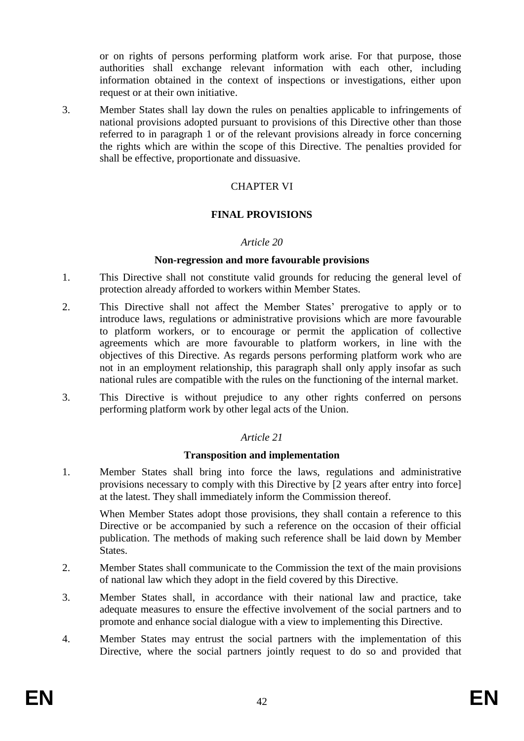or on rights of persons performing platform work arise. For that purpose, those authorities shall exchange relevant information with each other, including information obtained in the context of inspections or investigations, either upon request or at their own initiative.

3. Member States shall lay down the rules on penalties applicable to infringements of national provisions adopted pursuant to provisions of this Directive other than those referred to in paragraph 1 or of the relevant provisions already in force concerning the rights which are within the scope of this Directive. The penalties provided for shall be effective, proportionate and dissuasive.

## CHAPTER VI

## FINAL PROVISIONS

### *Article 20*

### Non-regression and more favourable provisions

1. This Directive shall not constitute valid grounds for reducing the general level of protection already afforded to workers within Member States.

2. This Directive shall not affect the Member States' prerogative to apply or to introduce laws, regulations or administrative provisions which are more favourable to platform workers, or to encourage or permit the application of collective agreements which are more favourable to platform workers, in line with the objectives of this Directive. As regards persons performing platform work who are not in an employment relationship, this paragraph shall only apply insofar as such national rules are compatible with the rules on the functioning of the internal market.

3. This Directive is without prejudice to any other rights conferred on persons performing platform work by other legal acts of the Union.

### *Article 21*

### Transposition and implementation

1. Member States shall bring into force the laws, regulations and administrative provisions necessary to comply with this Directive by [2 years after entry into force] at the latest. They shall immediately inform the Commission thereof.

   When Member States adopt those provisions, they shall contain a reference to this Directive or be accompanied by such a reference on the occasion of their official publication. The methods of making such reference shall be laid down by Member States.

2. Member States shall communicate to the Commission the text of the main provisions of national law which they adopt in the field covered by this Directive.

3. Member States shall, in accordance with their national law and practice, take adequate measures to ensure the effective involvement of the social partners and to promote and enhance social dialogue with a view to implementing this Directive.

4. Member States may entrust the social partners with the implementation of this Directive, where the social partners jointly request to do so and provided that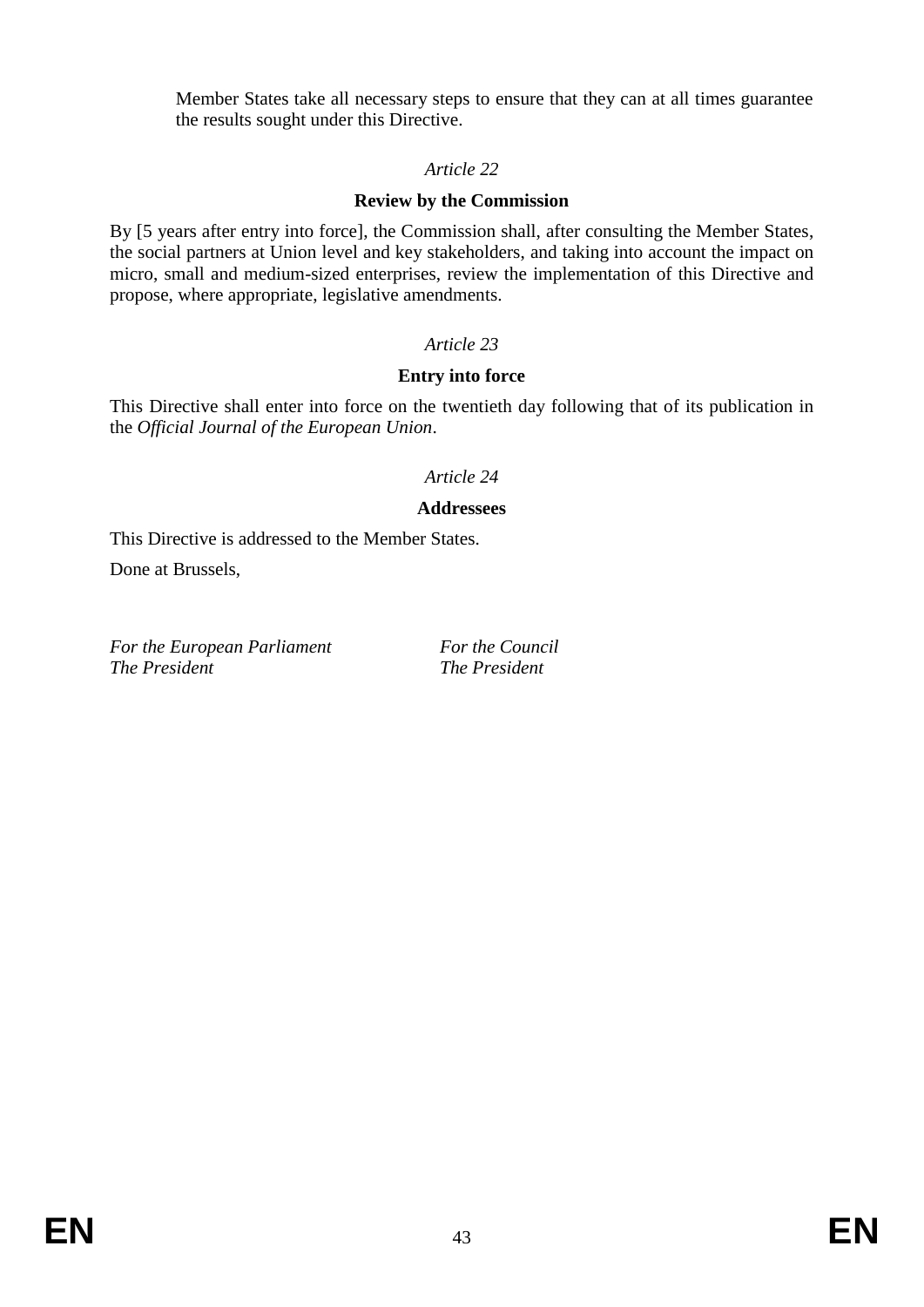Member States take all necessary steps to ensure that they can at all times guarantee the results sought under this Directive.

*Article 22*

**Review by the Commission**

By [5 years after entry into force], the Commission shall, after consulting the Member States, the social partners at Union level and key stakeholders, and taking into account the impact on micro, small and medium-sized enterprises, review the implementation of this Directive and propose, where appropriate, legislative amendments.

*Article 23*

**Entry into force**

This Directive shall enter into force on the twentieth day following that of its publication in the *Official Journal of the European Union*.

*Article 24*

**Addressees**

This Directive is addressed to the Member States.

Done at Brussels,

*For the European Parliament*
*The President*

*For the Council*
*The President*